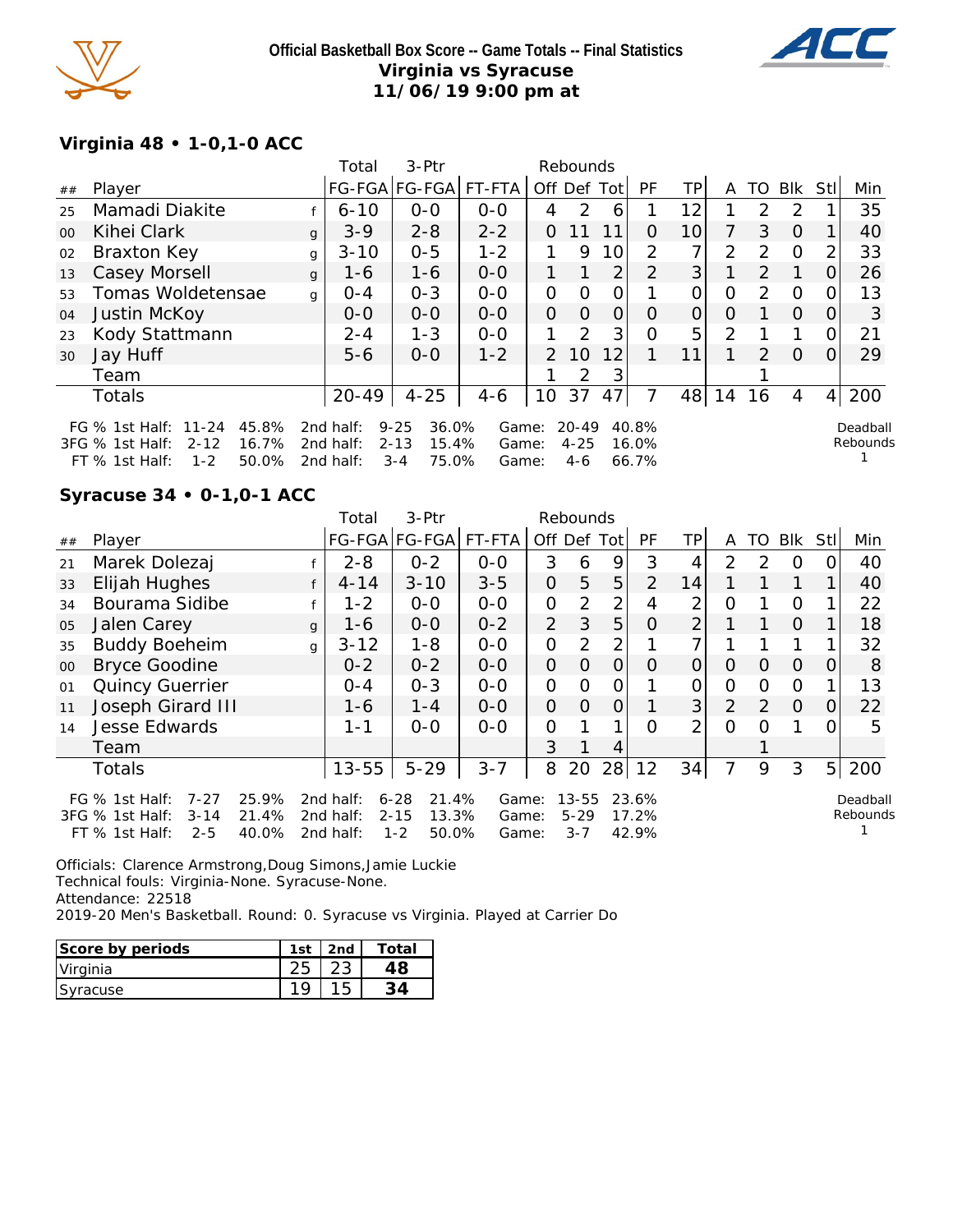**Official Basketball Box Score -- Game Totals -- Final Statistics**
**Virginia vs Syracuse**
**11/06/19 9:00 pm at**

### Virginia 48 • 1-0,1-0 ACC

| ## | Player | | Total FG-FGA | 3-Ptr FG-FGA | FT-FTA | Rebounds Off | Def | Tot | PF | TP | A | TO | Blk | Stl | Min |
|---|---|---|---|---|---|---|---|---|---|---|---|---|---|---|---|
| 25 | Mamadi Diakite | f | 6-10 | 0-0 | 0-0 | 4 | 2 | 6 | 1 | 12 | 1 | 2 | 2 | 1 | 35 |
| 00 | Kihei Clark | g | 3-9 | 2-8 | 2-2 | 0 | 11 | 11 | 0 | 10 | 7 | 3 | 0 | 1 | 40 |
| 02 | Braxton Key | g | 3-10 | 0-5 | 1-2 | 1 | 9 | 10 | 2 | 7 | 2 | 2 | 0 | 2 | 33 |
| 13 | Casey Morsell | g | 1-6 | 1-6 | 0-0 | 1 | 1 | 2 | 2 | 3 | 1 | 2 | 1 | 0 | 26 |
| 53 | Tomas Woldetensae | g | 0-4 | 0-3 | 0-0 | 0 | 0 | 0 | 1 | 0 | 0 | 2 | 0 | 0 | 13 |
| 04 | Justin McKoy | | 0-0 | 0-0 | 0-0 | 0 | 0 | 0 | 0 | 0 | 0 | 1 | 0 | 0 | 3 |
| 23 | Kody Stattmann | | 2-4 | 1-3 | 0-0 | 1 | 2 | 3 | 0 | 5 | 2 | 1 | 1 | 0 | 21 |
| 30 | Jay Huff | | 5-6 | 0-0 | 1-2 | 2 | 10 | 12 | 1 | 11 | 1 | 2 | 0 | 0 | 29 |
| | Team | | | | | 1 | 2 | 3 | | | | 1 | | | |
| | Totals | | 20-49 | 4-25 | 4-6 | 10 | 37 | 47 | 7 | 48 | 14 | 16 | 4 | 4 | 200 |

FG % 1st Half: 11-24 45.8% 2nd half: 9-25 36.0% Game: 20-49 40.8%
3FG % 1st Half: 2-12 16.7% 2nd half: 2-13 15.4% Game: 4-25 16.0%
FT % 1st Half: 1-2 50.0% 2nd half: 3-4 75.0% Game: 4-6 66.7%

Deadball Rebounds 1

### Syracuse 34 • 0-1,0-1 ACC

| ## | Player | | Total FG-FGA | 3-Ptr FG-FGA | FT-FTA | Rebounds Off | Def | Tot | PF | TP | A | TO | Blk | Stl | Min |
|---|---|---|---|---|---|---|---|---|---|---|---|---|---|---|---|
| 21 | Marek Dolezaj | f | 2-8 | 0-2 | 0-0 | 3 | 6 | 9 | 3 | 4 | 2 | 2 | 0 | 0 | 40 |
| 33 | Elijah Hughes | f | 4-14 | 3-10 | 3-5 | 0 | 5 | 5 | 2 | 14 | 1 | 1 | 1 | 1 | 40 |
| 34 | Bourama Sidibe | f | 1-2 | 0-0 | 0-0 | 0 | 2 | 2 | 4 | 2 | 0 | 1 | 0 | 1 | 22 |
| 05 | Jalen Carey | g | 1-6 | 0-0 | 0-2 | 2 | 3 | 5 | 0 | 2 | 1 | 1 | 0 | 1 | 18 |
| 35 | Buddy Boeheim | g | 3-12 | 1-8 | 0-0 | 0 | 2 | 2 | 1 | 7 | 1 | 1 | 1 | 1 | 32 |
| 00 | Bryce Goodine | | 0-2 | 0-2 | 0-0 | 0 | 0 | 0 | 0 | 0 | 0 | 0 | 0 | 0 | 8 |
| 01 | Quincy Guerrier | | 0-4 | 0-3 | 0-0 | 0 | 0 | 0 | 1 | 0 | 0 | 0 | 0 | 1 | 13 |
| 11 | Joseph Girard III | | 1-6 | 1-4 | 0-0 | 0 | 0 | 0 | 1 | 3 | 2 | 2 | 0 | 0 | 22 |
| 14 | Jesse Edwards | | 1-1 | 0-0 | 0-0 | 0 | 1 | 1 | 0 | 2 | 0 | 0 | 1 | 0 | 5 |
| | Team | | | | | 3 | 1 | 4 | | | | 1 | | | |
| | Totals | | 13-55 | 5-29 | 3-7 | 8 | 20 | 28 | 12 | 34 | 7 | 9 | 3 | 5 | 200 |

FG % 1st Half: 7-27 25.9% 2nd half: 6-28 21.4% Game: 13-55 23.6%
3FG % 1st Half: 3-14 21.4% 2nd half: 2-15 13.3% Game: 5-29 17.2%
FT % 1st Half: 2-5 40.0% 2nd half: 1-2 50.0% Game: 3-7 42.9%

Deadball Rebounds 1

Officials: Clarence Armstrong,Doug Simons,Jamie Luckie
Technical fouls: Virginia-None. Syracuse-None.
Attendance: 22518
2019-20 Men's Basketball. Round: 0. Syracuse vs Virginia. Played at Carrier Do

| Score by periods | 1st | 2nd | Total |
|---|---|---|---|
| Virginia | 25 | 23 | **48** |
| Syracuse | 19 | 15 | **34** |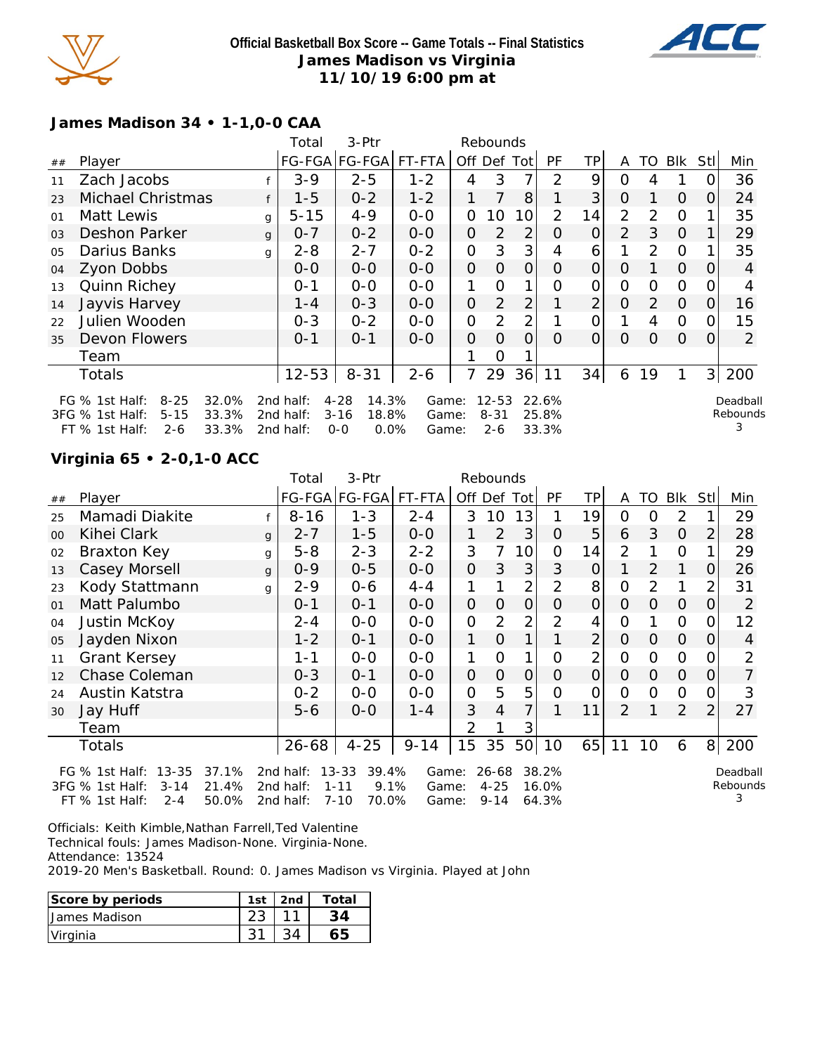**Official Basketball Box Score -- Game Totals -- Final Statistics**
**James Madison vs Virginia**
**11/10/19 6:00 pm at**

### James Madison 34 • 1-1,0-0 CAA

| ## | Player | | Total FG-FGA | 3-Ptr FG-FGA | FT-FTA | Rebounds Off | Def | Tot | PF | TP | A | TO | Blk | Stl | Min |
|---|---|---|---|---|---|---|---|---|---|---|---|---|---|---|---|
| 11 | Zach Jacobs | f | 3-9 | 2-5 | 1-2 | 4 | 3 | 7 | 2 | 9 | 0 | 4 | 1 | 0 | 36 |
| 23 | Michael Christmas | f | 1-5 | 0-2 | 1-2 | 1 | 7 | 8 | 1 | 3 | 0 | 1 | 0 | 0 | 24 |
| 01 | Matt Lewis | g | 5-15 | 4-9 | 0-0 | 0 | 10 | 10 | 2 | 14 | 2 | 2 | 0 | 1 | 35 |
| 03 | Deshon Parker | g | 0-7 | 0-2 | 0-0 | 0 | 2 | 2 | 0 | 0 | 2 | 3 | 0 | 1 | 29 |
| 05 | Darius Banks | g | 2-8 | 2-7 | 0-2 | 0 | 3 | 3 | 4 | 6 | 1 | 2 | 0 | 1 | 35 |
| 04 | Zyon Dobbs | | 0-0 | 0-0 | 0-0 | 0 | 0 | 0 | 0 | 0 | 0 | 1 | 0 | 0 | 4 |
| 13 | Quinn Richey | | 0-1 | 0-0 | 0-0 | 1 | 0 | 1 | 0 | 0 | 0 | 0 | 0 | 0 | 4 |
| 14 | Jayvis Harvey | | 1-4 | 0-3 | 0-0 | 0 | 2 | 2 | 1 | 2 | 0 | 2 | 0 | 0 | 16 |
| 22 | Julien Wooden | | 0-3 | 0-2 | 0-0 | 0 | 2 | 2 | 1 | 0 | 1 | 4 | 0 | 0 | 15 |
| 35 | Devon Flowers | | 0-1 | 0-1 | 0-0 | 0 | 0 | 0 | 0 | 0 | 0 | 0 | 0 | 0 | 2 |
| | Team | | | | | 1 | 0 | 1 | | | | | | | |
| | Totals | | 12-53 | 8-31 | 2-6 | 7 | 29 | 36 | 11 | 34 | 6 | 19 | 1 | 3 | 200 |

FG % 1st Half: 8-25 32.0% 2nd half: 4-28 14.3% Game: 12-53 22.6%
3FG % 1st Half: 5-15 33.3% 2nd half: 3-16 18.8% Game: 8-31 25.8%
FT % 1st Half: 2-6 33.3% 2nd half: 0-0 0.0% Game: 2-6 33.3%

Deadball Rebounds 3

### Virginia 65 • 2-0,1-0 ACC

| ## | Player | | Total FG-FGA | 3-Ptr FG-FGA | FT-FTA | Rebounds Off | Def | Tot | PF | TP | A | TO | Blk | Stl | Min |
|---|---|---|---|---|---|---|---|---|---|---|---|---|---|---|---|
| 25 | Mamadi Diakite | f | 8-16 | 1-3 | 2-4 | 3 | 10 | 13 | 1 | 19 | 0 | 0 | 2 | 1 | 29 |
| 00 | Kihei Clark | g | 2-7 | 1-5 | 0-0 | 1 | 2 | 3 | 0 | 5 | 6 | 3 | 0 | 2 | 28 |
| 02 | Braxton Key | g | 5-8 | 2-3 | 2-2 | 3 | 7 | 10 | 0 | 14 | 2 | 1 | 0 | 1 | 29 |
| 13 | Casey Morsell | g | 0-9 | 0-5 | 0-0 | 0 | 3 | 3 | 3 | 0 | 1 | 2 | 1 | 0 | 26 |
| 23 | Kody Stattmann | g | 2-9 | 0-6 | 4-4 | 1 | 1 | 2 | 2 | 8 | 0 | 2 | 1 | 2 | 31 |
| 01 | Matt Palumbo | | 0-1 | 0-1 | 0-0 | 0 | 0 | 0 | 0 | 0 | 0 | 0 | 0 | 0 | 2 |
| 04 | Justin McKoy | | 2-4 | 0-0 | 0-0 | 0 | 2 | 2 | 2 | 4 | 0 | 1 | 0 | 0 | 12 |
| 05 | Jayden Nixon | | 1-2 | 0-1 | 0-0 | 1 | 0 | 1 | 1 | 2 | 0 | 0 | 0 | 0 | 4 |
| 11 | Grant Kersey | | 1-1 | 0-0 | 0-0 | 1 | 0 | 1 | 0 | 2 | 0 | 0 | 0 | 0 | 2 |
| 12 | Chase Coleman | | 0-3 | 0-1 | 0-0 | 0 | 0 | 0 | 0 | 0 | 0 | 0 | 0 | 0 | 7 |
| 24 | Austin Katstra | | 0-2 | 0-0 | 0-0 | 0 | 5 | 5 | 0 | 0 | 0 | 0 | 0 | 0 | 3 |
| 30 | Jay Huff | | 5-6 | 0-0 | 1-4 | 3 | 4 | 7 | 1 | 11 | 2 | 1 | 2 | 2 | 27 |
| | Team | | | | | 2 | 1 | 3 | | | | | | | |
| | Totals | | 26-68 | 4-25 | 9-14 | 15 | 35 | 50 | 10 | 65 | 11 | 10 | 6 | 8 | 200 |

FG % 1st Half: 13-35 37.1% 2nd half: 13-33 39.4% Game: 26-68 38.2%
3FG % 1st Half: 3-14 21.4% 2nd half: 1-11 9.1% Game: 4-25 16.0%
FT % 1st Half: 2-4 50.0% 2nd half: 7-10 70.0% Game: 9-14 64.3%

Deadball Rebounds 3

Officials: Keith Kimble,Nathan Farrell,Ted Valentine
Technical fouls: James Madison-None. Virginia-None.
Attendance: 13524
2019-20 Men's Basketball. Round: 0. James Madison vs Virginia. Played at John

| Score by periods | 1st | 2nd | Total |
|---|---|---|---|
| James Madison | 23 | 11 | **34** |
| Virginia | 31 | 34 | **65** |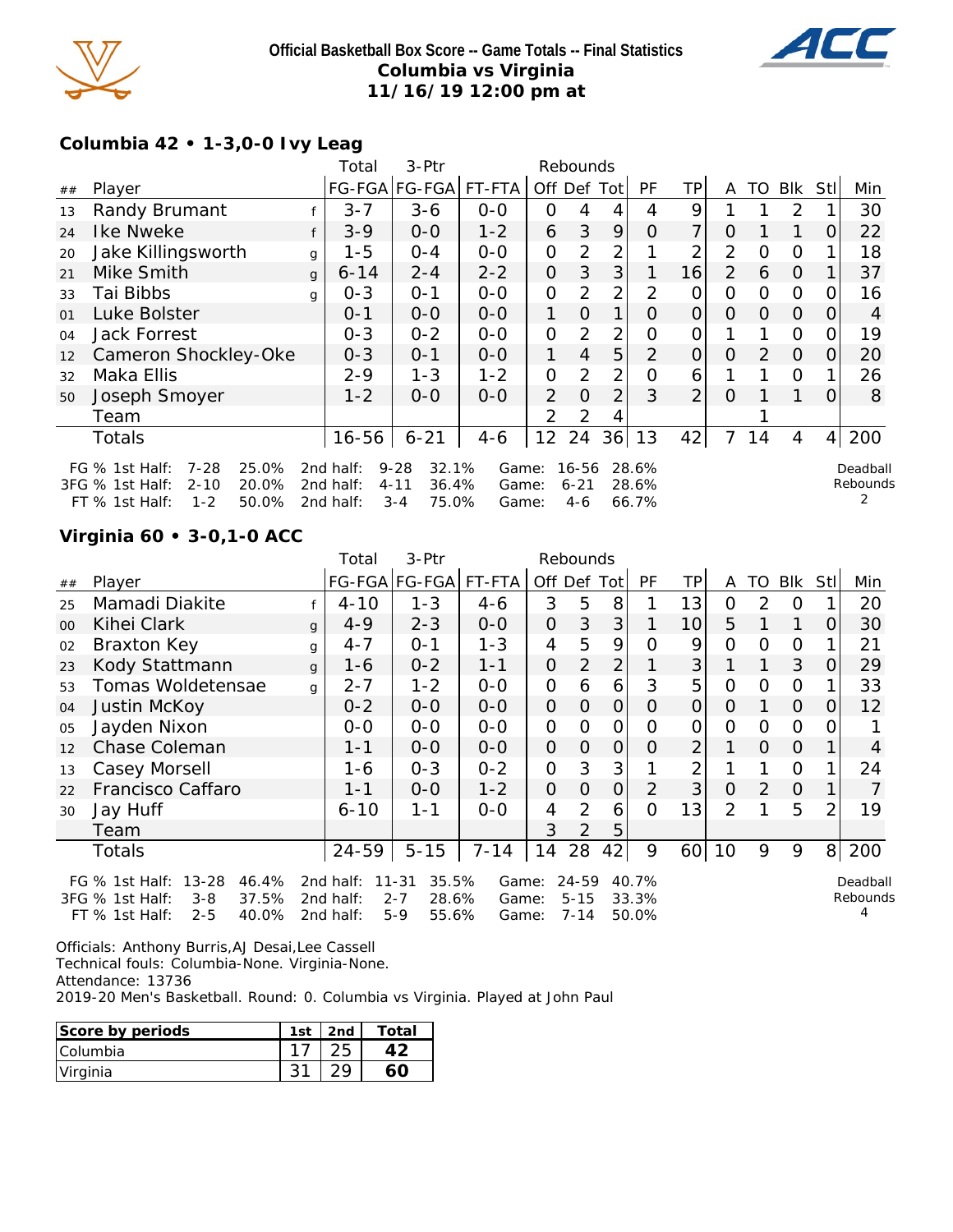**Official Basketball Box Score -- Game Totals -- Final Statistics**
**Columbia vs Virginia**
**11/16/19 12:00 pm at**

### Columbia 42 • 1-3,0-0 Ivy Leag

| ## | Player | | Total FG-FGA | 3-Ptr FG-FGA | FT-FTA | Rebounds Off | Def | Tot | PF | TP | A | TO | Blk | Stl | Min |
|---|---|---|---|---|---|---|---|---|---|---|---|---|---|---|---|
| 13 | Randy Brumant | f | 3-7 | 3-6 | 0-0 | 0 | 4 | 4 | 4 | 9 | 1 | 1 | 2 | 1 | 30 |
| 24 | Ike Nweke | f | 3-9 | 0-0 | 1-2 | 6 | 3 | 9 | 0 | 7 | 0 | 1 | 1 | 0 | 22 |
| 20 | Jake Killingsworth | g | 1-5 | 0-4 | 0-0 | 0 | 2 | 2 | 1 | 2 | 2 | 0 | 0 | 1 | 18 |
| 21 | Mike Smith | g | 6-14 | 2-4 | 2-2 | 0 | 3 | 3 | 1 | 16 | 2 | 6 | 0 | 1 | 37 |
| 33 | Tai Bibbs | g | 0-3 | 0-1 | 0-0 | 0 | 2 | 2 | 2 | 0 | 0 | 0 | 0 | 0 | 16 |
| 01 | Luke Bolster | | 0-1 | 0-0 | 0-0 | 1 | 0 | 1 | 0 | 0 | 0 | 0 | 0 | 0 | 4 |
| 04 | Jack Forrest | | 0-3 | 0-2 | 0-0 | 0 | 2 | 2 | 0 | 0 | 1 | 1 | 0 | 0 | 19 |
| 12 | Cameron Shockley-Oke | | 0-3 | 0-1 | 0-0 | 1 | 4 | 5 | 2 | 0 | 0 | 2 | 0 | 0 | 20 |
| 32 | Maka Ellis | | 2-9 | 1-3 | 1-2 | 0 | 2 | 2 | 0 | 6 | 1 | 1 | 0 | 1 | 26 |
| 50 | Joseph Smoyer | | 1-2 | 0-0 | 0-0 | 2 | 0 | 2 | 3 | 2 | 0 | 1 | 1 | 0 | 8 |
| | Team | | | | | 2 | 2 | 4 | | | | 1 | | | |
| | Totals | | 16-56 | 6-21 | 4-6 | 12 | 24 | 36 | 13 | 42 | 7 | 14 | 4 | 4 | 200 |

| | | | | | | | | |
|---|---|---|---|---|---|---|---|---|
| FG % 1st Half: | 7-28 | 25.0% | 2nd half: | 9-28 | 32.1% | Game: | 16-56 | 28.6% |
| 3FG % 1st Half: | 2-10 | 20.0% | 2nd half: | 4-11 | 36.4% | Game: | 6-21 | 28.6% |
| FT % 1st Half: | 1-2 | 50.0% | 2nd half: | 3-4 | 75.0% | Game: | 4-6 | 66.7% |

Deadball Rebounds 2

### Virginia 60 • 3-0,1-0 ACC

| ## | Player | | Total FG-FGA | 3-Ptr FG-FGA | FT-FTA | Rebounds Off | Def | Tot | PF | TP | A | TO | Blk | Stl | Min |
|---|---|---|---|---|---|---|---|---|---|---|---|---|---|---|---|
| 25 | Mamadi Diakite | f | 4-10 | 1-3 | 4-6 | 3 | 5 | 8 | 1 | 13 | 0 | 2 | 0 | 1 | 20 |
| 00 | Kihei Clark | g | 4-9 | 2-3 | 0-0 | 0 | 3 | 3 | 1 | 10 | 5 | 1 | 1 | 0 | 30 |
| 02 | Braxton Key | g | 4-7 | 0-1 | 1-3 | 4 | 5 | 9 | 0 | 9 | 0 | 0 | 0 | 1 | 21 |
| 23 | Kody Stattmann | g | 1-6 | 0-2 | 1-1 | 0 | 2 | 2 | 1 | 3 | 1 | 1 | 3 | 0 | 29 |
| 53 | Tomas Woldetensae | g | 2-7 | 1-2 | 0-0 | 0 | 6 | 6 | 3 | 5 | 0 | 0 | 0 | 1 | 33 |
| 04 | Justin McKoy | | 0-2 | 0-0 | 0-0 | 0 | 0 | 0 | 0 | 0 | 0 | 1 | 0 | 0 | 12 |
| 05 | Jayden Nixon | | 0-0 | 0-0 | 0-0 | 0 | 0 | 0 | 0 | 0 | 0 | 0 | 0 | 0 | 1 |
| 12 | Chase Coleman | | 1-1 | 0-0 | 0-0 | 0 | 0 | 0 | 0 | 2 | 1 | 0 | 0 | 1 | 4 |
| 13 | Casey Morsell | | 1-6 | 0-3 | 0-2 | 0 | 3 | 3 | 1 | 2 | 1 | 1 | 0 | 1 | 24 |
| 22 | Francisco Caffaro | | 1-1 | 0-0 | 1-2 | 0 | 0 | 0 | 2 | 3 | 0 | 2 | 0 | 1 | 7 |
| 30 | Jay Huff | | 6-10 | 1-1 | 0-0 | 4 | 2 | 6 | 0 | 13 | 2 | 1 | 5 | 2 | 19 |
| | Team | | | | | 3 | 2 | 5 | | | | | | | |
| | Totals | | 24-59 | 5-15 | 7-14 | 14 | 28 | 42 | 9 | 60 | 10 | 9 | 9 | 8 | 200 |

| | | | | | | | | |
|---|---|---|---|---|---|---|---|---|
| FG % 1st Half: | 13-28 | 46.4% | 2nd half: | 11-31 | 35.5% | Game: | 24-59 | 40.7% |
| 3FG % 1st Half: | 3-8 | 37.5% | 2nd half: | 2-7 | 28.6% | Game: | 5-15 | 33.3% |
| FT % 1st Half: | 2-5 | 40.0% | 2nd half: | 5-9 | 55.6% | Game: | 7-14 | 50.0% |

Deadball Rebounds 4

Officials: Anthony Burris,AJ Desai,Lee Cassell
Technical fouls: Columbia-None. Virginia-None.
Attendance: 13736
2019-20 Men's Basketball. Round: 0. Columbia vs Virginia. Played at John Paul

| Score by periods | 1st | 2nd | Total |
|---|---|---|---|
| Columbia | 17 | 25 | **42** |
| Virginia | 31 | 29 | **60** |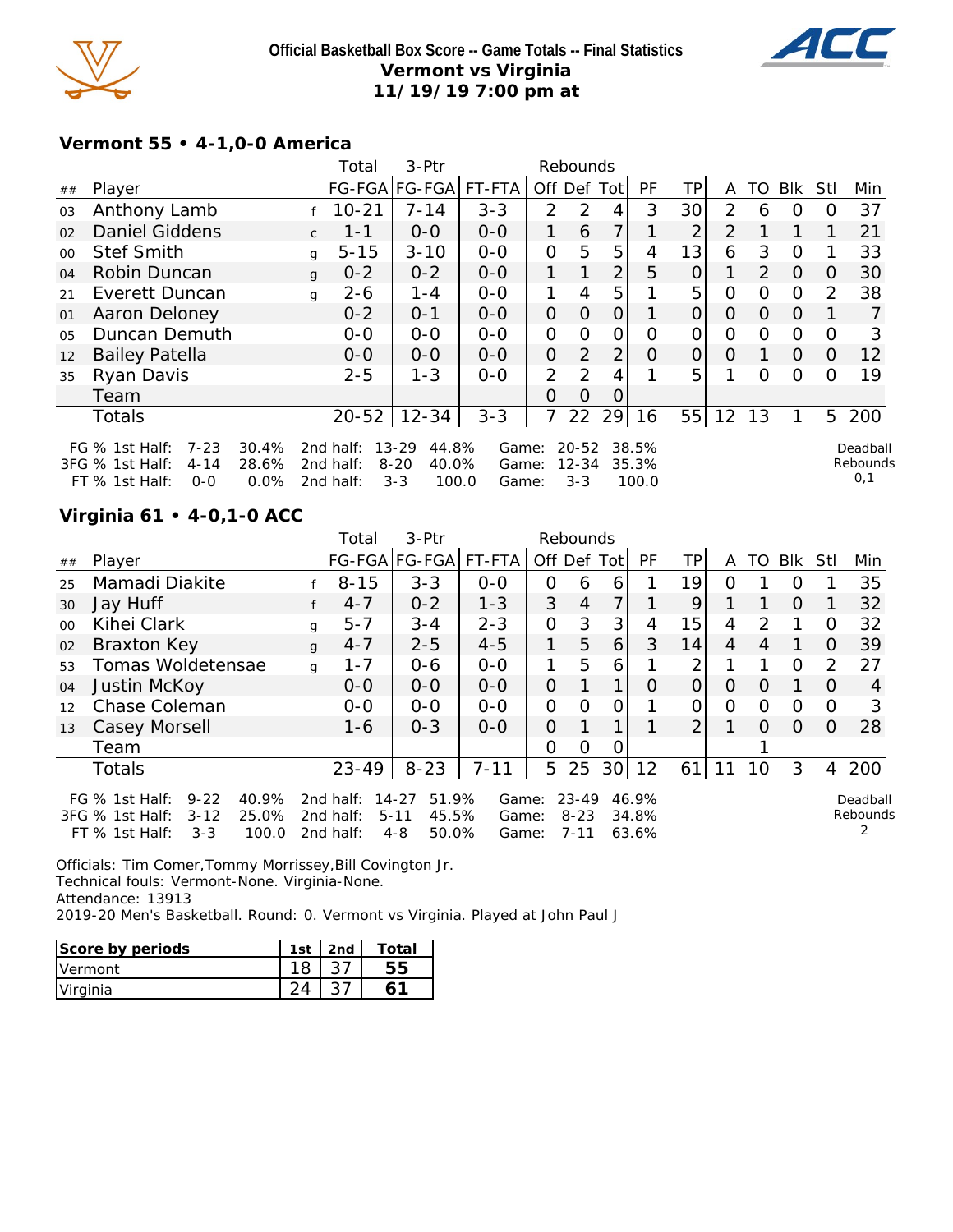# Official Basketball Box Score -- Game Totals -- Final Statistics
## Vermont vs Virginia
### 11/19/19 7:00 pm at

### Vermont 55 • 4-1,0-0 America

| ## | Player | | Total FG-FGA | 3-Ptr FG-FGA | FT-FTA | Rebounds Off | Def | Tot | PF | TP | A | TO | Blk | Stl | Min |
|---|---|---|---|---|---|---|---|---|---|---|---|---|---|---|---|
| 03 | Anthony Lamb | f | 10-21 | 7-14 | 3-3 | 2 | 2 | 4 | 3 | 30 | 2 | 6 | 0 | 0 | 37 |
| 02 | Daniel Giddens | c | 1-1 | 0-0 | 0-0 | 1 | 6 | 7 | 1 | 2 | 2 | 1 | 1 | 1 | 21 |
| 00 | Stef Smith | g | 5-15 | 3-10 | 0-0 | 0 | 5 | 5 | 4 | 13 | 6 | 3 | 0 | 1 | 33 |
| 04 | Robin Duncan | g | 0-2 | 0-2 | 0-0 | 1 | 1 | 2 | 5 | 0 | 1 | 2 | 0 | 0 | 30 |
| 21 | Everett Duncan | g | 2-6 | 1-4 | 0-0 | 1 | 4 | 5 | 1 | 5 | 0 | 0 | 0 | 2 | 38 |
| 01 | Aaron Deloney | | 0-2 | 0-1 | 0-0 | 0 | 0 | 0 | 1 | 0 | 0 | 0 | 0 | 1 | 7 |
| 05 | Duncan Demuth | | 0-0 | 0-0 | 0-0 | 0 | 0 | 0 | 0 | 0 | 0 | 0 | 0 | 0 | 3 |
| 12 | Bailey Patella | | 0-0 | 0-0 | 0-0 | 0 | 2 | 2 | 0 | 0 | 0 | 1 | 0 | 0 | 12 |
| 35 | Ryan Davis | | 2-5 | 1-3 | 0-0 | 2 | 2 | 4 | 1 | 5 | 1 | 0 | 0 | 0 | 19 |
| | Team | | | | | 0 | 0 | 0 | | | | | | | |
| | Totals | | 20-52 | 12-34 | 3-3 | 7 | 22 | 29 | 16 | 55 | 12 | 13 | 1 | 5 | 200 |

| | | | | | | | | |
|---|---|---|---|---|---|---|---|---|
| FG % 1st Half: | 7-23 | 30.4% | 2nd half: | 13-29 | 44.8% | Game: | 20-52 | 38.5% |
| 3FG % 1st Half: | 4-14 | 28.6% | 2nd half: | 8-20 | 40.0% | Game: | 12-34 | 35.3% |
| FT % 1st Half: | 0-0 | 0.0% | 2nd half: | 3-3 | 100.0 | Game: | 3-3 | 100.0 |

Deadball Rebounds 0,1

### Virginia 61 • 4-0,1-0 ACC

| ## | Player | | Total FG-FGA | 3-Ptr FG-FGA | FT-FTA | Rebounds Off | Def | Tot | PF | TP | A | TO | Blk | Stl | Min |
|---|---|---|---|---|---|---|---|---|---|---|---|---|---|---|---|
| 25 | Mamadi Diakite | f | 8-15 | 3-3 | 0-0 | 0 | 6 | 6 | 1 | 19 | 0 | 1 | 0 | 1 | 35 |
| 30 | Jay Huff | f | 4-7 | 0-2 | 1-3 | 3 | 4 | 7 | 1 | 9 | 1 | 1 | 0 | 1 | 32 |
| 00 | Kihei Clark | g | 5-7 | 3-4 | 2-3 | 0 | 3 | 3 | 4 | 15 | 4 | 2 | 1 | 0 | 32 |
| 02 | Braxton Key | g | 4-7 | 2-5 | 4-5 | 1 | 5 | 6 | 3 | 14 | 4 | 4 | 1 | 0 | 39 |
| 53 | Tomas Woldetensae | g | 1-7 | 0-6 | 0-0 | 1 | 5 | 6 | 1 | 2 | 1 | 1 | 0 | 2 | 27 |
| 04 | Justin McKoy | | 0-0 | 0-0 | 0-0 | 0 | 1 | 1 | 0 | 0 | 0 | 0 | 1 | 0 | 4 |
| 12 | Chase Coleman | | 0-0 | 0-0 | 0-0 | 0 | 0 | 0 | 1 | 0 | 0 | 0 | 0 | 0 | 3 |
| 13 | Casey Morsell | | 1-6 | 0-3 | 0-0 | 0 | 1 | 1 | 1 | 2 | 1 | 0 | 0 | 0 | 28 |
| | Team | | | | | 0 | 0 | 0 | | | | 1 | | | |
| | Totals | | 23-49 | 8-23 | 7-11 | 5 | 25 | 30 | 12 | 61 | 11 | 10 | 3 | 4 | 200 |

| | | | | | | | | |
|---|---|---|---|---|---|---|---|---|
| FG % 1st Half: | 9-22 | 40.9% | 2nd half: | 14-27 | 51.9% | Game: | 23-49 | 46.9% |
| 3FG % 1st Half: | 3-12 | 25.0% | 2nd half: | 5-11 | 45.5% | Game: | 8-23 | 34.8% |
| FT % 1st Half: | 3-3 | 100.0 | 2nd half: | 4-8 | 50.0% | Game: | 7-11 | 63.6% |

Deadball Rebounds 2

Officials: Tim Comer,Tommy Morrissey,Bill Covington Jr.
Technical fouls: Vermont-None. Virginia-None.
Attendance: 13913
2019-20 Men's Basketball. Round: 0. Vermont vs Virginia. Played at John Paul J

| Score by periods | 1st | 2nd | Total |
|---|---|---|---|
| Vermont | 18 | 37 | **55** |
| Virginia | 24 | 37 | **61** |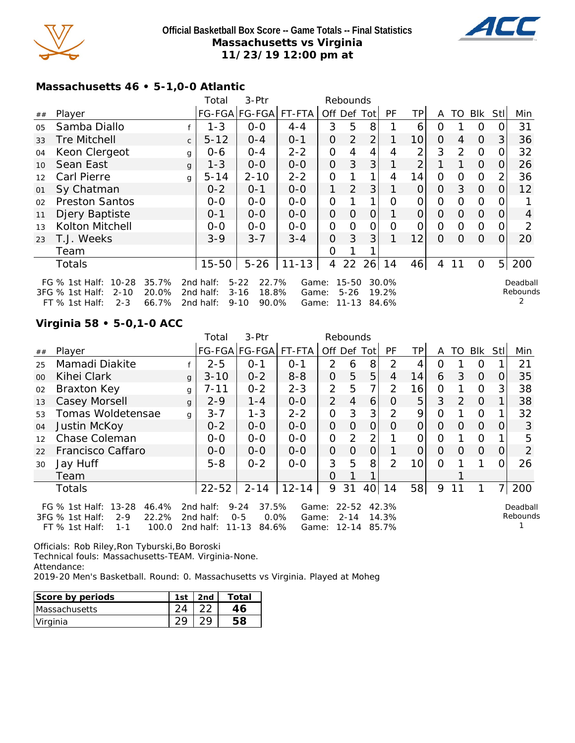# Official Basketball Box Score -- Game Totals -- Final Statistics
## Massachusetts vs Virginia
## 11/23/19 12:00 pm at

### Massachusetts 46 • 5-1,0-0 Atlantic

| ## | Player | | Total FG-FGA | 3-Ptr FG-FGA | FT-FTA | Rebounds Off | Def | Tot | PF | TP | A | TO | Blk | Stl | Min |
|---|---|---|---|---|---|---|---|---|---|---|---|---|---|---|---|
| 05 | Samba Diallo | f | 1-3 | 0-0 | 4-4 | 3 | 5 | 8 | 1 | 6 | 0 | 1 | 0 | 0 | 31 |
| 33 | Tre Mitchell | c | 5-12 | 0-4 | 0-1 | 0 | 2 | 2 | 1 | 10 | 0 | 4 | 0 | 3 | 36 |
| 04 | Keon Clergeot | g | 0-6 | 0-4 | 2-2 | 0 | 4 | 4 | 4 | 2 | 3 | 2 | 0 | 0 | 32 |
| 10 | Sean East | g | 1-3 | 0-0 | 0-0 | 0 | 3 | 3 | 1 | 2 | 1 | 1 | 0 | 0 | 26 |
| 12 | Carl Pierre | g | 5-14 | 2-10 | 2-2 | 0 | 1 | 1 | 4 | 14 | 0 | 0 | 0 | 2 | 36 |
| 01 | Sy Chatman | | 0-2 | 0-1 | 0-0 | 1 | 2 | 3 | 1 | 0 | 0 | 3 | 0 | 0 | 12 |
| 02 | Preston Santos | | 0-0 | 0-0 | 0-0 | 0 | 1 | 1 | 0 | 0 | 0 | 0 | 0 | 0 | 1 |
| 11 | Djery Baptiste | | 0-1 | 0-0 | 0-0 | 0 | 0 | 0 | 1 | 0 | 0 | 0 | 0 | 0 | 4 |
| 13 | Kolton Mitchell | | 0-0 | 0-0 | 0-0 | 0 | 0 | 0 | 0 | 0 | 0 | 0 | 0 | 0 | 2 |
| 23 | T.J. Weeks | | 3-9 | 3-7 | 3-4 | 0 | 3 | 3 | 1 | 12 | 0 | 0 | 0 | 0 | 20 |
| | Team | | | | | 0 | 1 | 1 | | | | | | | |
| | Totals | | 15-50 | 5-26 | 11-13 | 4 | 22 | 26 | 14 | 46 | 4 | 11 | 0 | 5 | 200 |

FG % 1st Half: 10-28 35.7% 2nd half: 5-22 22.7% Game: 15-50 30.0%
3FG % 1st Half: 2-10 20.0% 2nd half: 3-16 18.8% Game: 5-26 19.2%
FT % 1st Half: 2-3 66.7% 2nd half: 9-10 90.0% Game: 11-13 84.6%

Deadball Rebounds 2

### Virginia 58 • 5-0,1-0 ACC

| ## | Player | | Total FG-FGA | 3-Ptr FG-FGA | FT-FTA | Rebounds Off | Def | Tot | PF | TP | A | TO | Blk | Stl | Min |
|---|---|---|---|---|---|---|---|---|---|---|---|---|---|---|---|
| 25 | Mamadi Diakite | f | 2-5 | 0-1 | 0-1 | 2 | 6 | 8 | 2 | 4 | 0 | 1 | 0 | 1 | 21 |
| 00 | Kihei Clark | g | 3-10 | 0-2 | 8-8 | 0 | 5 | 5 | 4 | 14 | 6 | 3 | 0 | 0 | 35 |
| 02 | Braxton Key | g | 7-11 | 0-2 | 2-3 | 2 | 5 | 7 | 2 | 16 | 0 | 1 | 0 | 3 | 38 |
| 13 | Casey Morsell | g | 2-9 | 1-4 | 0-0 | 2 | 4 | 6 | 0 | 5 | 3 | 2 | 0 | 1 | 38 |
| 53 | Tomas Woldetensae | g | 3-7 | 1-3 | 2-2 | 0 | 3 | 3 | 2 | 9 | 0 | 1 | 0 | 1 | 32 |
| 04 | Justin McKoy | | 0-2 | 0-0 | 0-0 | 0 | 0 | 0 | 0 | 0 | 0 | 0 | 0 | 0 | 3 |
| 12 | Chase Coleman | | 0-0 | 0-0 | 0-0 | 0 | 2 | 2 | 1 | 0 | 0 | 1 | 0 | 1 | 5 |
| 22 | Francisco Caffaro | | 0-0 | 0-0 | 0-0 | 0 | 0 | 0 | 1 | 0 | 0 | 0 | 0 | 0 | 2 |
| 30 | Jay Huff | | 5-8 | 0-2 | 0-0 | 3 | 5 | 8 | 2 | 10 | 0 | 1 | 1 | 0 | 26 |
| | Team | | | | | 0 | 1 | 1 | | | | 1 | | | |
| | Totals | | 22-52 | 2-14 | 12-14 | 9 | 31 | 40 | 14 | 58 | 9 | 11 | 1 | 7 | 200 |

FG % 1st Half: 13-28 46.4% 2nd half: 9-24 37.5% Game: 22-52 42.3%
3FG % 1st Half: 2-9 22.2% 2nd half: 0-5 0.0% Game: 2-14 14.3%
FT % 1st Half: 1-1 100.0 2nd half: 11-13 84.6% Game: 12-14 85.7%

Deadball Rebounds 1

Officials: Rob Riley,Ron Tyburski,Bo Boroski
Technical fouls: Massachusetts-TEAM. Virginia-None.
Attendance:
2019-20 Men's Basketball. Round: 0. Massachusetts vs Virginia. Played at Moheg

| Score by periods | 1st | 2nd | Total |
|---|---|---|---|
| Massachusetts | 24 | 22 | 46 |
| Virginia | 29 | 29 | 58 |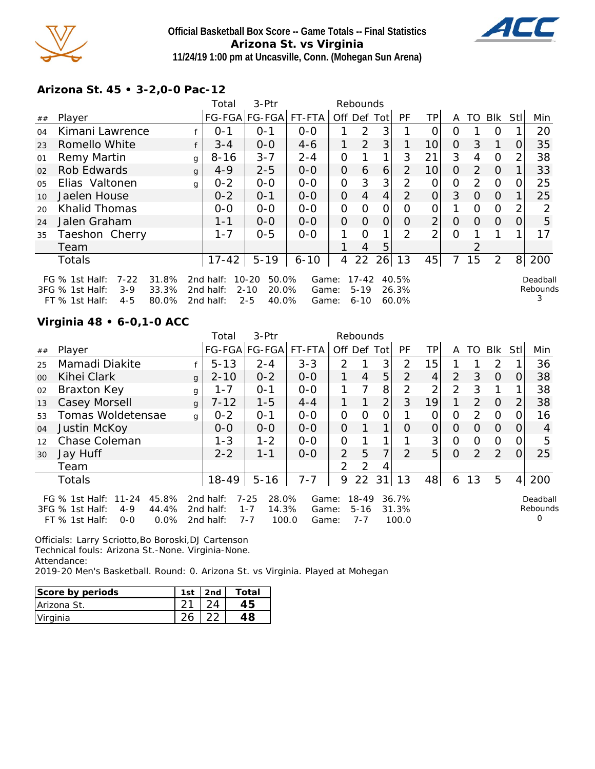**Official Basketball Box Score -- Game Totals -- Final Statistics**
**Arizona St. vs Virginia**
**11/24/19 1:00 pm at Uncasville, Conn. (Mohegan Sun Arena)**

## Arizona St. 45 • 3-2,0-0 Pac-12

| ## | Player | | Total FG-FGA | 3-Ptr FG-FGA | FT-FTA | Rebounds Off | Def | Tot | PF | TP | A | TO | Blk | Stl | Min |
|---|---|---|---|---|---|---|---|---|---|---|---|---|---|---|---|
| 04 | Kimani Lawrence | f | 0-1 | 0-1 | 0-0 | 1 | 2 | 3 | 1 | 0 | 0 | 1 | 0 | 1 | 20 |
| 23 | Romello White | f | 3-4 | 0-0 | 4-6 | 1 | 2 | 3 | 1 | 10 | 0 | 3 | 1 | 0 | 35 |
| 01 | Remy Martin | g | 8-16 | 3-7 | 2-4 | 0 | 1 | 1 | 3 | 21 | 3 | 4 | 0 | 2 | 38 |
| 02 | Rob Edwards | g | 4-9 | 2-5 | 0-0 | 0 | 6 | 6 | 2 | 10 | 0 | 2 | 0 | 1 | 33 |
| 05 | Elias Valtonen | g | 0-2 | 0-0 | 0-0 | 0 | 3 | 3 | 2 | 0 | 0 | 2 | 0 | 0 | 25 |
| 10 | Jaelen House | | 0-2 | 0-1 | 0-0 | 0 | 4 | 4 | 2 | 0 | 3 | 0 | 0 | 1 | 25 |
| 20 | Khalid Thomas | | 0-0 | 0-0 | 0-0 | 0 | 0 | 0 | 0 | 0 | 1 | 0 | 0 | 2 | 2 |
| 24 | Jalen Graham | | 1-1 | 0-0 | 0-0 | 0 | 0 | 0 | 0 | 2 | 0 | 0 | 0 | 0 | 5 |
| 35 | Taeshon Cherry | | 1-7 | 0-5 | 0-0 | 1 | 0 | 1 | 2 | 2 | 0 | 1 | 1 | 1 | 17 |
| | Team | | | | | 1 | 4 | 5 | | | | 2 | | | |
| | Totals | | 17-42 | 5-19 | 6-10 | 4 | 22 | 26 | 13 | 45 | 7 | 15 | 2 | 8 | 200 |

FG % 1st Half: 7-22 31.8% 2nd half: 10-20 50.0% Game: 17-42 40.5%
3FG % 1st Half: 3-9 33.3% 2nd half: 2-10 20.0% Game: 5-19 26.3%
FT % 1st Half: 4-5 80.0% 2nd half: 2-5 40.0% Game: 6-10 60.0%

Deadball Rebounds 3

## Virginia 48 • 6-0,1-0 ACC

| ## | Player | | Total FG-FGA | 3-Ptr FG-FGA | FT-FTA | Rebounds Off | Def | Tot | PF | TP | A | TO | Blk | Stl | Min |
|---|---|---|---|---|---|---|---|---|---|---|---|---|---|---|---|
| 25 | Mamadi Diakite | f | 5-13 | 2-4 | 3-3 | 2 | 1 | 3 | 2 | 15 | 1 | 1 | 2 | 1 | 36 |
| 00 | Kihei Clark | g | 2-10 | 0-2 | 0-0 | 1 | 4 | 5 | 2 | 4 | 2 | 3 | 0 | 0 | 38 |
| 02 | Braxton Key | g | 1-7 | 0-1 | 0-0 | 1 | 7 | 8 | 2 | 2 | 2 | 3 | 1 | 1 | 38 |
| 13 | Casey Morsell | g | 7-12 | 1-5 | 4-4 | 1 | 1 | 2 | 3 | 19 | 1 | 2 | 0 | 2 | 38 |
| 53 | Tomas Woldetensae | g | 0-2 | 0-1 | 0-0 | 0 | 0 | 0 | 1 | 0 | 0 | 2 | 0 | 0 | 16 |
| 04 | Justin McKoy | | 0-0 | 0-0 | 0-0 | 0 | 1 | 1 | 0 | 0 | 0 | 0 | 0 | 0 | 4 |
| 12 | Chase Coleman | | 1-3 | 1-2 | 0-0 | 0 | 1 | 1 | 1 | 3 | 0 | 0 | 0 | 0 | 5 |
| 30 | Jay Huff | | 2-2 | 1-1 | 0-0 | 2 | 5 | 7 | 2 | 5 | 0 | 2 | 2 | 0 | 25 |
| | Team | | | | | 2 | 2 | 4 | | | | | | | |
| | Totals | | 18-49 | 5-16 | 7-7 | 9 | 22 | 31 | 13 | 48 | 6 | 13 | 5 | 4 | 200 |

FG % 1st Half: 11-24 45.8% 2nd half: 7-25 28.0% Game: 18-49 36.7%
3FG % 1st Half: 4-9 44.4% 2nd half: 1-7 14.3% Game: 5-16 31.3%
FT % 1st Half: 0-0 0.0% 2nd half: 7-7 100.0 Game: 7-7 100.0

Deadball Rebounds 0

Officials: Larry Scriotto,Bo Boroski,DJ Cartenson
Technical fouls: Arizona St.-None. Virginia-None.
Attendance:
2019-20 Men's Basketball. Round: 0. Arizona St. vs Virginia. Played at Mohegan

| Score by periods | 1st | 2nd | Total |
|---|---|---|---|
| Arizona St. | 21 | 24 | 45 |
| Virginia | 26 | 22 | 48 |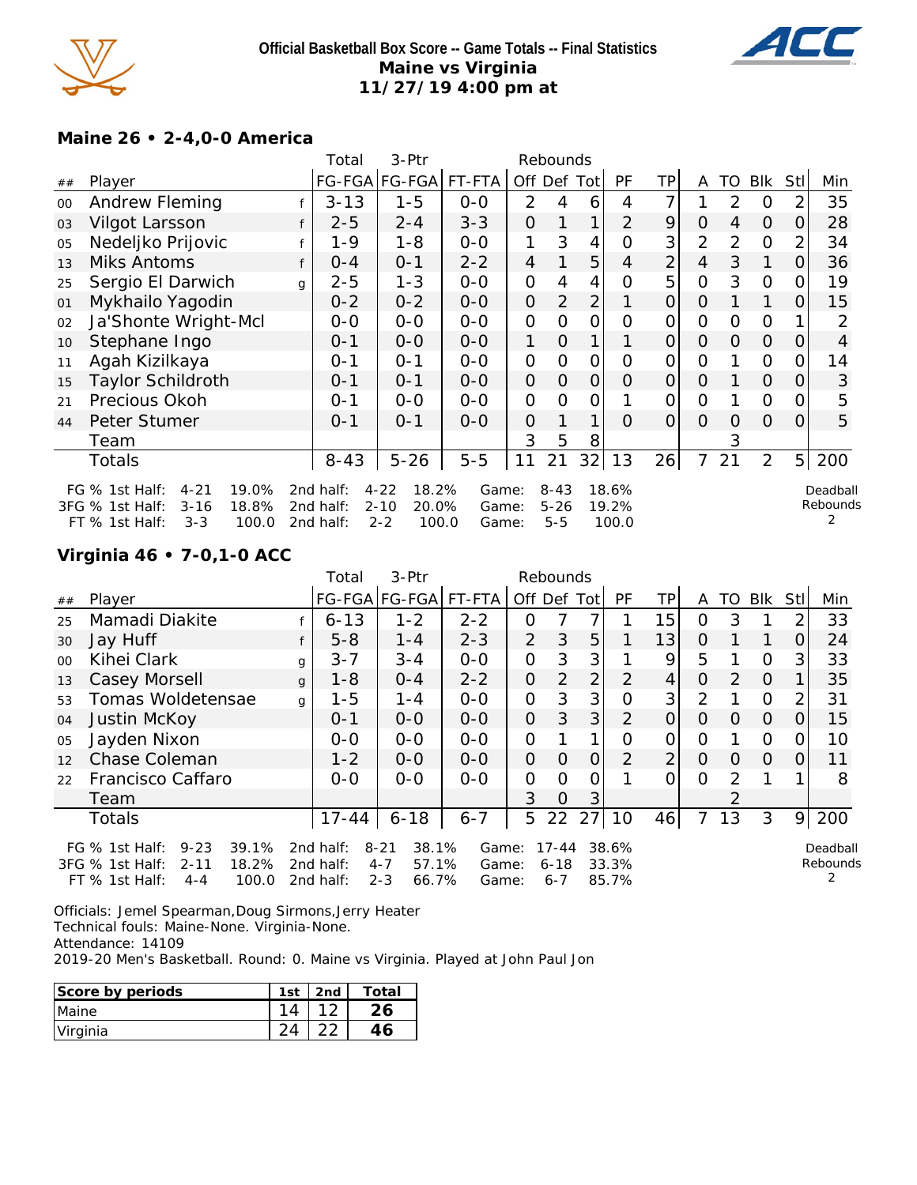**Official Basketball Box Score -- Game Totals -- Final Statistics**
**Maine vs Virginia**
**11/27/19 4:00 pm at**

## Maine 26 • 2-4,0-0 America

| ## | Player | | Total FG-FGA | 3-Ptr FG-FGA | FT-FTA | Off | Def | Tot | PF | TP | A | TO | Blk | Stl | Min |
|---|---|---|---|---|---|---|---|---|---|---|---|---|---|---|---|
| 00 | Andrew Fleming | f | 3-13 | 1-5 | 0-0 | 2 | 4 | 6 | 4 | 7 | 1 | 2 | 0 | 2 | 35 |
| 03 | Vilgot Larsson | f | 2-5 | 2-4 | 3-3 | 0 | 1 | 1 | 2 | 9 | 0 | 4 | 0 | 0 | 28 |
| 05 | Nedeljko Prijovic | f | 1-9 | 1-8 | 0-0 | 1 | 3 | 4 | 0 | 3 | 2 | 2 | 0 | 2 | 34 |
| 13 | Miks Antoms | f | 0-4 | 0-1 | 2-2 | 4 | 1 | 5 | 4 | 2 | 4 | 3 | 1 | 0 | 36 |
| 25 | Sergio El Darwich | g | 2-5 | 1-3 | 0-0 | 0 | 4 | 4 | 0 | 5 | 0 | 3 | 0 | 0 | 19 |
| 01 | Mykhailo Yagodin | | 0-2 | 0-2 | 0-0 | 0 | 2 | 2 | 1 | 0 | 0 | 1 | 1 | 0 | 15 |
| 02 | Ja'Shonte Wright-Mcl | | 0-0 | 0-0 | 0-0 | 0 | 0 | 0 | 0 | 0 | 0 | 0 | 0 | 1 | 2 |
| 10 | Stephane Ingo | | 0-1 | 0-0 | 0-0 | 1 | 0 | 1 | 1 | 0 | 0 | 0 | 0 | 0 | 4 |
| 11 | Agah Kizilkaya | | 0-1 | 0-1 | 0-0 | 0 | 0 | 0 | 0 | 0 | 0 | 1 | 0 | 0 | 14 |
| 15 | Taylor Schildroth | | 0-1 | 0-1 | 0-0 | 0 | 0 | 0 | 0 | 0 | 0 | 1 | 0 | 0 | 3 |
| 21 | Precious Okoh | | 0-1 | 0-0 | 0-0 | 0 | 0 | 0 | 1 | 0 | 0 | 1 | 0 | 0 | 5 |
| 44 | Peter Stumer | | 0-1 | 0-1 | 0-0 | 0 | 1 | 1 | 0 | 0 | 0 | 0 | 0 | 0 | 5 |
| | Team | | | | | 3 | 5 | 8 | | | | 3 | | | |
| | Totals | | 8-43 | 5-26 | 5-5 | 11 | 21 | 32 | 13 | 26 | 7 | 21 | 2 | 5 | 200 |

FG % 1st Half: 4-21 19.0% 2nd half: 4-22 18.2% Game: 8-43 18.6%
3FG % 1st Half: 3-16 18.8% 2nd half: 2-10 20.0% Game: 5-26 19.2%
FT % 1st Half: 3-3 100.0 2nd half: 2-2 100.0 Game: 5-5 100.0

Deadball Rebounds 2

## Virginia 46 • 7-0,1-0 ACC

| ## | Player | | Total FG-FGA | 3-Ptr FG-FGA | FT-FTA | Off | Def | Tot | PF | TP | A | TO | Blk | Stl | Min |
|---|---|---|---|---|---|---|---|---|---|---|---|---|---|---|---|
| 25 | Mamadi Diakite | f | 6-13 | 1-2 | 2-2 | 0 | 7 | 7 | 1 | 15 | 0 | 3 | 1 | 2 | 33 |
| 30 | Jay Huff | f | 5-8 | 1-4 | 2-3 | 2 | 3 | 5 | 1 | 13 | 0 | 1 | 1 | 0 | 24 |
| 00 | Kihei Clark | g | 3-7 | 3-4 | 0-0 | 0 | 3 | 3 | 1 | 9 | 5 | 1 | 0 | 3 | 33 |
| 13 | Casey Morsell | g | 1-8 | 0-4 | 2-2 | 0 | 2 | 2 | 2 | 4 | 0 | 2 | 0 | 1 | 35 |
| 53 | Tomas Woldetensae | g | 1-5 | 1-4 | 0-0 | 0 | 3 | 3 | 0 | 3 | 2 | 1 | 0 | 2 | 31 |
| 04 | Justin McKoy | | 0-1 | 0-0 | 0-0 | 0 | 3 | 3 | 2 | 0 | 0 | 0 | 0 | 0 | 15 |
| 05 | Jayden Nixon | | 0-0 | 0-0 | 0-0 | 0 | 1 | 1 | 0 | 0 | 0 | 1 | 0 | 0 | 10 |
| 12 | Chase Coleman | | 1-2 | 0-0 | 0-0 | 0 | 0 | 0 | 2 | 2 | 0 | 0 | 0 | 0 | 11 |
| 22 | Francisco Caffaro | | 0-0 | 0-0 | 0-0 | 0 | 0 | 0 | 1 | 0 | 0 | 2 | 1 | 1 | 8 |
| | Team | | | | | 3 | 0 | 3 | | | | 2 | | | |
| | Totals | | 17-44 | 6-18 | 6-7 | 5 | 22 | 27 | 10 | 46 | 7 | 13 | 3 | 9 | 200 |

FG % 1st Half: 9-23 39.1% 2nd half: 8-21 38.1% Game: 17-44 38.6%
3FG % 1st Half: 2-11 18.2% 2nd half: 4-7 57.1% Game: 6-18 33.3%
FT % 1st Half: 4-4 100.0 2nd half: 2-3 66.7% Game: 6-7 85.7%

Deadball Rebounds 2

Officials: Jemel Spearman,Doug Sirmons,Jerry Heater
Technical fouls: Maine-None. Virginia-None.
Attendance: 14109
2019-20 Men's Basketball. Round: 0. Maine vs Virginia. Played at John Paul Jon

| Score by periods | 1st | 2nd | Total |
|---|---|---|---|
| Maine | 14 | 12 | 26 |
| Virginia | 24 | 22 | 46 |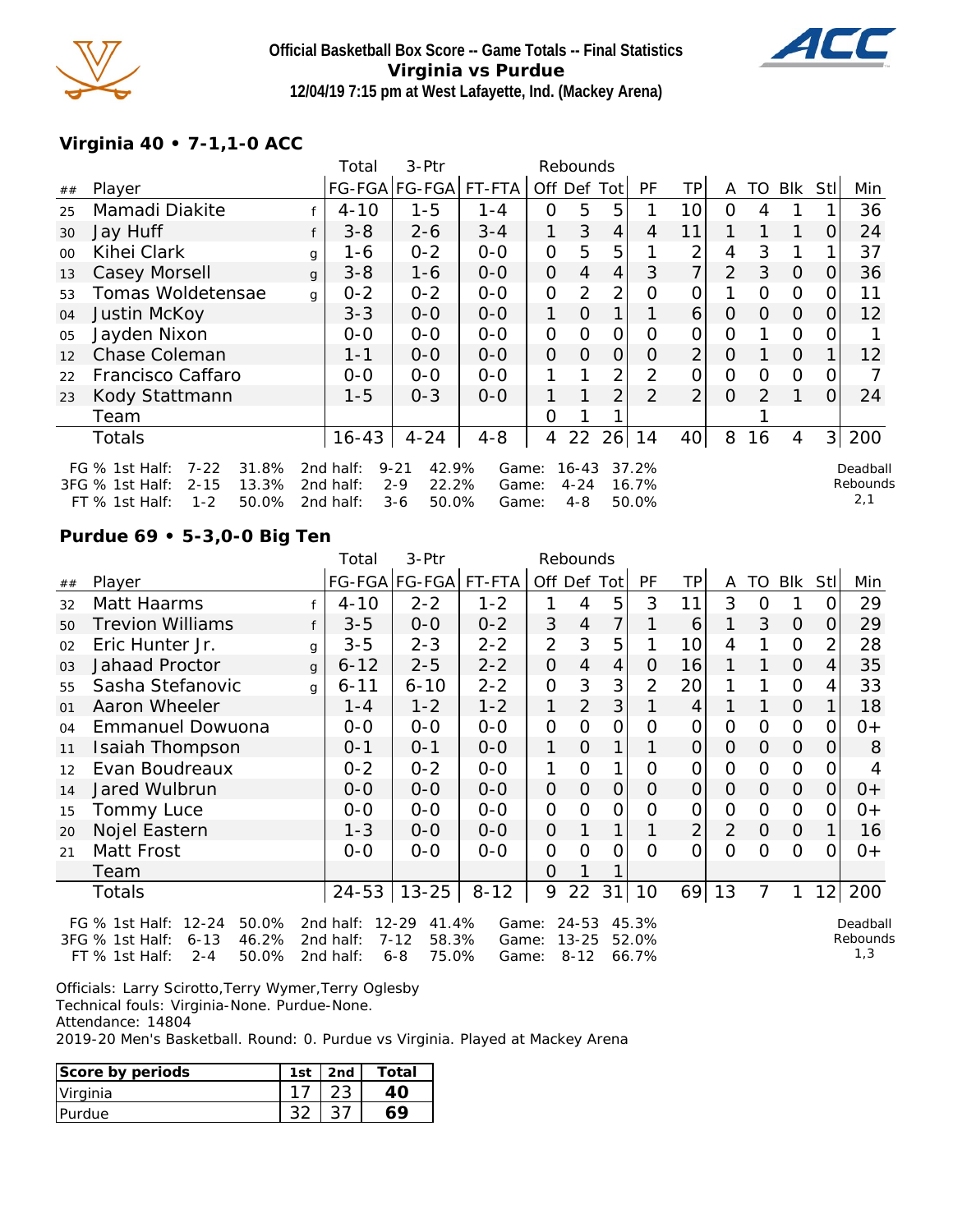**Official Basketball Box Score -- Game Totals -- Final Statistics**
**Virginia vs Purdue**
**12/04/19 7:15 pm at West Lafayette, Ind. (Mackey Arena)**

### Virginia 40 • 7-1,1-0 ACC

| ## | Player | | Total FG-FGA | 3-Ptr FG-FGA | FT-FTA | Rebounds Off | Def | Tot | PF | TP | A | TO | Blk | Stl | Min |
|---|---|---|---|---|---|---|---|---|---|---|---|---|---|---|---|
| 25 | Mamadi Diakite | f | 4-10 | 1-5 | 1-4 | 0 | 5 | 5 | 1 | 10 | 0 | 4 | 1 | 1 | 36 |
| 30 | Jay Huff | f | 3-8 | 2-6 | 3-4 | 1 | 3 | 4 | 4 | 11 | 1 | 1 | 1 | 0 | 24 |
| 00 | Kihei Clark | g | 1-6 | 0-2 | 0-0 | 0 | 5 | 5 | 1 | 2 | 4 | 3 | 1 | 1 | 37 |
| 13 | Casey Morsell | g | 3-8 | 1-6 | 0-0 | 0 | 4 | 4 | 3 | 7 | 2 | 3 | 0 | 0 | 36 |
| 53 | Tomas Woldetensae | g | 0-2 | 0-2 | 0-0 | 0 | 2 | 2 | 0 | 0 | 1 | 0 | 0 | 0 | 11 |
| 04 | Justin McKoy | | 3-3 | 0-0 | 0-0 | 1 | 0 | 1 | 1 | 6 | 0 | 0 | 0 | 0 | 12 |
| 05 | Jayden Nixon | | 0-0 | 0-0 | 0-0 | 0 | 0 | 0 | 0 | 0 | 0 | 1 | 0 | 0 | 1 |
| 12 | Chase Coleman | | 1-1 | 0-0 | 0-0 | 0 | 0 | 0 | 0 | 2 | 0 | 1 | 0 | 1 | 12 |
| 22 | Francisco Caffaro | | 0-0 | 0-0 | 0-0 | 1 | 1 | 2 | 2 | 0 | 0 | 0 | 0 | 0 | 7 |
| 23 | Kody Stattmann | | 1-5 | 0-3 | 0-0 | 1 | 1 | 2 | 2 | 2 | 0 | 2 | 1 | 0 | 24 |
| | Team | | | | | 0 | 1 | 1 | | | | 1 | | | |
| | Totals | | 16-43 | 4-24 | 4-8 | 4 | 22 | 26 | 14 | 40 | 8 | 16 | 4 | 3 | 200 |

| | | | | | | | | |
|---|---|---|---|---|---|---|---|---|
| FG % 1st Half: | 7-22 | 31.8% | 2nd half: | 9-21 | 42.9% | Game: | 16-43 | 37.2% |
| 3FG % 1st Half: | 2-15 | 13.3% | 2nd half: | 2-9 | 22.2% | Game: | 4-24 | 16.7% |
| FT % 1st Half: | 1-2 | 50.0% | 2nd half: | 3-6 | 50.0% | Game: | 4-8 | 50.0% |

Deadball Rebounds 2,1

### Purdue 69 • 5-3,0-0 Big Ten

| ## | Player | | Total FG-FGA | 3-Ptr FG-FGA | FT-FTA | Rebounds Off | Def | Tot | PF | TP | A | TO | Blk | Stl | Min |
|---|---|---|---|---|---|---|---|---|---|---|---|---|---|---|---|
| 32 | Matt Haarms | f | 4-10 | 2-2 | 1-2 | 1 | 4 | 5 | 3 | 11 | 3 | 0 | 1 | 0 | 29 |
| 50 | Trevion Williams | f | 3-5 | 0-0 | 0-2 | 3 | 4 | 7 | 1 | 6 | 1 | 3 | 0 | 0 | 29 |
| 02 | Eric Hunter Jr. | g | 3-5 | 2-3 | 2-2 | 2 | 3 | 5 | 1 | 10 | 4 | 1 | 0 | 2 | 28 |
| 03 | Jahaad Proctor | g | 6-12 | 2-5 | 2-2 | 0 | 4 | 4 | 0 | 16 | 1 | 1 | 0 | 4 | 35 |
| 55 | Sasha Stefanovic | g | 6-11 | 6-10 | 2-2 | 0 | 3 | 3 | 2 | 20 | 1 | 1 | 0 | 4 | 33 |
| 01 | Aaron Wheeler | | 1-4 | 1-2 | 1-2 | 1 | 2 | 3 | 1 | 4 | 1 | 1 | 0 | 1 | 18 |
| 04 | Emmanuel Dowuona | | 0-0 | 0-0 | 0-0 | 0 | 0 | 0 | 0 | 0 | 0 | 0 | 0 | 0 | 0+ |
| 11 | Isaiah Thompson | | 0-1 | 0-1 | 0-0 | 1 | 0 | 1 | 1 | 0 | 0 | 0 | 0 | 0 | 8 |
| 12 | Evan Boudreaux | | 0-2 | 0-2 | 0-0 | 1 | 0 | 1 | 0 | 0 | 0 | 0 | 0 | 0 | 4 |
| 14 | Jared Wulbrun | | 0-0 | 0-0 | 0-0 | 0 | 0 | 0 | 0 | 0 | 0 | 0 | 0 | 0 | 0+ |
| 15 | Tommy Luce | | 0-0 | 0-0 | 0-0 | 0 | 0 | 0 | 0 | 0 | 0 | 0 | 0 | 0 | 0+ |
| 20 | Nojel Eastern | | 1-3 | 0-0 | 0-0 | 0 | 1 | 1 | 1 | 2 | 2 | 0 | 0 | 1 | 16 |
| 21 | Matt Frost | | 0-0 | 0-0 | 0-0 | 0 | 0 | 0 | 0 | 0 | 0 | 0 | 0 | 0 | 0+ |
| | Team | | | | | 0 | 1 | 1 | | | | | | | |
| | Totals | | 24-53 | 13-25 | 8-12 | 9 | 22 | 31 | 10 | 69 | 13 | 7 | 1 | 12 | 200 |

| | | | | | | | | |
|---|---|---|---|---|---|---|---|---|
| FG % 1st Half: | 12-24 | 50.0% | 2nd half: | 12-29 | 41.4% | Game: | 24-53 | 45.3% |
| 3FG % 1st Half: | 6-13 | 46.2% | 2nd half: | 7-12 | 58.3% | Game: | 13-25 | 52.0% |
| FT % 1st Half: | 2-4 | 50.0% | 2nd half: | 6-8 | 75.0% | Game: | 8-12 | 66.7% |

Deadball Rebounds 1,3

Officials: Larry Scirotto,Terry Wymer,Terry Oglesby
Technical fouls: Virginia-None. Purdue-None.
Attendance: 14804
2019-20 Men's Basketball. Round: 0. Purdue vs Virginia. Played at Mackey Arena

| Score by periods | 1st | 2nd | Total |
|---|---|---|---|
| Virginia | 17 | 23 | **40** |
| Purdue | 32 | 37 | **69** |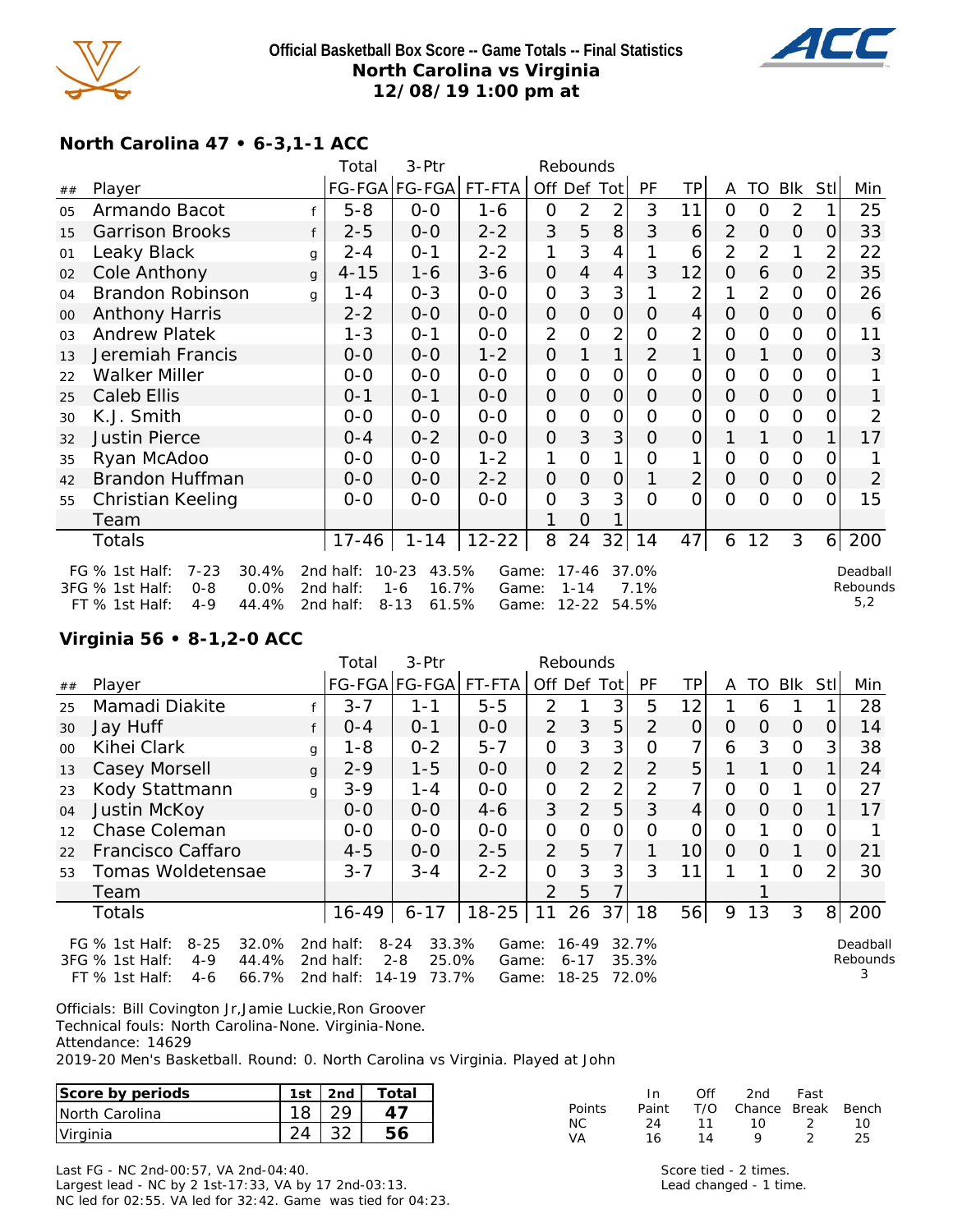**Official Basketball Box Score -- Game Totals -- Final Statistics**
**North Carolina vs Virginia**
**12/08/19 1:00 pm at**

### North Carolina 47 • 6-3,1-1 ACC

| ## | Player | | Total FG-FGA | 3-Ptr FG-FGA | FT-FTA | Rebounds Off | Def | Tot | PF | TP | A | TO | Blk | Stl | Min |
|---|---|---|---|---|---|---|---|---|---|---|---|---|---|---|---|
| 05 | Armando Bacot | f | 5-8 | 0-0 | 1-6 | 0 | 2 | 2 | 3 | 11 | 0 | 0 | 2 | 1 | 25 |
| 15 | Garrison Brooks | f | 2-5 | 0-0 | 2-2 | 3 | 5 | 8 | 3 | 6 | 2 | 0 | 0 | 0 | 33 |
| 01 | Leaky Black | g | 2-4 | 0-1 | 2-2 | 1 | 3 | 4 | 1 | 6 | 2 | 2 | 1 | 2 | 22 |
| 02 | Cole Anthony | g | 4-15 | 1-6 | 3-6 | 0 | 4 | 4 | 3 | 12 | 0 | 6 | 0 | 2 | 35 |
| 04 | Brandon Robinson | g | 1-4 | 0-3 | 0-0 | 0 | 3 | 3 | 1 | 2 | 1 | 2 | 0 | 0 | 26 |
| 00 | Anthony Harris | | 2-2 | 0-0 | 0-0 | 0 | 0 | 0 | 0 | 4 | 0 | 0 | 0 | 0 | 6 |
| 03 | Andrew Platek | | 1-3 | 0-1 | 0-0 | 2 | 0 | 2 | 0 | 2 | 0 | 0 | 0 | 0 | 11 |
| 13 | Jeremiah Francis | | 0-0 | 0-0 | 1-2 | 0 | 1 | 1 | 2 | 1 | 0 | 1 | 0 | 0 | 3 |
| 22 | Walker Miller | | 0-0 | 0-0 | 0-0 | 0 | 0 | 0 | 0 | 0 | 0 | 0 | 0 | 0 | 1 |
| 25 | Caleb Ellis | | 0-1 | 0-1 | 0-0 | 0 | 0 | 0 | 0 | 0 | 0 | 0 | 0 | 0 | 1 |
| 30 | K.J. Smith | | 0-0 | 0-0 | 0-0 | 0 | 0 | 0 | 0 | 0 | 0 | 0 | 0 | 0 | 2 |
| 32 | Justin Pierce | | 0-4 | 0-2 | 0-0 | 0 | 3 | 3 | 0 | 0 | 1 | 1 | 0 | 1 | 17 |
| 35 | Ryan McAdoo | | 0-0 | 0-0 | 1-2 | 1 | 0 | 1 | 0 | 1 | 0 | 0 | 0 | 0 | 1 |
| 42 | Brandon Huffman | | 0-0 | 0-0 | 2-2 | 0 | 0 | 0 | 1 | 2 | 0 | 0 | 0 | 0 | 2 |
| 55 | Christian Keeling | | 0-0 | 0-0 | 0-0 | 0 | 3 | 3 | 0 | 0 | 0 | 0 | 0 | 0 | 15 |
| | Team | | | | | 1 | 0 | 1 | | | | | | | |
| | Totals | | 17-46 | 1-14 | 12-22 | 8 | 24 | 32 | 14 | 47 | 6 | 12 | 3 | 6 | 200 |

FG % 1st Half: 7-23 30.4% 2nd half: 10-23 43.5% Game: 17-46 37.0%
3FG % 1st Half: 0-8 0.0% 2nd half: 1-6 16.7% Game: 1-14 7.1%
FT % 1st Half: 4-9 44.4% 2nd half: 8-13 61.5% Game: 12-22 54.5%

Deadball Rebounds 5,2

### Virginia 56 • 8-1,2-0 ACC

| ## | Player | | Total FG-FGA | 3-Ptr FG-FGA | FT-FTA | Rebounds Off | Def | Tot | PF | TP | A | TO | Blk | Stl | Min |
|---|---|---|---|---|---|---|---|---|---|---|---|---|---|---|---|
| 25 | Mamadi Diakite | f | 3-7 | 1-1 | 5-5 | 2 | 1 | 3 | 5 | 12 | 1 | 6 | 1 | 1 | 28 |
| 30 | Jay Huff | f | 0-4 | 0-1 | 0-0 | 2 | 3 | 5 | 2 | 0 | 0 | 0 | 0 | 0 | 14 |
| 00 | Kihei Clark | g | 1-8 | 0-2 | 5-7 | 0 | 3 | 3 | 0 | 7 | 6 | 3 | 0 | 3 | 38 |
| 13 | Casey Morsell | g | 2-9 | 1-5 | 0-0 | 0 | 2 | 2 | 2 | 5 | 1 | 1 | 0 | 1 | 24 |
| 23 | Kody Stattmann | g | 3-9 | 1-4 | 0-0 | 0 | 2 | 2 | 2 | 7 | 0 | 0 | 1 | 0 | 27 |
| 04 | Justin McKoy | | 0-0 | 0-0 | 4-6 | 3 | 2 | 5 | 3 | 4 | 0 | 0 | 0 | 1 | 17 |
| 12 | Chase Coleman | | 0-0 | 0-0 | 0-0 | 0 | 0 | 0 | 0 | 0 | 0 | 1 | 0 | 0 | 1 |
| 22 | Francisco Caffaro | | 4-5 | 0-0 | 2-5 | 2 | 5 | 7 | 1 | 10 | 0 | 0 | 1 | 0 | 21 |
| 53 | Tomas Woldetensae | | 3-7 | 3-4 | 2-2 | 0 | 3 | 3 | 3 | 11 | 1 | 1 | 0 | 2 | 30 |
| | Team | | | | | 2 | 5 | 7 | | | | 1 | | | |
| | Totals | | 16-49 | 6-17 | 18-25 | 11 | 26 | 37 | 18 | 56 | 9 | 13 | 3 | 8 | 200 |

FG % 1st Half: 8-25 32.0% 2nd half: 8-24 33.3% Game: 16-49 32.7%
3FG % 1st Half: 4-9 44.4% 2nd half: 2-8 25.0% Game: 6-17 35.3%
FT % 1st Half: 4-6 66.7% 2nd half: 14-19 73.7% Game: 18-25 72.0%

Deadball Rebounds 3

Officials: Bill Covington Jr,Jamie Luckie,Ron Groover
Technical fouls: North Carolina-None. Virginia-None.
Attendance: 14629
2019-20 Men's Basketball. Round: 0. North Carolina vs Virginia. Played at John

| Score by periods | 1st | 2nd | Total |
|---|---|---|---|
| North Carolina | 18 | 29 | 47 |
| Virginia | 24 | 32 | 56 |

| Points | In Paint | Off T/O | 2nd Chance | Fast Break | Bench |
|---|---|---|---|---|---|
| NC | 24 | 11 | 10 | 2 | 10 |
| VA | 16 | 14 | 9 | 2 | 25 |

Last FG - NC 2nd-00:57, VA 2nd-04:40.
Largest lead - NC by 2 1st-17:33, VA by 17 2nd-03:13.
NC led for 02:55. VA led for 32:42. Game was tied for 04:23.

Score tied - 2 times.
Lead changed - 1 time.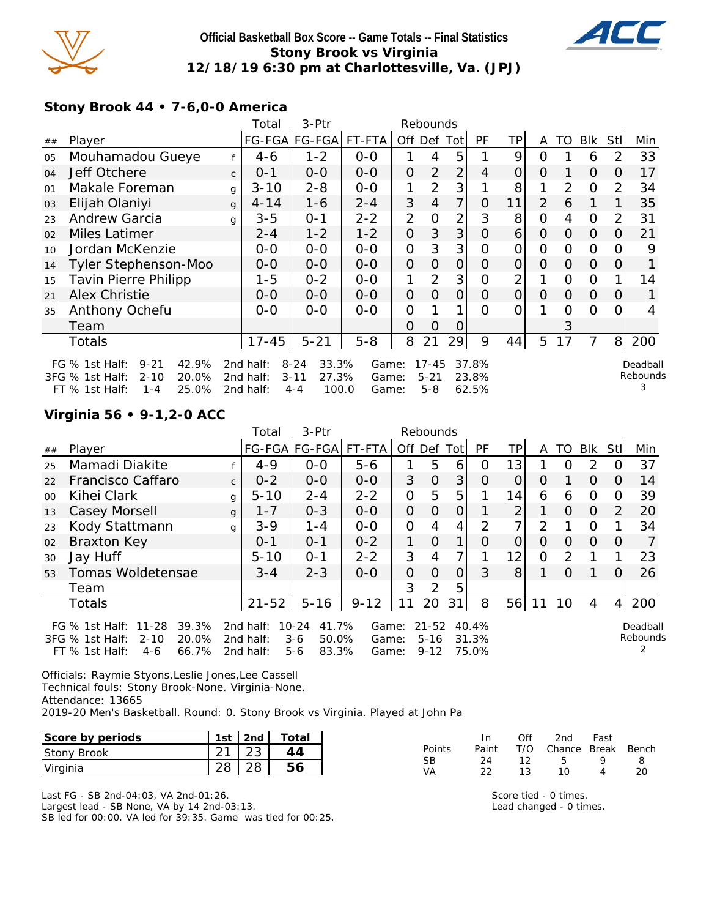# Official Basketball Box Score -- Game Totals -- Final Statistics
## Stony Brook vs Virginia
## 12/18/19 6:30 pm at Charlottesville, Va. (JPJ)

### Stony Brook 44 • 7-6,0-0 America

| ## | Player | | Total FG-FGA | 3-Ptr FG-FGA | FT-FTA | Rebounds Off | Def | Tot | PF | TP | A | TO | Blk | Stl | Min |
|---|---|---|---|---|---|---|---|---|---|---|---|---|---|---|---|
| 05 | Mouhamadou Gueye | f | 4-6 | 1-2 | 0-0 | 1 | 4 | 5 | 1 | 9 | 0 | 1 | 6 | 2 | 33 |
| 04 | Jeff Otchere | c | 0-1 | 0-0 | 0-0 | 0 | 2 | 2 | 4 | 0 | 0 | 1 | 0 | 0 | 17 |
| 01 | Makale Foreman | g | 3-10 | 2-8 | 0-0 | 1 | 2 | 3 | 1 | 8 | 1 | 2 | 0 | 2 | 34 |
| 03 | Elijah Olaniyi | g | 4-14 | 1-6 | 2-4 | 3 | 4 | 7 | 0 | 11 | 2 | 6 | 1 | 1 | 35 |
| 23 | Andrew Garcia | g | 3-5 | 0-1 | 2-2 | 2 | 0 | 2 | 3 | 8 | 0 | 4 | 0 | 2 | 31 |
| 02 | Miles Latimer | | 2-4 | 1-2 | 1-2 | 0 | 3 | 3 | 0 | 6 | 0 | 0 | 0 | 0 | 21 |
| 10 | Jordan McKenzie | | 0-0 | 0-0 | 0-0 | 0 | 3 | 3 | 0 | 0 | 0 | 0 | 0 | 0 | 9 |
| 14 | Tyler Stephenson-Moo | | 0-0 | 0-0 | 0-0 | 0 | 0 | 0 | 0 | 0 | 0 | 0 | 0 | 0 | 1 |
| 15 | Tavin Pierre Philipp | | 1-5 | 0-2 | 0-0 | 1 | 2 | 3 | 0 | 2 | 1 | 0 | 0 | 1 | 14 |
| 21 | Alex Christie | | 0-0 | 0-0 | 0-0 | 0 | 0 | 0 | 0 | 0 | 0 | 0 | 0 | 0 | 1 |
| 35 | Anthony Ochefu | | 0-0 | 0-0 | 0-0 | 0 | 1 | 1 | 0 | 0 | 1 | 0 | 0 | 0 | 4 |
| | Team | | | | | 0 | 0 | 0 | | | | 3 | | | |
| | Totals | | 17-45 | 5-21 | 5-8 | 8 | 21 | 29 | 9 | 44 | 5 | 17 | 7 | 8 | 200 |

FG % 1st Half: 9-21 42.9% 2nd half: 8-24 33.3% Game: 17-45 37.8%
3FG % 1st Half: 2-10 20.0% 2nd half: 3-11 27.3% Game: 5-21 23.8%
FT % 1st Half: 1-4 25.0% 2nd half: 4-4 100.0 Game: 5-8 62.5%

Deadball Rebounds 3

### Virginia 56 • 9-1,2-0 ACC

| ## | Player | | Total FG-FGA | 3-Ptr FG-FGA | FT-FTA | Rebounds Off | Def | Tot | PF | TP | A | TO | Blk | Stl | Min |
|---|---|---|---|---|---|---|---|---|---|---|---|---|---|---|---|
| 25 | Mamadi Diakite | f | 4-9 | 0-0 | 5-6 | 1 | 5 | 6 | 0 | 13 | 1 | 0 | 2 | 0 | 37 |
| 22 | Francisco Caffaro | c | 0-2 | 0-0 | 0-0 | 3 | 0 | 3 | 0 | 0 | 0 | 1 | 0 | 0 | 14 |
| 00 | Kihei Clark | g | 5-10 | 2-4 | 2-2 | 0 | 5 | 5 | 1 | 14 | 6 | 6 | 0 | 0 | 39 |
| 13 | Casey Morsell | g | 1-7 | 0-3 | 0-0 | 0 | 0 | 0 | 1 | 2 | 1 | 0 | 0 | 2 | 20 |
| 23 | Kody Stattmann | g | 3-9 | 1-4 | 0-0 | 0 | 4 | 4 | 2 | 7 | 2 | 1 | 0 | 1 | 34 |
| 02 | Braxton Key | | 0-1 | 0-1 | 0-2 | 1 | 0 | 1 | 0 | 0 | 0 | 0 | 0 | 0 | 7 |
| 30 | Jay Huff | | 5-10 | 0-1 | 2-2 | 3 | 4 | 7 | 1 | 12 | 0 | 2 | 1 | 1 | 23 |
| 53 | Tomas Woldetensae | | 3-4 | 2-3 | 0-0 | 0 | 0 | 0 | 3 | 8 | 1 | 0 | 1 | 0 | 26 |
| | Team | | | | | 3 | 2 | 5 | | | | | | | |
| | Totals | | 21-52 | 5-16 | 9-12 | 11 | 20 | 31 | 8 | 56 | 11 | 10 | 4 | 4 | 200 |

FG % 1st Half: 11-28 39.3% 2nd half: 10-24 41.7% Game: 21-52 40.4%
3FG % 1st Half: 2-10 20.0% 2nd half: 3-6 50.0% Game: 5-16 31.3%
FT % 1st Half: 4-6 66.7% 2nd half: 5-6 83.3% Game: 9-12 75.0%

Deadball Rebounds 2

Officials: Raymie Styons,Leslie Jones,Lee Cassell
Technical fouls: Stony Brook-None. Virginia-None.
Attendance: 13665
2019-20 Men's Basketball. Round: 0. Stony Brook vs Virginia. Played at John Pa

| Score by periods | 1st | 2nd | Total |
|---|---|---|---|
| Stony Brook | 21 | 23 | 44 |
| Virginia | 28 | 28 | 56 |

| Points | In Paint | Off T/O | 2nd Chance | Fast Break | Bench |
|---|---|---|---|---|---|
| SB | 24 | 12 | 5 | 9 | 8 |
| VA | 22 | 13 | 10 | 4 | 20 |

Last FG - SB 2nd-04:03, VA 2nd-01:26.
Largest lead - SB None, VA by 14 2nd-03:13.
SB led for 00:00. VA led for 39:35. Game was tied for 00:25.

Score tied - 0 times.
Lead changed - 0 times.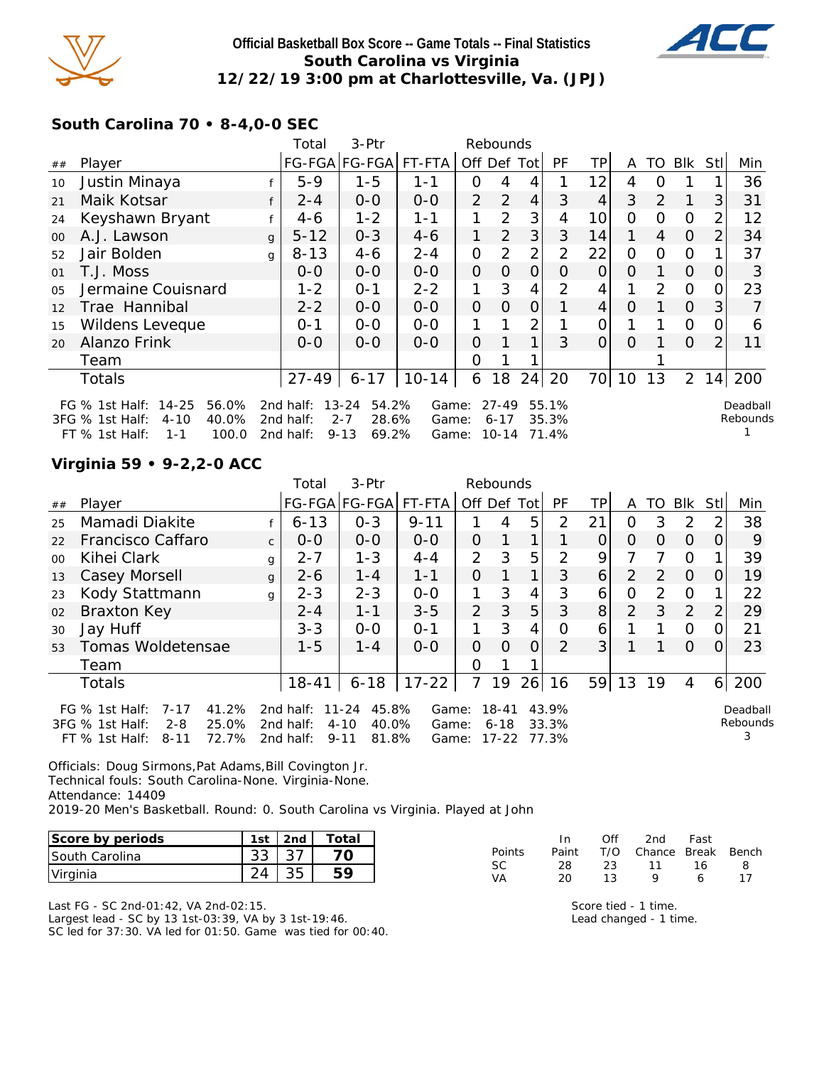# Official Basketball Box Score -- Game Totals -- Final Statistics
## South Carolina vs Virginia
## 12/22/19 3:00 pm at Charlottesville, Va. (JPJ)

### South Carolina 70 • 8-4,0-0 SEC

| ## | Player | | Total FG-FGA | 3-Ptr FG-FGA | FT-FTA | Off | Def | Tot | PF | TP | A | TO | Blk | Stl | Min |
|---|---|---|---|---|---|---|---|---|---|---|---|---|---|---|---|
| 10 | Justin Minaya | f | 5-9 | 1-5 | 1-1 | 0 | 4 | 4 | 1 | 12 | 4 | 0 | 1 | 1 | 36 |
| 21 | Maik Kotsar | f | 2-4 | 0-0 | 0-0 | 2 | 2 | 4 | 3 | 4 | 3 | 2 | 1 | 3 | 31 |
| 24 | Keyshawn Bryant | f | 4-6 | 1-2 | 1-1 | 1 | 2 | 3 | 4 | 10 | 0 | 0 | 0 | 2 | 12 |
| 00 | A.J. Lawson | g | 5-12 | 0-3 | 4-6 | 1 | 2 | 3 | 3 | 14 | 1 | 4 | 0 | 2 | 34 |
| 52 | Jair Bolden | g | 8-13 | 4-6 | 2-4 | 0 | 2 | 2 | 2 | 22 | 0 | 0 | 0 | 1 | 37 |
| 01 | T.J. Moss | | 0-0 | 0-0 | 0-0 | 0 | 0 | 0 | 0 | 0 | 0 | 1 | 0 | 0 | 3 |
| 05 | Jermaine Couisnard | | 1-2 | 0-1 | 2-2 | 1 | 3 | 4 | 2 | 4 | 1 | 2 | 0 | 0 | 23 |
| 12 | Trae Hannibal | | 2-2 | 0-0 | 0-0 | 0 | 0 | 0 | 1 | 4 | 0 | 1 | 0 | 3 | 7 |
| 15 | Wildens Leveque | | 0-1 | 0-0 | 0-0 | 1 | 1 | 2 | 1 | 0 | 1 | 1 | 0 | 0 | 6 |
| 20 | Alanzo Frink | | 0-0 | 0-0 | 0-0 | 0 | 1 | 1 | 3 | 0 | 0 | 1 | 0 | 2 | 11 |
| | Team | | | | | 0 | 1 | 1 | | | | 1 | | | |
| | Totals | | 27-49 | 6-17 | 10-14 | 6 | 18 | 24 | 20 | 70 | 10 | 13 | 2 | 14 | 200 |

FG % 1st Half: 14-25 56.0% 2nd half: 13-24 54.2% Game: 27-49 55.1%
3FG % 1st Half: 4-10 40.0% 2nd half: 2-7 28.6% Game: 6-17 35.3%
FT % 1st Half: 1-1 100.0 2nd half: 9-13 69.2% Game: 10-14 71.4%

Deadball Rebounds 1

### Virginia 59 • 9-2,2-0 ACC

| ## | Player | | Total FG-FGA | 3-Ptr FG-FGA | FT-FTA | Off | Def | Tot | PF | TP | A | TO | Blk | Stl | Min |
|---|---|---|---|---|---|---|---|---|---|---|---|---|---|---|---|
| 25 | Mamadi Diakite | f | 6-13 | 0-3 | 9-11 | 1 | 4 | 5 | 2 | 21 | 0 | 3 | 2 | 2 | 38 |
| 22 | Francisco Caffaro | c | 0-0 | 0-0 | 0-0 | 0 | 1 | 1 | 1 | 0 | 0 | 0 | 0 | 0 | 9 |
| 00 | Kihei Clark | g | 2-7 | 1-3 | 4-4 | 2 | 3 | 5 | 2 | 9 | 7 | 7 | 0 | 1 | 39 |
| 13 | Casey Morsell | g | 2-6 | 1-4 | 1-1 | 0 | 1 | 1 | 3 | 6 | 2 | 2 | 0 | 0 | 19 |
| 23 | Kody Stattmann | g | 2-3 | 2-3 | 0-0 | 1 | 3 | 4 | 3 | 6 | 0 | 2 | 0 | 1 | 22 |
| 02 | Braxton Key | | 2-4 | 1-1 | 3-5 | 2 | 3 | 5 | 3 | 8 | 2 | 3 | 2 | 2 | 29 |
| 30 | Jay Huff | | 3-3 | 0-0 | 0-1 | 1 | 3 | 4 | 0 | 6 | 1 | 1 | 0 | 0 | 21 |
| 53 | Tomas Woldetensae | | 1-5 | 1-4 | 0-0 | 0 | 0 | 0 | 2 | 3 | 1 | 1 | 0 | 0 | 23 |
| | Team | | | | | 0 | 1 | 1 | | | | | | | |
| | Totals | | 18-41 | 6-18 | 17-22 | 7 | 19 | 26 | 16 | 59 | 13 | 19 | 4 | 6 | 200 |

FG % 1st Half: 7-17 41.2% 2nd half: 11-24 45.8% Game: 18-41 43.9%
3FG % 1st Half: 2-8 25.0% 2nd half: 4-10 40.0% Game: 6-18 33.3%
FT % 1st Half: 8-11 72.7% 2nd half: 9-11 81.8% Game: 17-22 77.3%

Deadball Rebounds 3

Officials: Doug Sirmons,Pat Adams,Bill Covington Jr.
Technical fouls: South Carolina-None. Virginia-None.
Attendance: 14409
2019-20 Men's Basketball. Round: 0. South Carolina vs Virginia. Played at John

| Score by periods | 1st | 2nd | Total |
|---|---|---|---|
| South Carolina | 33 | 37 | 70 |
| Virginia | 24 | 35 | 59 |

| Points | In Paint | Off T/O | 2nd Chance | Fast Break | Bench |
|---|---|---|---|---|---|
| SC | 28 | 23 | 11 | 16 | 8 |
| VA | 20 | 13 | 9 | 6 | 17 |

Last FG - SC 2nd-01:42, VA 2nd-02:15.
Largest lead - SC by 13 1st-03:39, VA by 3 1st-19:46.
SC led for 37:30. VA led for 01:50. Game was tied for 00:40.

Score tied - 1 time.
Lead changed - 1 time.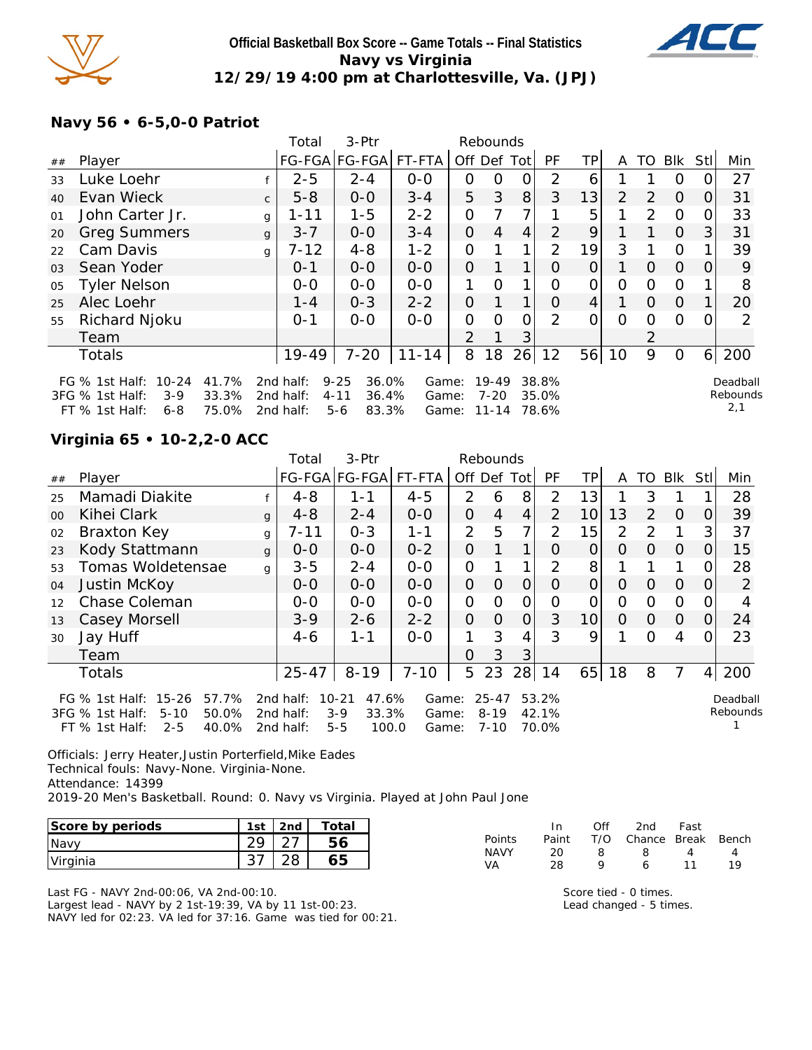# Official Basketball Box Score -- Game Totals -- Final Statistics
## Navy vs Virginia
### 12/29/19 4:00 pm at Charlottesville, Va. (JPJ)

## Navy 56 • 6-5,0-0 Patriot

| ## | Player | | Total FG-FGA | 3-Ptr FG-FGA | FT-FTA | Off | Def | Tot | PF | TP | A | TO | Blk | Stl | Min |
|---|---|---|---|---|---|---|---|---|---|---|---|---|---|---|---|
| 33 | Luke Loehr | f | 2-5 | 2-4 | 0-0 | 0 | 0 | 0 | 2 | 6 | 1 | 1 | 0 | 0 | 27 |
| 40 | Evan Wieck | c | 5-8 | 0-0 | 3-4 | 5 | 3 | 8 | 3 | 13 | 2 | 2 | 0 | 0 | 31 |
| 01 | John Carter Jr. | g | 1-11 | 1-5 | 2-2 | 0 | 7 | 7 | 1 | 5 | 1 | 2 | 0 | 0 | 33 |
| 20 | Greg Summers | g | 3-7 | 0-0 | 3-4 | 0 | 4 | 4 | 2 | 9 | 1 | 1 | 0 | 3 | 31 |
| 22 | Cam Davis | g | 7-12 | 4-8 | 1-2 | 0 | 1 | 1 | 2 | 19 | 3 | 1 | 0 | 1 | 39 |
| 03 | Sean Yoder | | 0-1 | 0-0 | 0-0 | 0 | 1 | 1 | 0 | 0 | 1 | 0 | 0 | 0 | 9 |
| 05 | Tyler Nelson | | 0-0 | 0-0 | 0-0 | 1 | 0 | 1 | 0 | 0 | 0 | 0 | 0 | 1 | 8 |
| 25 | Alec Loehr | | 1-4 | 0-3 | 2-2 | 0 | 1 | 1 | 0 | 4 | 1 | 0 | 0 | 1 | 20 |
| 55 | Richard Njoku | | 0-1 | 0-0 | 0-0 | 0 | 0 | 0 | 2 | 0 | 0 | 0 | 0 | 0 | 2 |
| | Team | | | | | 2 | 1 | 3 | | | | 2 | | | |
| | Totals | | 19-49 | 7-20 | 11-14 | 8 | 18 | 26 | 12 | 56 | 10 | 9 | 0 | 6 | 200 |

FG % 1st Half: 10-24 41.7% 2nd half: 9-25 36.0% Game: 19-49 38.8%
3FG % 1st Half: 3-9 33.3% 2nd half: 4-11 36.4% Game: 7-20 35.0%
FT % 1st Half: 6-8 75.0% 2nd half: 5-6 83.3% Game: 11-14 78.6%

Deadball Rebounds 2,1

## Virginia 65 • 10-2,2-0 ACC

| ## | Player | | Total FG-FGA | 3-Ptr FG-FGA | FT-FTA | Off | Def | Tot | PF | TP | A | TO | Blk | Stl | Min |
|---|---|---|---|---|---|---|---|---|---|---|---|---|---|---|---|
| 25 | Mamadi Diakite | f | 4-8 | 1-1 | 4-5 | 2 | 6 | 8 | 2 | 13 | 1 | 3 | 1 | 1 | 28 |
| 00 | Kihei Clark | g | 4-8 | 2-4 | 0-0 | 0 | 4 | 4 | 2 | 10 | 13 | 2 | 0 | 0 | 39 |
| 02 | Braxton Key | g | 7-11 | 0-3 | 1-1 | 2 | 5 | 7 | 2 | 15 | 2 | 2 | 1 | 3 | 37 |
| 23 | Kody Stattmann | g | 0-0 | 0-0 | 0-2 | 0 | 1 | 1 | 0 | 0 | 0 | 0 | 0 | 0 | 15 |
| 53 | Tomas Woldetensae | g | 3-5 | 2-4 | 0-0 | 0 | 1 | 1 | 2 | 8 | 1 | 1 | 1 | 0 | 28 |
| 04 | Justin McKoy | | 0-0 | 0-0 | 0-0 | 0 | 0 | 0 | 0 | 0 | 0 | 0 | 0 | 0 | 2 |
| 12 | Chase Coleman | | 0-0 | 0-0 | 0-0 | 0 | 0 | 0 | 0 | 0 | 0 | 0 | 0 | 0 | 4 |
| 13 | Casey Morsell | | 3-9 | 2-6 | 2-2 | 0 | 0 | 0 | 3 | 10 | 0 | 0 | 0 | 0 | 24 |
| 30 | Jay Huff | | 4-6 | 1-1 | 0-0 | 1 | 3 | 4 | 3 | 9 | 1 | 0 | 4 | 0 | 23 |
| | Team | | | | | 0 | 3 | 3 | | | | | | | |
| | Totals | | 25-47 | 8-19 | 7-10 | 5 | 23 | 28 | 14 | 65 | 18 | 8 | 7 | 4 | 200 |

FG % 1st Half: 15-26 57.7% 2nd half: 10-21 47.6% Game: 25-47 53.2%
3FG % 1st Half: 5-10 50.0% 2nd half: 3-9 33.3% Game: 8-19 42.1%
FT % 1st Half: 2-5 40.0% 2nd half: 5-5 100.0 Game: 7-10 70.0%

Deadball Rebounds 1

Officials: Jerry Heater,Justin Porterfield,Mike Eades
Technical fouls: Navy-None. Virginia-None.
Attendance: 14399
2019-20 Men's Basketball. Round: 0. Navy vs Virginia. Played at John Paul Jone

| Score by periods | 1st | 2nd | Total |
|---|---|---|---|
| Navy | 29 | 27 | 56 |
| Virginia | 37 | 28 | 65 |

| Points | In Paint | Off T/O | 2nd Chance | Fast Break | Bench |
|---|---|---|---|---|---|
| NAVY | 20 | 8 | 8 | 4 | 4 |
| VA | 28 | 9 | 6 | 11 | 19 |

Last FG - NAVY 2nd-00:06, VA 2nd-00:10.
Largest lead - NAVY by 2 1st-19:39, VA by 11 1st-00:23.
NAVY led for 02:23. VA led for 37:16. Game was tied for 00:21.

Score tied - 0 times.
Lead changed - 5 times.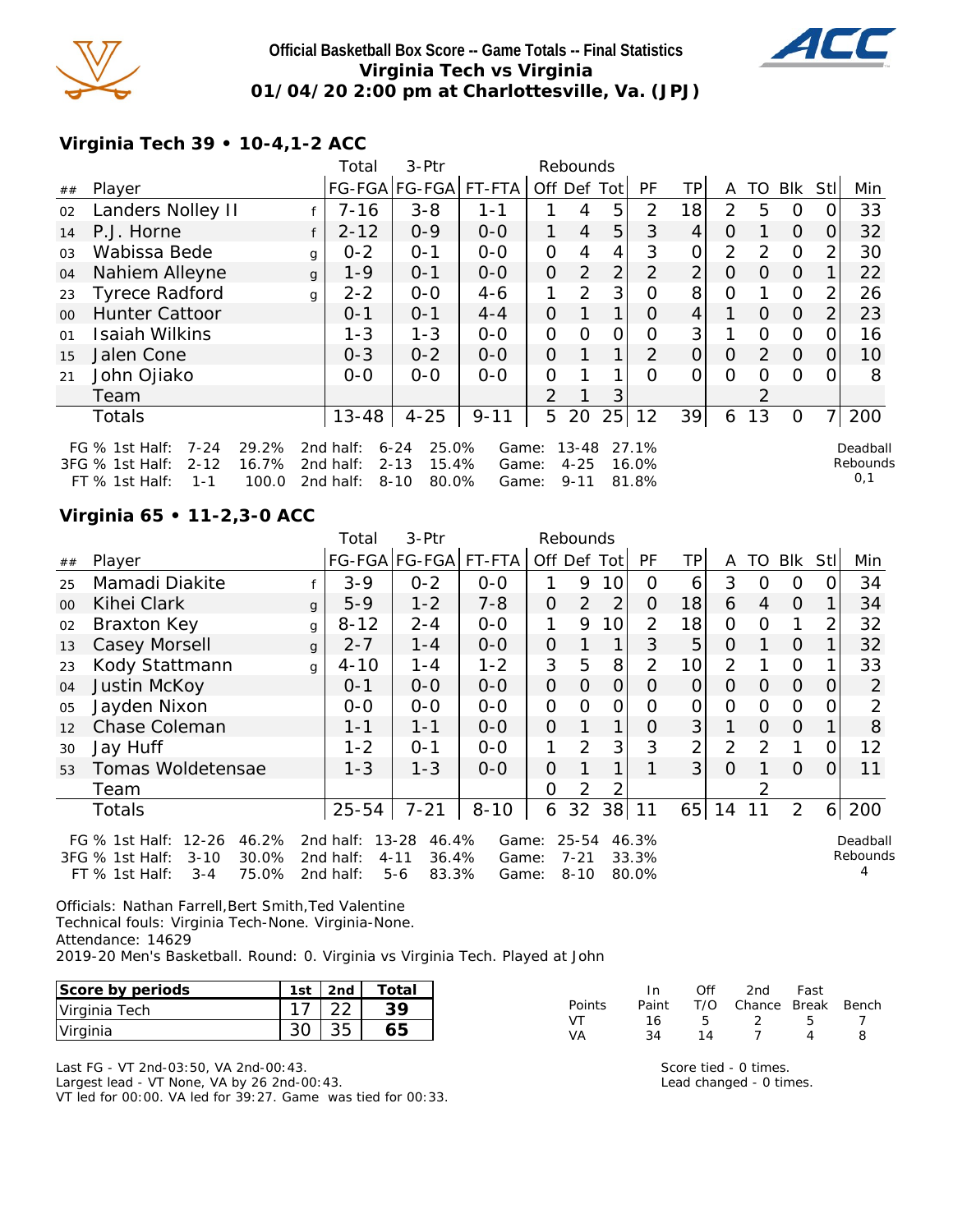**Official Basketball Box Score -- Game Totals -- Final Statistics**
**Virginia Tech vs Virginia**
**01/04/20 2:00 pm at Charlottesville, Va. (JPJ)**

### Virginia Tech 39 • 10-4,1-2 ACC

| ## | Player | | Total FG-FGA | 3-Ptr FG-FGA | FT-FTA | Off | Def | Tot | PF | TP | A | TO | Blk | Stl | Min |
|---|---|---|---|---|---|---|---|---|---|---|---|---|---|---|---|
| 02 | Landers Nolley II | f | 7-16 | 3-8 | 1-1 | 1 | 4 | 5 | 2 | 18 | 2 | 5 | 0 | 0 | 33 |
| 14 | P.J. Horne | f | 2-12 | 0-9 | 0-0 | 1 | 4 | 5 | 3 | 4 | 0 | 1 | 0 | 0 | 32 |
| 03 | Wabissa Bede | g | 0-2 | 0-1 | 0-0 | 0 | 4 | 4 | 3 | 0 | 2 | 2 | 0 | 2 | 30 |
| 04 | Nahiem Alleyne | g | 1-9 | 0-1 | 0-0 | 0 | 2 | 2 | 2 | 2 | 0 | 0 | 0 | 1 | 22 |
| 23 | Tyrece Radford | g | 2-2 | 0-0 | 4-6 | 1 | 2 | 3 | 0 | 8 | 0 | 1 | 0 | 2 | 26 |
| 00 | Hunter Cattoor | | 0-1 | 0-1 | 4-4 | 0 | 1 | 1 | 0 | 4 | 1 | 0 | 0 | 2 | 23 |
| 01 | Isaiah Wilkins | | 1-3 | 1-3 | 0-0 | 0 | 0 | 0 | 0 | 3 | 1 | 0 | 0 | 0 | 16 |
| 15 | Jalen Cone | | 0-3 | 0-2 | 0-0 | 0 | 1 | 1 | 2 | 0 | 0 | 2 | 0 | 0 | 10 |
| 21 | John Ojiako | | 0-0 | 0-0 | 0-0 | 0 | 1 | 1 | 0 | 0 | 0 | 0 | 0 | 0 | 8 |
| | Team | | | | | 2 | 1 | 3 | | | | 2 | | | |
| | Totals | | 13-48 | 4-25 | 9-11 | 5 | 20 | 25 | 12 | 39 | 6 | 13 | 0 | 7 | 200 |

FG % 1st Half: 7-24 29.2% | 2nd half: 6-24 25.0% | Game: 13-48 27.1%
3FG % 1st Half: 2-12 16.7% | 2nd half: 2-13 15.4% | Game: 4-25 16.0%
FT % 1st Half: 1-1 100.0 | 2nd half: 8-10 80.0% | Game: 9-11 81.8%

Deadball Rebounds: 0,1

### Virginia 65 • 11-2,3-0 ACC

| ## | Player | | Total FG-FGA | 3-Ptr FG-FGA | FT-FTA | Off | Def | Tot | PF | TP | A | TO | Blk | Stl | Min |
|---|---|---|---|---|---|---|---|---|---|---|---|---|---|---|---|
| 25 | Mamadi Diakite | f | 3-9 | 0-2 | 0-0 | 1 | 9 | 10 | 0 | 6 | 3 | 0 | 0 | 0 | 34 |
| 00 | Kihei Clark | g | 5-9 | 1-2 | 7-8 | 0 | 2 | 2 | 0 | 18 | 6 | 4 | 0 | 1 | 34 |
| 02 | Braxton Key | g | 8-12 | 2-4 | 0-0 | 1 | 9 | 10 | 2 | 18 | 0 | 0 | 1 | 2 | 32 |
| 13 | Casey Morsell | g | 2-7 | 1-4 | 0-0 | 0 | 1 | 1 | 3 | 5 | 0 | 1 | 0 | 1 | 32 |
| 23 | Kody Stattmann | g | 4-10 | 1-4 | 1-2 | 3 | 5 | 8 | 2 | 10 | 2 | 1 | 0 | 1 | 33 |
| 04 | Justin McKoy | | 0-1 | 0-0 | 0-0 | 0 | 0 | 0 | 0 | 0 | 0 | 0 | 0 | 0 | 2 |
| 05 | Jayden Nixon | | 0-0 | 0-0 | 0-0 | 0 | 0 | 0 | 0 | 0 | 0 | 0 | 0 | 0 | 2 |
| 12 | Chase Coleman | | 1-1 | 1-1 | 0-0 | 0 | 1 | 1 | 0 | 3 | 1 | 0 | 0 | 1 | 8 |
| 30 | Jay Huff | | 1-2 | 0-1 | 0-0 | 1 | 2 | 3 | 3 | 2 | 2 | 2 | 1 | 0 | 12 |
| 53 | Tomas Woldetensae | | 1-3 | 1-3 | 0-0 | 0 | 1 | 1 | 1 | 3 | 0 | 1 | 0 | 0 | 11 |
| | Team | | | | | 0 | 2 | 2 | | | | 2 | | | |
| | Totals | | 25-54 | 7-21 | 8-10 | 6 | 32 | 38 | 11 | 65 | 14 | 11 | 2 | 6 | 200 |

FG % 1st Half: 12-26 46.2% | 2nd half: 13-28 46.4% | Game: 25-54 46.3%
3FG % 1st Half: 3-10 30.0% | 2nd half: 4-11 36.4% | Game: 7-21 33.3%
FT % 1st Half: 3-4 75.0% | 2nd half: 5-6 83.3% | Game: 8-10 80.0%

Deadball Rebounds: 4

Officials: Nathan Farrell,Bert Smith,Ted Valentine
Technical fouls: Virginia Tech-None. Virginia-None.
Attendance: 14629
2019-20 Men's Basketball. Round: 0. Virginia vs Virginia Tech. Played at John

| Score by periods | 1st | 2nd | Total |
|---|---|---|---|
| Virginia Tech | 17 | 22 | 39 |
| Virginia | 30 | 35 | 65 |

| Points | In Paint | Off T/O | 2nd Chance | Fast Break | Bench |
|---|---|---|---|---|---|
| VT | 16 | 5 | 2 | 5 | 7 |
| VA | 34 | 14 | 7 | 4 | 8 |

Last FG - VT 2nd-03:50, VA 2nd-00:43.
Largest lead - VT None, VA by 26 2nd-00:43.
VT led for 00:00. VA led for 39:27. Game was tied for 00:33.

Score tied - 0 times.
Lead changed - 0 times.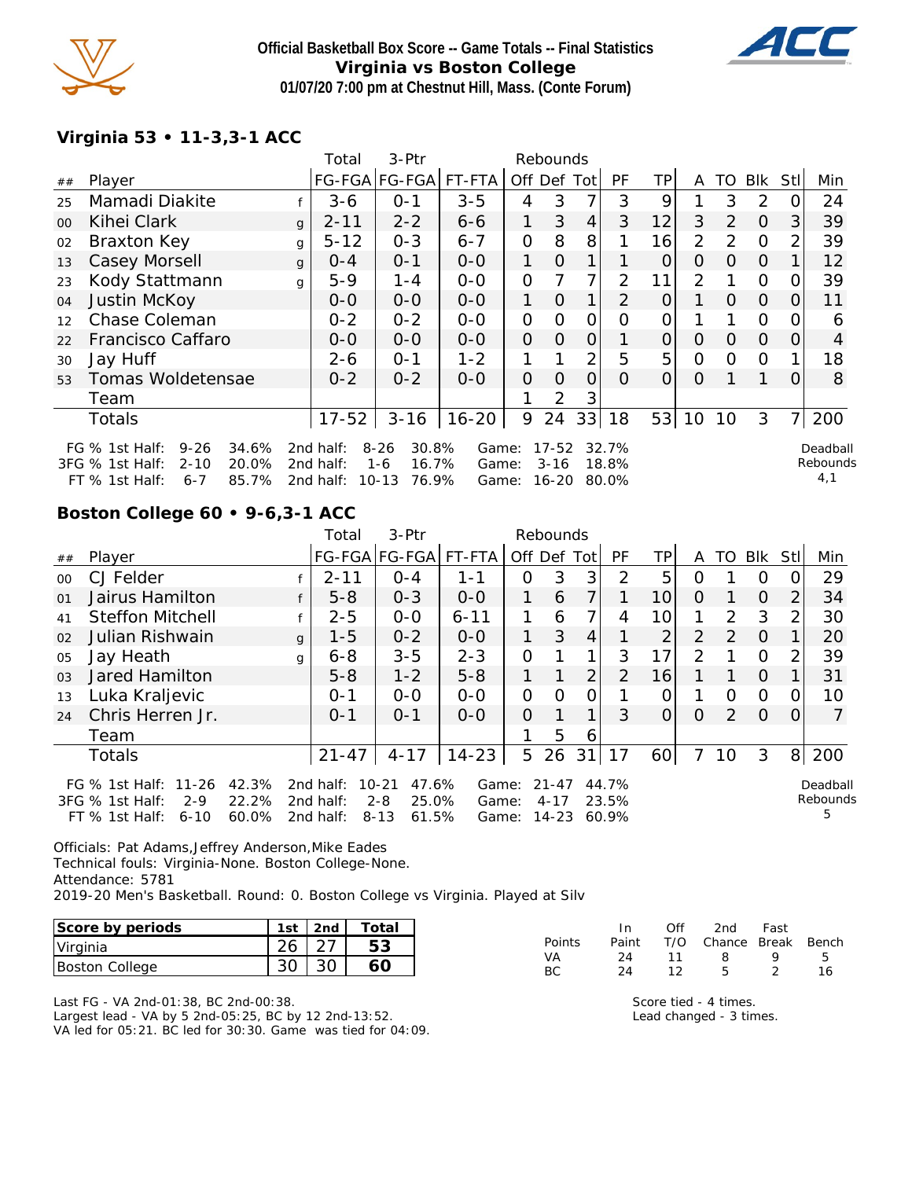**Official Basketball Box Score -- Game Totals -- Final Statistics**
**Virginia vs Boston College**
**01/07/20 7:00 pm at Chestnut Hill, Mass. (Conte Forum)**

## Virginia 53 • 11-3,3-1 ACC

| ## | Player | | Total FG-FGA | 3-Ptr FG-FGA | FT-FTA | Off | Def | Tot | PF | TP | A | TO | Blk | Stl | Min |
|---|---|---|---|---|---|---|---|---|---|---|---|---|---|---|---|
| 25 | Mamadi Diakite | f | 3-6 | 0-1 | 3-5 | 4 | 3 | 7 | 3 | 9 | 1 | 3 | 2 | 0 | 24 |
| 00 | Kihei Clark | g | 2-11 | 2-2 | 6-6 | 1 | 3 | 4 | 3 | 12 | 3 | 2 | 0 | 3 | 39 |
| 02 | Braxton Key | g | 5-12 | 0-3 | 6-7 | 0 | 8 | 8 | 1 | 16 | 2 | 2 | 0 | 2 | 39 |
| 13 | Casey Morsell | g | 0-4 | 0-1 | 0-0 | 1 | 0 | 1 | 1 | 0 | 0 | 0 | 0 | 1 | 12 |
| 23 | Kody Stattmann | g | 5-9 | 1-4 | 0-0 | 0 | 7 | 7 | 2 | 11 | 2 | 1 | 0 | 0 | 39 |
| 04 | Justin McKoy | | 0-0 | 0-0 | 0-0 | 1 | 0 | 1 | 2 | 0 | 1 | 0 | 0 | 0 | 11 |
| 12 | Chase Coleman | | 0-2 | 0-2 | 0-0 | 0 | 0 | 0 | 0 | 0 | 1 | 1 | 0 | 0 | 6 |
| 22 | Francisco Caffaro | | 0-0 | 0-0 | 0-0 | 0 | 0 | 0 | 1 | 0 | 0 | 0 | 0 | 0 | 4 |
| 30 | Jay Huff | | 2-6 | 0-1 | 1-2 | 1 | 1 | 2 | 5 | 5 | 0 | 0 | 0 | 1 | 18 |
| 53 | Tomas Woldetensae | | 0-2 | 0-2 | 0-0 | 0 | 0 | 0 | 0 | 0 | 0 | 1 | 1 | 0 | 8 |
| | Team | | | | | 1 | 2 | 3 | | | | | | | |
| | Totals | | 17-52 | 3-16 | 16-20 | 9 | 24 | 33 | 18 | 53 | 10 | 10 | 3 | 7 | 200 |

FG % 1st Half: 9-26 34.6% 2nd half: 8-26 30.8% Game: 17-52 32.7%
3FG % 1st Half: 2-10 20.0% 2nd half: 1-6 16.7% Game: 3-16 18.8%
FT % 1st Half: 6-7 85.7% 2nd half: 10-13 76.9% Game: 16-20 80.0%

Deadball Rebounds 4,1

## Boston College 60 • 9-6,3-1 ACC

| ## | Player | | Total FG-FGA | 3-Ptr FG-FGA | FT-FTA | Off | Def | Tot | PF | TP | A | TO | Blk | Stl | Min |
|---|---|---|---|---|---|---|---|---|---|---|---|---|---|---|---|
| 00 | CJ Felder | f | 2-11 | 0-4 | 1-1 | 0 | 3 | 3 | 2 | 5 | 0 | 1 | 0 | 0 | 29 |
| 01 | Jairus Hamilton | f | 5-8 | 0-3 | 0-0 | 1 | 6 | 7 | 1 | 10 | 0 | 1 | 0 | 2 | 34 |
| 41 | Steffon Mitchell | f | 2-5 | 0-0 | 6-11 | 1 | 6 | 7 | 4 | 10 | 1 | 2 | 3 | 2 | 30 |
| 02 | Julian Rishwain | g | 1-5 | 0-2 | 0-0 | 1 | 3 | 4 | 1 | 2 | 2 | 2 | 0 | 1 | 20 |
| 05 | Jay Heath | g | 6-8 | 3-5 | 2-3 | 0 | 1 | 1 | 3 | 17 | 2 | 1 | 0 | 2 | 39 |
| 03 | Jared Hamilton | | 5-8 | 1-2 | 5-8 | 1 | 1 | 2 | 2 | 16 | 1 | 1 | 0 | 1 | 31 |
| 13 | Luka Kraljevic | | 0-1 | 0-0 | 0-0 | 0 | 0 | 0 | 1 | 0 | 1 | 0 | 0 | 0 | 10 |
| 24 | Chris Herren Jr. | | 0-1 | 0-1 | 0-0 | 0 | 1 | 1 | 3 | 0 | 0 | 2 | 0 | 0 | 7 |
| | Team | | | | | 1 | 5 | 6 | | | | | | | |
| | Totals | | 21-47 | 4-17 | 14-23 | 5 | 26 | 31 | 17 | 60 | 7 | 10 | 3 | 8 | 200 |

FG % 1st Half: 11-26 42.3% 2nd half: 10-21 47.6% Game: 21-47 44.7%
3FG % 1st Half: 2-9 22.2% 2nd half: 2-8 25.0% Game: 4-17 23.5%
FT % 1st Half: 6-10 60.0% 2nd half: 8-13 61.5% Game: 14-23 60.9%

Deadball Rebounds 5

Officials: Pat Adams,Jeffrey Anderson,Mike Eades
Technical fouls: Virginia-None. Boston College-None.
Attendance: 5781
2019-20 Men's Basketball. Round: 0. Boston College vs Virginia. Played at Silv

| Score by periods | 1st | 2nd | Total |
|---|---|---|---|
| Virginia | 26 | 27 | 53 |
| Boston College | 30 | 30 | 60 |

| Points | In Paint | Off T/O | 2nd Chance | Fast Break | Bench |
|---|---|---|---|---|---|
| VA | 24 | 11 | 8 | 9 | 5 |
| BC | 24 | 12 | 5 | 2 | 16 |

Last FG - VA 2nd-01:38, BC 2nd-00:38.
Largest lead - VA by 5 2nd-05:25, BC by 12 2nd-13:52.
VA led for 05:21. BC led for 30:30. Game was tied for 04:09.

Score tied - 4 times.
Lead changed - 3 times.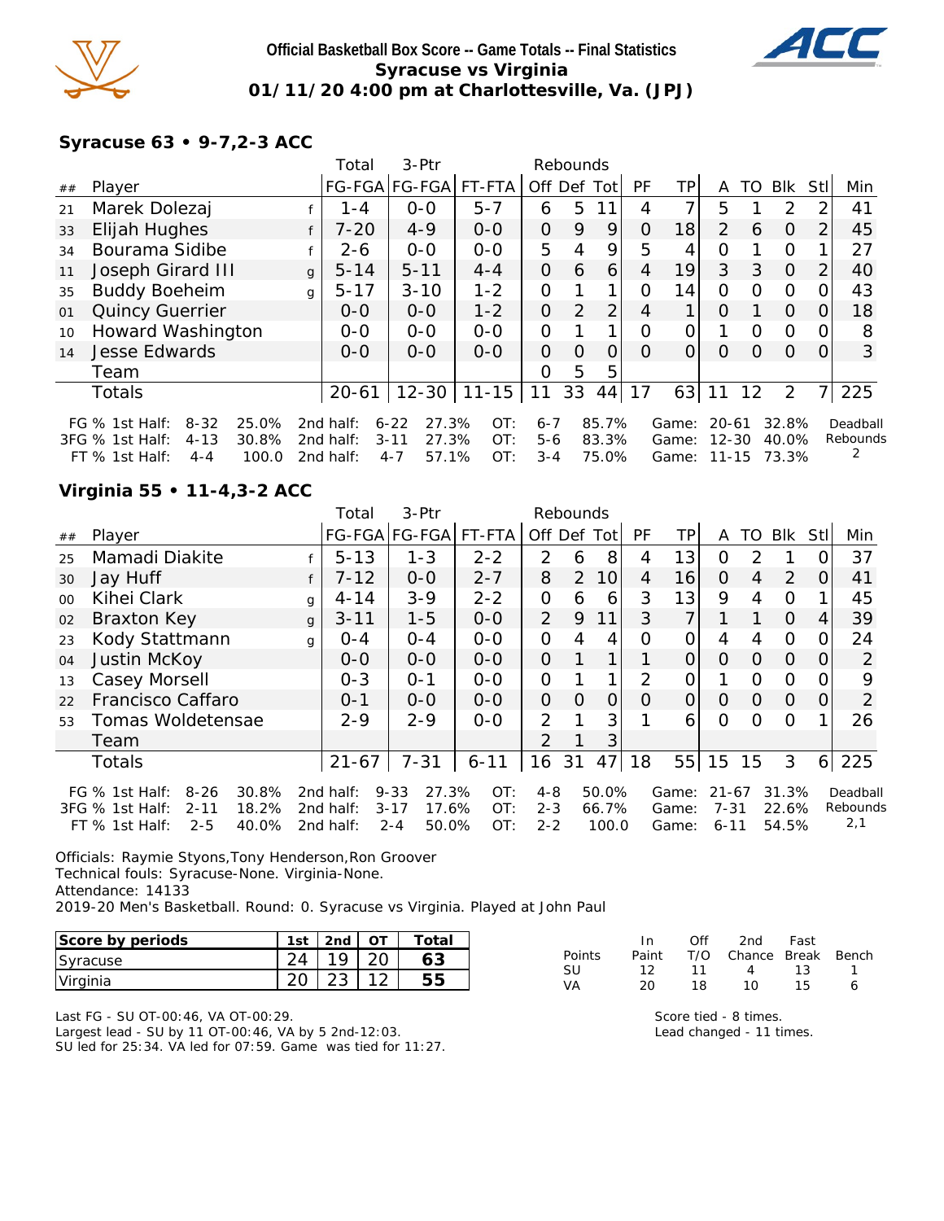# Official Basketball Box Score -- Game Totals -- Final Statistics
## Syracuse vs Virginia
### 01/11/20 4:00 pm at Charlottesville, Va. (JPJ)

### Syracuse 63 • 9-7,2-3 ACC

| ## | Player | | Total FG-FGA | 3-Ptr FG-FGA | FT-FTA | Rebounds Off | Def | Tot | PF | TP | A | TO | Blk | Stl | Min |
|---|---|---|---|---|---|---|---|---|---|---|---|---|---|---|---|
| 21 | Marek Dolezaj | f | 1-4 | 0-0 | 5-7 | 6 | 5 | 11 | 4 | 7 | 5 | 1 | 2 | 2 | 41 |
| 33 | Elijah Hughes | f | 7-20 | 4-9 | 0-0 | 0 | 9 | 9 | 0 | 18 | 2 | 6 | 0 | 2 | 45 |
| 34 | Bourama Sidibe | f | 2-6 | 0-0 | 0-0 | 5 | 4 | 9 | 5 | 4 | 0 | 1 | 0 | 1 | 27 |
| 11 | Joseph Girard III | g | 5-14 | 5-11 | 4-4 | 0 | 6 | 6 | 4 | 19 | 3 | 3 | 0 | 2 | 40 |
| 35 | Buddy Boeheim | g | 5-17 | 3-10 | 1-2 | 0 | 1 | 1 | 0 | 14 | 0 | 0 | 0 | 0 | 43 |
| 01 | Quincy Guerrier | | 0-0 | 0-0 | 1-2 | 0 | 2 | 2 | 4 | 1 | 0 | 1 | 0 | 0 | 18 |
| 10 | Howard Washington | | 0-0 | 0-0 | 0-0 | 0 | 1 | 1 | 0 | 0 | 1 | 0 | 0 | 0 | 8 |
| 14 | Jesse Edwards | | 0-0 | 0-0 | 0-0 | 0 | 0 | 0 | 0 | 0 | 0 | 0 | 0 | 0 | 3 |
| | Team | | | | | 0 | 5 | 5 | | | | | | | |
| | Totals | | 20-61 | 12-30 | 11-15 | 11 | 33 | 44 | 17 | 63 | 11 | 12 | 2 | 7 | 225 |

| | 1st Half | | 2nd half | | OT | | Game | | Deadball Rebounds |
|---|---|---|---|---|---|---|---|---|---|
| FG % | 8-32 | 25.0% | 6-22 | 27.3% | 6-7 | 85.7% | 20-61 | 32.8% | 2 |
| 3FG % | 4-13 | 30.8% | 3-11 | 27.3% | 5-6 | 83.3% | 12-30 | 40.0% | |
| FT % | 4-4 | 100.0 | 4-7 | 57.1% | 3-4 | 75.0% | 11-15 | 73.3% | |

### Virginia 55 • 11-4,3-2 ACC

| ## | Player | | Total FG-FGA | 3-Ptr FG-FGA | FT-FTA | Rebounds Off | Def | Tot | PF | TP | A | TO | Blk | Stl | Min |
|---|---|---|---|---|---|---|---|---|---|---|---|---|---|---|---|
| 25 | Mamadi Diakite | f | 5-13 | 1-3 | 2-2 | 2 | 6 | 8 | 4 | 13 | 0 | 2 | 1 | 0 | 37 |
| 30 | Jay Huff | f | 7-12 | 0-0 | 2-7 | 8 | 2 | 10 | 4 | 16 | 0 | 4 | 2 | 0 | 41 |
| 00 | Kihei Clark | g | 4-14 | 3-9 | 2-2 | 0 | 6 | 6 | 3 | 13 | 9 | 4 | 0 | 1 | 45 |
| 02 | Braxton Key | g | 3-11 | 1-5 | 0-0 | 2 | 9 | 11 | 3 | 7 | 1 | 1 | 0 | 4 | 39 |
| 23 | Kody Stattmann | g | 0-4 | 0-4 | 0-0 | 0 | 4 | 4 | 0 | 0 | 4 | 4 | 0 | 0 | 24 |
| 04 | Justin McKoy | | 0-0 | 0-0 | 0-0 | 0 | 1 | 1 | 1 | 0 | 0 | 0 | 0 | 0 | 2 |
| 13 | Casey Morsell | | 0-3 | 0-1 | 0-0 | 0 | 1 | 1 | 2 | 0 | 1 | 0 | 0 | 0 | 9 |
| 22 | Francisco Caffaro | | 0-1 | 0-0 | 0-0 | 0 | 0 | 0 | 0 | 0 | 0 | 0 | 0 | 0 | 2 |
| 53 | Tomas Woldetensae | | 2-9 | 2-9 | 0-0 | 2 | 1 | 3 | 1 | 6 | 0 | 0 | 0 | 1 | 26 |
| | Team | | | | | 2 | 1 | 3 | | | | | | | |
| | Totals | | 21-67 | 7-31 | 6-11 | 16 | 31 | 47 | 18 | 55 | 15 | 15 | 3 | 6 | 225 |

| | 1st Half | | 2nd half | | OT | | Game | | Deadball Rebounds |
|---|---|---|---|---|---|---|---|---|---|
| FG % | 8-26 | 30.8% | 9-33 | 27.3% | 4-8 | 50.0% | 21-67 | 31.3% | 2,1 |
| 3FG % | 2-11 | 18.2% | 3-17 | 17.6% | 2-3 | 66.7% | 7-31 | 22.6% | |
| FT % | 2-5 | 40.0% | 2-4 | 50.0% | 2-2 | 100.0 | 6-11 | 54.5% | |

Officials: Raymie Styons,Tony Henderson,Ron Groover
Technical fouls: Syracuse-None. Virginia-None.
Attendance: 14133
2019-20 Men's Basketball. Round: 0. Syracuse vs Virginia. Played at John Paul

| Score by periods | 1st | 2nd | OT | Total |
|---|---|---|---|---|
| Syracuse | 24 | 19 | 20 | 63 |
| Virginia | 20 | 23 | 12 | 55 |

| Points | In Paint | Off T/O | 2nd Chance | Fast Break | Bench |
|---|---|---|---|---|---|
| SU | 12 | 11 | 4 | 13 | 1 |
| VA | 20 | 18 | 10 | 15 | 6 |

Last FG - SU OT-00:46, VA OT-00:29.
Largest lead - SU by 11 OT-00:46, VA by 5 2nd-12:03.
SU led for 25:34. VA led for 07:59. Game was tied for 11:27.

Score tied - 8 times.
Lead changed - 11 times.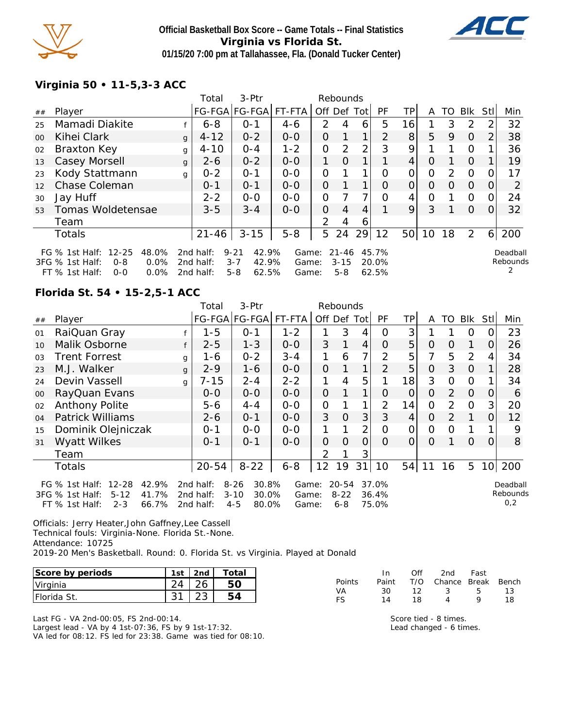# Official Basketball Box Score -- Game Totals -- Final Statistics
## Virginia vs Florida St.
### 01/15/20 7:00 pm at Tallahassee, Fla. (Donald Tucker Center)

### Virginia 50 • 11-5,3-3 ACC

| ## | Player | | Total FG-FGA | 3-Ptr FG-FGA | FT-FTA | Rebounds Off | Def | Tot | PF | TP | A | TO | Blk | Stl | Min |
|---|---|---|---|---|---|---|---|---|---|---|---|---|---|---|---|
| 25 | Mamadi Diakite | f | 6-8 | 0-1 | 4-6 | 2 | 4 | 6 | 5 | 16 | 1 | 3 | 2 | 2 | 32 |
| 00 | Kihei Clark | g | 4-12 | 0-2 | 0-0 | 0 | 1 | 1 | 2 | 8 | 5 | 9 | 0 | 2 | 38 |
| 02 | Braxton Key | g | 4-10 | 0-4 | 1-2 | 0 | 2 | 2 | 3 | 9 | 1 | 1 | 0 | 1 | 36 |
| 13 | Casey Morsell | g | 2-6 | 0-2 | 0-0 | 1 | 0 | 1 | 1 | 4 | 0 | 1 | 0 | 1 | 19 |
| 23 | Kody Stattmann | g | 0-2 | 0-1 | 0-0 | 0 | 1 | 1 | 0 | 0 | 0 | 2 | 0 | 0 | 17 |
| 12 | Chase Coleman | | 0-1 | 0-1 | 0-0 | 0 | 1 | 1 | 0 | 0 | 0 | 0 | 0 | 0 | 2 |
| 30 | Jay Huff | | 2-2 | 0-0 | 0-0 | 0 | 7 | 7 | 0 | 4 | 0 | 1 | 0 | 0 | 24 |
| 53 | Tomas Woldetensae | | 3-5 | 3-4 | 0-0 | 0 | 4 | 4 | 1 | 9 | 3 | 1 | 0 | 0 | 32 |
| | Team | | | | | 2 | 4 | 6 | | | | | | | |
| | Totals | | 21-46 | 3-15 | 5-8 | 5 | 24 | 29 | 12 | 50 | 10 | 18 | 2 | 6 | 200 |

FG % 1st Half: 12-25 48.0% 2nd half: 9-21 42.9% Game: 21-46 45.7%
3FG % 1st Half: 0-8 0.0% 2nd half: 3-7 42.9% Game: 3-15 20.0%
FT % 1st Half: 0-0 0.0% 2nd half: 5-8 62.5% Game: 5-8 62.5%

Deadball Rebounds 2

### Florida St. 54 • 15-2,5-1 ACC

| ## | Player | | Total FG-FGA | 3-Ptr FG-FGA | FT-FTA | Rebounds Off | Def | Tot | PF | TP | A | TO | Blk | Stl | Min |
|---|---|---|---|---|---|---|---|---|---|---|---|---|---|---|---|
| 01 | RaiQuan Gray | f | 1-5 | 0-1 | 1-2 | 1 | 3 | 4 | 0 | 3 | 1 | 1 | 0 | 0 | 23 |
| 10 | Malik Osborne | f | 2-5 | 1-3 | 0-0 | 3 | 1 | 4 | 0 | 5 | 0 | 0 | 1 | 0 | 26 |
| 03 | Trent Forrest | g | 1-6 | 0-2 | 3-4 | 1 | 6 | 7 | 2 | 5 | 7 | 5 | 2 | 4 | 34 |
| 23 | M.J. Walker | g | 2-9 | 1-6 | 0-0 | 0 | 1 | 1 | 2 | 5 | 0 | 3 | 0 | 1 | 28 |
| 24 | Devin Vassell | g | 7-15 | 2-4 | 2-2 | 1 | 4 | 5 | 1 | 18 | 3 | 0 | 0 | 1 | 34 |
| 00 | RayQuan Evans | | 0-0 | 0-0 | 0-0 | 0 | 1 | 1 | 0 | 0 | 0 | 2 | 0 | 0 | 6 |
| 02 | Anthony Polite | | 5-6 | 4-4 | 0-0 | 0 | 1 | 1 | 2 | 14 | 0 | 2 | 0 | 3 | 20 |
| 04 | Patrick Williams | | 2-6 | 0-1 | 0-0 | 3 | 0 | 3 | 3 | 4 | 0 | 2 | 1 | 0 | 12 |
| 15 | Dominik Olejniczak | | 0-1 | 0-0 | 0-0 | 1 | 1 | 2 | 0 | 0 | 0 | 0 | 1 | 1 | 9 |
| 31 | Wyatt Wilkes | | 0-1 | 0-1 | 0-0 | 0 | 0 | 0 | 0 | 0 | 0 | 1 | 0 | 0 | 8 |
| | Team | | | | | 2 | 1 | 3 | | | | | | | |
| | Totals | | 20-54 | 8-22 | 6-8 | 12 | 19 | 31 | 10 | 54 | 11 | 16 | 5 | 10 | 200 |

FG % 1st Half: 12-28 42.9% 2nd half: 8-26 30.8% Game: 20-54 37.0%
3FG % 1st Half: 5-12 41.7% 2nd half: 3-10 30.0% Game: 8-22 36.4%
FT % 1st Half: 2-3 66.7% 2nd half: 4-5 80.0% Game: 6-8 75.0%

Deadball Rebounds 0,2

Officials: Jerry Heater,John Gaffney,Lee Cassell
Technical fouls: Virginia-None. Florida St.-None.
Attendance: 10725
2019-20 Men's Basketball. Round: 0. Florida St. vs Virginia. Played at Donald

| Score by periods | 1st | 2nd | Total |
|---|---|---|---|
| Virginia | 24 | 26 | 50 |
| Florida St. | 31 | 23 | 54 |

| Points | In Paint | Off T/O | 2nd Chance | Fast Break | Bench |
|---|---|---|---|---|---|
| VA | 30 | 12 | 3 | 5 | 13 |
| FS | 14 | 18 | 4 | 9 | 18 |

Last FG - VA 2nd-00:05, FS 2nd-00:14.
Largest lead - VA by 4 1st-07:36, FS by 9 1st-17:32.
VA led for 08:12. FS led for 23:38. Game was tied for 08:10.

Score tied - 8 times.
Lead changed - 6 times.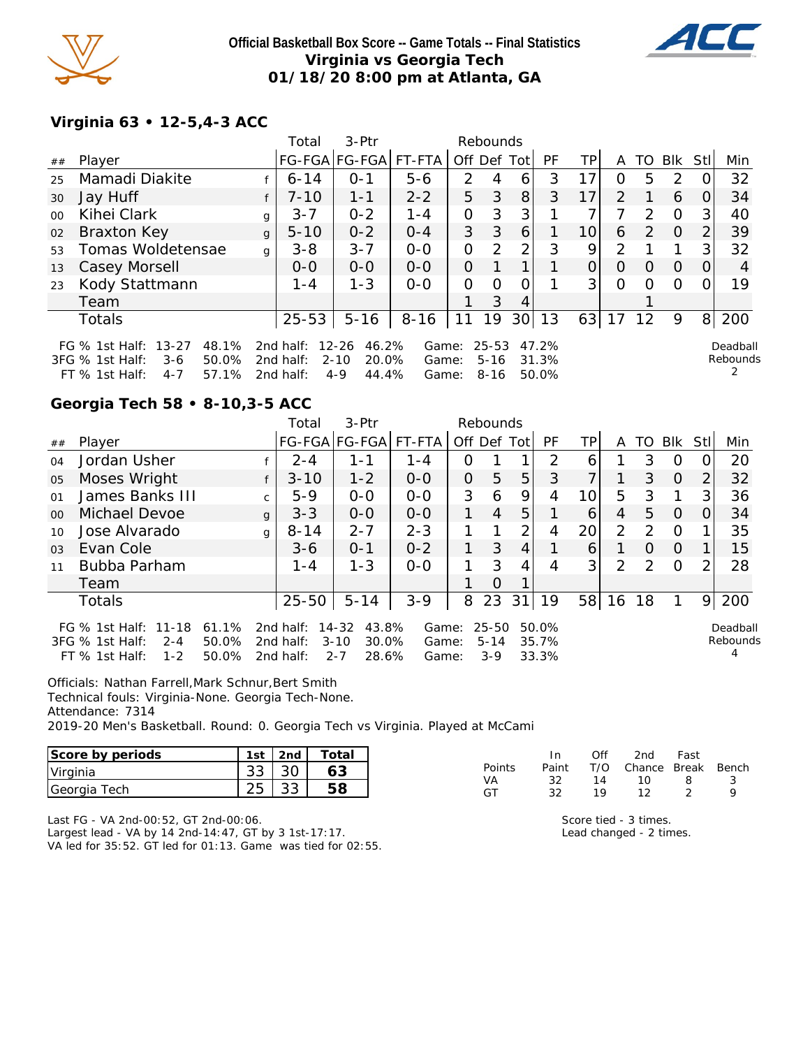**Official Basketball Box Score -- Game Totals -- Final Statistics**
**Virginia vs Georgia Tech**
**01/18/20 8:00 pm at Atlanta, GA**

## Virginia 63 • 12-5,4-3 ACC

| ## | Player | | Total FG-FGA | 3-Ptr FG-FGA | FT-FTA | Off | Def | Tot | PF | TP | A | TO | Blk | Stl | Min |
|---|---|---|---|---|---|---|---|---|---|---|---|---|---|---|---|
| 25 | Mamadi Diakite | f | 6-14 | 0-1 | 5-6 | 2 | 4 | 6 | 3 | 17 | 0 | 5 | 2 | 0 | 32 |
| 30 | Jay Huff | f | 7-10 | 1-1 | 2-2 | 5 | 3 | 8 | 3 | 17 | 2 | 1 | 6 | 0 | 34 |
| 00 | Kihei Clark | g | 3-7 | 0-2 | 1-4 | 0 | 3 | 3 | 1 | 7 | 7 | 2 | 0 | 3 | 40 |
| 02 | Braxton Key | g | 5-10 | 0-2 | 0-4 | 3 | 3 | 6 | 1 | 10 | 6 | 2 | 0 | 2 | 39 |
| 53 | Tomas Woldetensae | g | 3-8 | 3-7 | 0-0 | 0 | 2 | 2 | 3 | 9 | 2 | 1 | 1 | 3 | 32 |
| 13 | Casey Morsell | | 0-0 | 0-0 | 0-0 | 0 | 1 | 1 | 1 | 0 | 0 | 0 | 0 | 0 | 4 |
| 23 | Kody Stattmann | | 1-4 | 1-3 | 0-0 | 0 | 0 | 0 | 1 | 3 | 0 | 0 | 0 | 0 | 19 |
| | Team | | | | | 1 | 3 | 4 | | | | 1 | | | |
| | Totals | | 25-53 | 5-16 | 8-16 | 11 | 19 | 30 | 13 | 63 | 17 | 12 | 9 | 8 | 200 |

FG % 1st Half: 13-27 48.1% | 2nd half: 12-26 46.2% | Game: 25-53 47.2%
3FG % 1st Half: 3-6 50.0% | 2nd half: 2-10 20.0% | Game: 5-16 31.3%
FT % 1st Half: 4-7 57.1% | 2nd half: 4-9 44.4% | Game: 8-16 50.0%

Deadball Rebounds: 2

## Georgia Tech 58 • 8-10,3-5 ACC

| ## | Player | | Total FG-FGA | 3-Ptr FG-FGA | FT-FTA | Off | Def | Tot | PF | TP | A | TO | Blk | Stl | Min |
|---|---|---|---|---|---|---|---|---|---|---|---|---|---|---|---|
| 04 | Jordan Usher | f | 2-4 | 1-1 | 1-4 | 0 | 1 | 1 | 2 | 6 | 1 | 3 | 0 | 0 | 20 |
| 05 | Moses Wright | f | 3-10 | 1-2 | 0-0 | 0 | 5 | 5 | 3 | 7 | 1 | 3 | 0 | 2 | 32 |
| 01 | James Banks III | c | 5-9 | 0-0 | 0-0 | 3 | 6 | 9 | 4 | 10 | 5 | 3 | 1 | 3 | 36 |
| 00 | Michael Devoe | g | 3-3 | 0-0 | 0-0 | 1 | 4 | 5 | 1 | 6 | 4 | 5 | 0 | 0 | 34 |
| 10 | Jose Alvarado | g | 8-14 | 2-7 | 2-3 | 1 | 1 | 2 | 4 | 20 | 2 | 2 | 0 | 1 | 35 |
| 03 | Evan Cole | | 3-6 | 0-1 | 0-2 | 1 | 3 | 4 | 1 | 6 | 1 | 0 | 0 | 1 | 15 |
| 11 | Bubba Parham | | 1-4 | 1-3 | 0-0 | 1 | 3 | 4 | 4 | 3 | 2 | 2 | 0 | 2 | 28 |
| | Team | | | | | 1 | 0 | 1 | | | | | | | |
| | Totals | | 25-50 | 5-14 | 3-9 | 8 | 23 | 31 | 19 | 58 | 16 | 18 | 1 | 9 | 200 |

FG % 1st Half: 11-18 61.1% | 2nd half: 14-32 43.8% | Game: 25-50 50.0%
3FG % 1st Half: 2-4 50.0% | 2nd half: 3-10 30.0% | Game: 5-14 35.7%
FT % 1st Half: 1-2 50.0% | 2nd half: 2-7 28.6% | Game: 3-9 33.3%

Deadball Rebounds: 4

Officials: Nathan Farrell,Mark Schnur,Bert Smith
Technical fouls: Virginia-None. Georgia Tech-None.
Attendance: 7314
2019-20 Men's Basketball. Round: 0. Georgia Tech vs Virginia. Played at McCami

| Score by periods | 1st | 2nd | Total |
|---|---|---|---|
| Virginia | 33 | 30 | 63 |
| Georgia Tech | 25 | 33 | 58 |

| Points | In Paint | Off T/O | 2nd Chance | Fast Break | Bench |
|---|---|---|---|---|---|
| VA | 32 | 14 | 10 | 8 | 3 |
| GT | 32 | 19 | 12 | 2 | 9 |

Last FG - VA 2nd-00:52, GT 2nd-00:06.
Largest lead - VA by 14 2nd-14:47, GT by 3 1st-17:17.
VA led for 35:52. GT led for 01:13. Game was tied for 02:55.

Score tied - 3 times.
Lead changed - 2 times.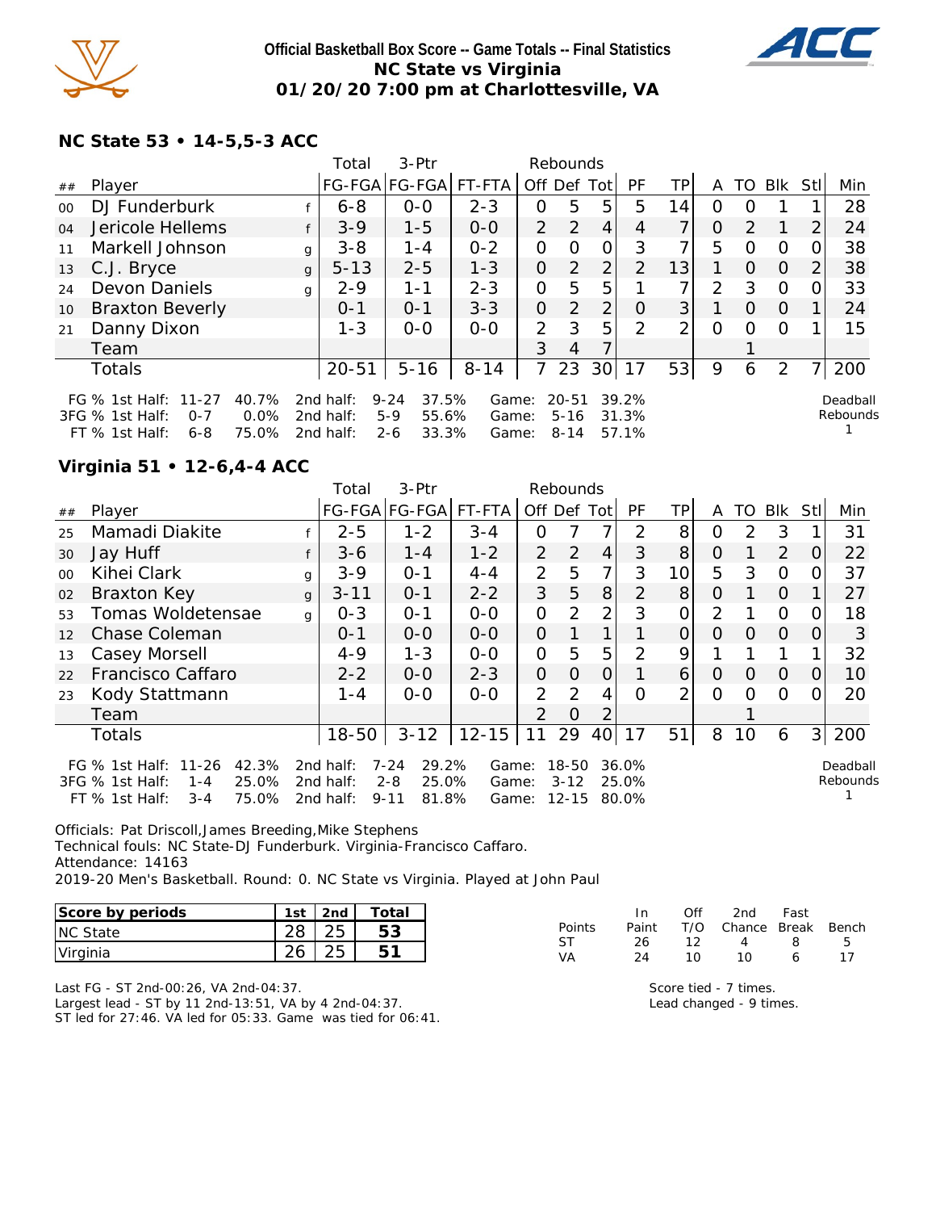**Official Basketball Box Score -- Game Totals -- Final Statistics**
**NC State vs Virginia**
**01/20/20 7:00 pm at Charlottesville, VA**

### NC State 53 • 14-5,5-3 ACC

| ## | Player | | Total FG-FGA | 3-Ptr FG-FGA | FT-FTA | Off | Def | Tot | PF | TP | A | TO | Blk | Stl | Min |
|---|---|---|---|---|---|---|---|---|---|---|---|---|---|---|---|
| 00 | DJ Funderburk | f | 6-8 | 0-0 | 2-3 | 0 | 5 | 5 | 5 | 14 | 0 | 0 | 1 | 1 | 28 |
| 04 | Jericole Hellems | f | 3-9 | 1-5 | 0-0 | 2 | 2 | 4 | 4 | 7 | 0 | 2 | 1 | 2 | 24 |
| 11 | Markell Johnson | g | 3-8 | 1-4 | 0-2 | 0 | 0 | 0 | 3 | 7 | 5 | 0 | 0 | 0 | 38 |
| 13 | C.J. Bryce | g | 5-13 | 2-5 | 1-3 | 0 | 2 | 2 | 2 | 13 | 1 | 0 | 0 | 2 | 38 |
| 24 | Devon Daniels | g | 2-9 | 1-1 | 2-3 | 0 | 5 | 5 | 1 | 7 | 2 | 3 | 0 | 0 | 33 |
| 10 | Braxton Beverly | | 0-1 | 0-1 | 3-3 | 0 | 2 | 2 | 0 | 3 | 1 | 0 | 0 | 1 | 24 |
| 21 | Danny Dixon | | 1-3 | 0-0 | 0-0 | 2 | 3 | 5 | 2 | 2 | 0 | 0 | 0 | 1 | 15 |
| | Team | | | | | 3 | 4 | 7 | | | | 1 | | | |
| | Totals | | 20-51 | 5-16 | 8-14 | 7 | 23 | 30 | 17 | 53 | 9 | 6 | 2 | 7 | 200 |

FG % 1st Half: 11-27 40.7% 2nd half: 9-24 37.5% Game: 20-51 39.2%
3FG % 1st Half: 0-7 0.0% 2nd half: 5-9 55.6% Game: 5-16 31.3%
FT % 1st Half: 6-8 75.0% 2nd half: 2-6 33.3% Game: 8-14 57.1%

Deadball Rebounds 1

### Virginia 51 • 12-6,4-4 ACC

| ## | Player | | Total FG-FGA | 3-Ptr FG-FGA | FT-FTA | Off | Def | Tot | PF | TP | A | TO | Blk | Stl | Min |
|---|---|---|---|---|---|---|---|---|---|---|---|---|---|---|---|
| 25 | Mamadi Diakite | f | 2-5 | 1-2 | 3-4 | 0 | 7 | 7 | 2 | 8 | 0 | 2 | 3 | 1 | 31 |
| 30 | Jay Huff | f | 3-6 | 1-4 | 1-2 | 2 | 2 | 4 | 3 | 8 | 0 | 1 | 2 | 0 | 22 |
| 00 | Kihei Clark | g | 3-9 | 0-1 | 4-4 | 2 | 5 | 7 | 3 | 10 | 5 | 3 | 0 | 0 | 37 |
| 02 | Braxton Key | g | 3-11 | 0-1 | 2-2 | 3 | 5 | 8 | 2 | 8 | 0 | 1 | 0 | 1 | 27 |
| 53 | Tomas Woldetensae | g | 0-3 | 0-1 | 0-0 | 0 | 2 | 2 | 3 | 0 | 2 | 1 | 0 | 0 | 18 |
| 12 | Chase Coleman | | 0-1 | 0-0 | 0-0 | 0 | 1 | 1 | 1 | 0 | 0 | 0 | 0 | 0 | 3 |
| 13 | Casey Morsell | | 4-9 | 1-3 | 0-0 | 0 | 5 | 5 | 2 | 9 | 1 | 1 | 1 | 1 | 32 |
| 22 | Francisco Caffaro | | 2-2 | 0-0 | 2-3 | 0 | 0 | 0 | 1 | 6 | 0 | 0 | 0 | 0 | 10 |
| 23 | Kody Stattmann | | 1-4 | 0-0 | 0-0 | 2 | 2 | 4 | 0 | 2 | 0 | 0 | 0 | 0 | 20 |
| | Team | | | | | 2 | 0 | 2 | | | | 1 | | | |
| | Totals | | 18-50 | 3-12 | 12-15 | 11 | 29 | 40 | 17 | 51 | 8 | 10 | 6 | 3 | 200 |

FG % 1st Half: 11-26 42.3% 2nd half: 7-24 29.2% Game: 18-50 36.0%
3FG % 1st Half: 1-4 25.0% 2nd half: 2-8 25.0% Game: 3-12 25.0%
FT % 1st Half: 3-4 75.0% 2nd half: 9-11 81.8% Game: 12-15 80.0%

Deadball Rebounds 1

Officials: Pat Driscoll,James Breeding,Mike Stephens
Technical fouls: NC State-DJ Funderburk. Virginia-Francisco Caffaro.
Attendance: 14163
2019-20 Men's Basketball. Round: 0. NC State vs Virginia. Played at John Paul

| Score by periods | 1st | 2nd | Total |
|---|---|---|---|
| NC State | 28 | 25 | 53 |
| Virginia | 26 | 25 | 51 |

| Points | In Paint | Off T/O | 2nd Chance | Fast Break | Bench |
|---|---|---|---|---|---|
| ST | 26 | 12 | 4 | 8 | 5 |
| VA | 24 | 10 | 10 | 6 | 17 |

Last FG - ST 2nd-00:26, VA 2nd-04:37.
Largest lead - ST by 11 2nd-13:51, VA by 4 2nd-04:37.
ST led for 27:46. VA led for 05:33. Game was tied for 06:41.

Score tied - 7 times.
Lead changed - 9 times.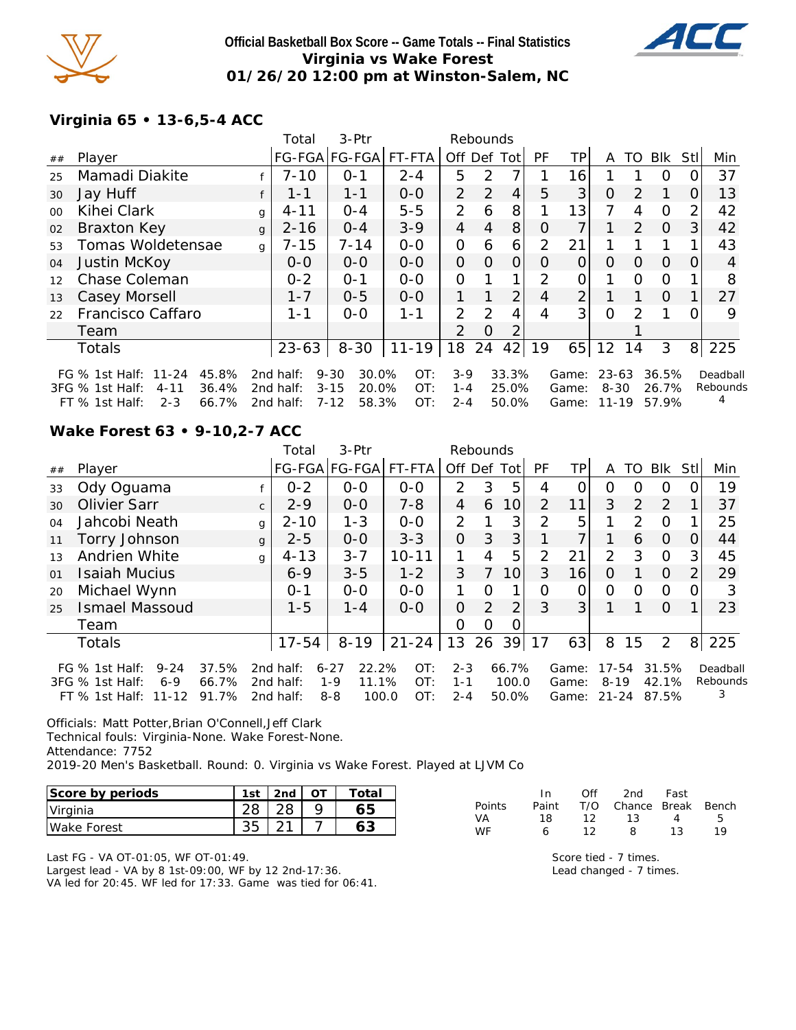**Official Basketball Box Score -- Game Totals -- Final Statistics**
**Virginia vs Wake Forest**
**01/26/20 12:00 pm at Winston-Salem, NC**

## Virginia 65 • 13-6,5-4 ACC

| ## | Player | | Total FG-FGA | 3-Ptr FG-FGA | FT-FTA | Off | Def | Tot | PF | TP | A | TO | Blk | Stl | Min |
|---|---|---|---|---|---|---|---|---|---|---|---|---|---|---|---|
| 25 | Mamadi Diakite | f | 7-10 | 0-1 | 2-4 | 5 | 2 | 7 | 1 | 16 | 1 | 1 | 0 | 0 | 37 |
| 30 | Jay Huff | f | 1-1 | 1-1 | 0-0 | 2 | 2 | 4 | 5 | 3 | 0 | 2 | 1 | 0 | 13 |
| 00 | Kihei Clark | g | 4-11 | 0-4 | 5-5 | 2 | 6 | 8 | 1 | 13 | 7 | 4 | 0 | 2 | 42 |
| 02 | Braxton Key | g | 2-16 | 0-4 | 3-9 | 4 | 4 | 8 | 0 | 7 | 1 | 2 | 0 | 3 | 42 |
| 53 | Tomas Woldetensae | g | 7-15 | 7-14 | 0-0 | 0 | 6 | 6 | 2 | 21 | 1 | 1 | 1 | 1 | 43 |
| 04 | Justin McKoy | | 0-0 | 0-0 | 0-0 | 0 | 0 | 0 | 0 | 0 | 0 | 0 | 0 | 0 | 4 |
| 12 | Chase Coleman | | 0-2 | 0-1 | 0-0 | 0 | 1 | 1 | 2 | 0 | 1 | 0 | 0 | 1 | 8 |
| 13 | Casey Morsell | | 1-7 | 0-5 | 0-0 | 1 | 1 | 2 | 4 | 2 | 1 | 1 | 0 | 1 | 27 |
| 22 | Francisco Caffaro | | 1-1 | 0-0 | 1-1 | 2 | 2 | 4 | 4 | 3 | 0 | 2 | 1 | 0 | 9 |
| | Team | | | | | 2 | 0 | 2 | | | | 1 | | | |
| | Totals | | 23-63 | 8-30 | 11-19 | 18 | 24 | 42 | 19 | 65 | 12 | 14 | 3 | 8 | 225 |

| | 1st Half | | 2nd half | | OT | | Game | |
|---|---|---|---|---|---|---|---|---|
| FG % | 11-24 | 45.8% | 9-30 | 30.0% | 3-9 | 33.3% | 23-63 | 36.5% |
| 3FG % | 4-11 | 36.4% | 3-15 | 20.0% | 1-4 | 25.0% | 8-30 | 26.7% |
| FT % | 2-3 | 66.7% | 7-12 | 58.3% | 2-4 | 50.0% | 11-19 | 57.9% |

Deadball Rebounds 4

## Wake Forest 63 • 9-10,2-7 ACC

| ## | Player | | Total FG-FGA | 3-Ptr FG-FGA | FT-FTA | Off | Def | Tot | PF | TP | A | TO | Blk | Stl | Min |
|---|---|---|---|---|---|---|---|---|---|---|---|---|---|---|---|
| 33 | Ody Oguama | f | 0-2 | 0-0 | 0-0 | 2 | 3 | 5 | 4 | 0 | 0 | 0 | 0 | 0 | 19 |
| 30 | Olivier Sarr | c | 2-9 | 0-0 | 7-8 | 4 | 6 | 10 | 2 | 11 | 3 | 2 | 2 | 1 | 37 |
| 04 | Jahcobi Neath | g | 2-10 | 1-3 | 0-0 | 2 | 1 | 3 | 2 | 5 | 1 | 2 | 0 | 1 | 25 |
| 11 | Torry Johnson | g | 2-5 | 0-0 | 3-3 | 0 | 3 | 3 | 1 | 7 | 1 | 6 | 0 | 0 | 44 |
| 13 | Andrien White | g | 4-13 | 3-7 | 10-11 | 1 | 4 | 5 | 2 | 21 | 2 | 3 | 0 | 3 | 45 |
| 01 | Isaiah Mucius | | 6-9 | 3-5 | 1-2 | 3 | 7 | 10 | 3 | 16 | 0 | 1 | 0 | 2 | 29 |
| 20 | Michael Wynn | | 0-1 | 0-0 | 0-0 | 1 | 0 | 1 | 0 | 0 | 0 | 0 | 0 | 0 | 3 |
| 25 | Ismael Massoud | | 1-5 | 1-4 | 0-0 | 0 | 2 | 2 | 3 | 3 | 1 | 1 | 0 | 1 | 23 |
| | Team | | | | | 0 | 0 | 0 | | | | | | | |
| | Totals | | 17-54 | 8-19 | 21-24 | 13 | 26 | 39 | 17 | 63 | 8 | 15 | 2 | 8 | 225 |

| | 1st Half | | 2nd half | | OT | | Game | |
|---|---|---|---|---|---|---|---|---|
| FG % | 9-24 | 37.5% | 6-27 | 22.2% | 2-3 | 66.7% | 17-54 | 31.5% |
| 3FG % | 6-9 | 66.7% | 1-9 | 11.1% | 1-1 | 100.0 | 8-19 | 42.1% |
| FT % | 11-12 | 91.7% | 8-8 | 100.0 | 2-4 | 50.0% | 21-24 | 87.5% |

Deadball Rebounds 3

Officials: Matt Potter,Brian O'Connell,Jeff Clark
Technical fouls: Virginia-None. Wake Forest-None.
Attendance: 7752
2019-20 Men's Basketball. Round: 0. Virginia vs Wake Forest. Played at LJVM Co

| Score by periods | 1st | 2nd | OT | Total |
|---|---|---|---|---|
| Virginia | 28 | 28 | 9 | 65 |
| Wake Forest | 35 | 21 | 7 | 63 |

| Points | In Paint | Off T/O | 2nd Chance | Fast Break | Bench |
|---|---|---|---|---|---|
| VA | 18 | 12 | 13 | 4 | 5 |
| WF | 6 | 12 | 8 | 13 | 19 |

Last FG - VA OT-01:05, WF OT-01:49.
Largest lead - VA by 8 1st-09:00, WF by 12 2nd-17:36.
VA led for 20:45. WF led for 17:33. Game was tied for 06:41.

Score tied - 7 times.
Lead changed - 7 times.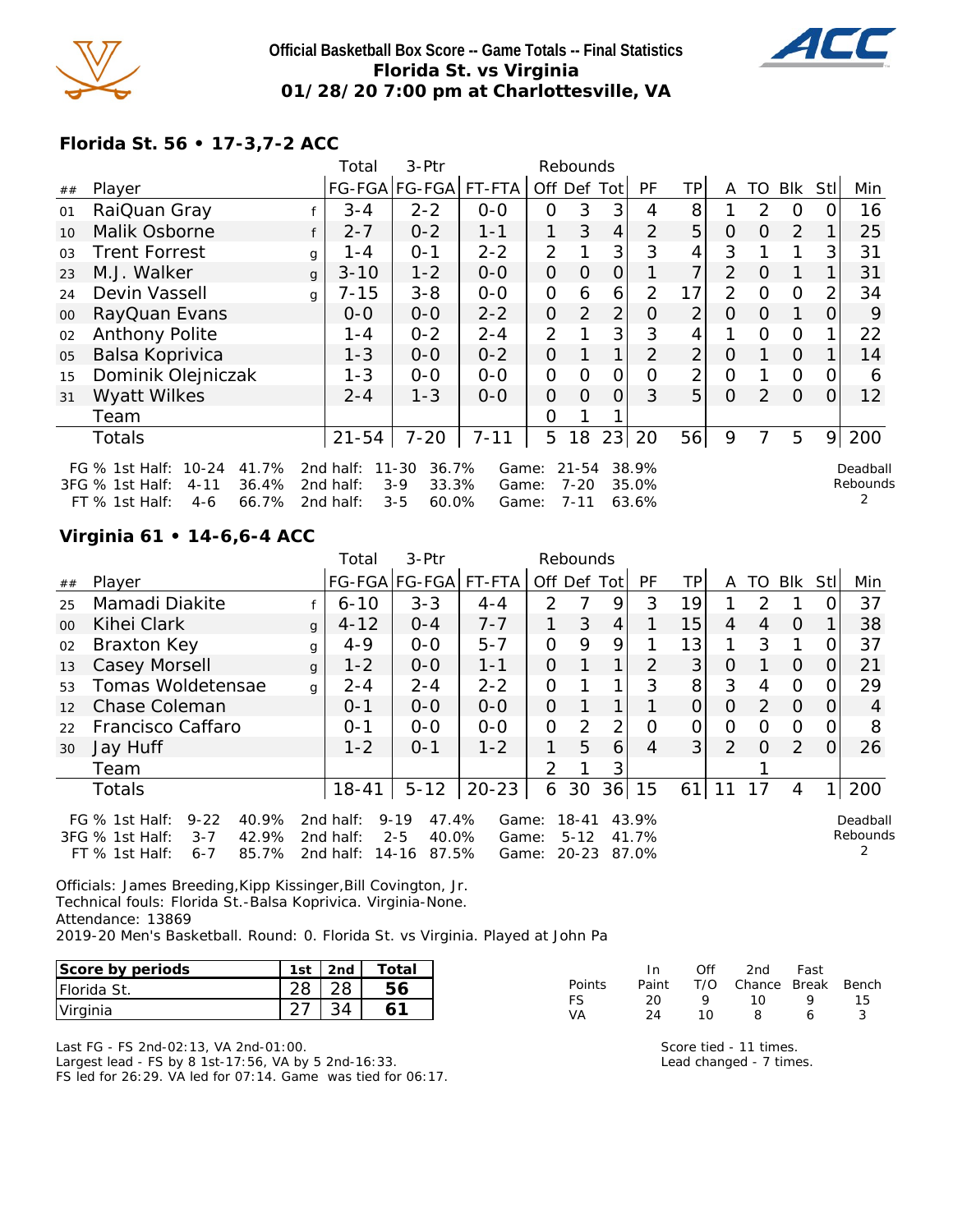# Official Basketball Box Score -- Game Totals -- Final Statistics
## Florida St. vs Virginia
## 01/28/20 7:00 pm at Charlottesville, VA

### Florida St. 56 • 17-3,7-2 ACC

| ## | Player | | Total FG-FGA | 3-Ptr FG-FGA | FT-FTA | Rebounds Off | Def | Tot | PF | TP | A | TO | Blk | Stl | Min |
|---|---|---|---|---|---|---|---|---|---|---|---|---|---|---|---|
| 01 | RaiQuan Gray | f | 3-4 | 2-2 | 0-0 | 0 | 3 | 3 | 4 | 8 | 1 | 2 | 0 | 0 | 16 |
| 10 | Malik Osborne | f | 2-7 | 0-2 | 1-1 | 1 | 3 | 4 | 2 | 5 | 0 | 0 | 2 | 1 | 25 |
| 03 | Trent Forrest | g | 1-4 | 0-1 | 2-2 | 2 | 1 | 3 | 3 | 4 | 3 | 1 | 1 | 3 | 31 |
| 23 | M.J. Walker | g | 3-10 | 1-2 | 0-0 | 0 | 0 | 0 | 1 | 7 | 2 | 0 | 1 | 1 | 31 |
| 24 | Devin Vassell | g | 7-15 | 3-8 | 0-0 | 0 | 6 | 6 | 2 | 17 | 2 | 0 | 0 | 2 | 34 |
| 00 | RayQuan Evans | | 0-0 | 0-0 | 2-2 | 0 | 2 | 2 | 0 | 2 | 0 | 0 | 1 | 0 | 9 |
| 02 | Anthony Polite | | 1-4 | 0-2 | 2-4 | 2 | 1 | 3 | 3 | 4 | 1 | 0 | 0 | 1 | 22 |
| 05 | Balsa Koprivica | | 1-3 | 0-0 | 0-2 | 0 | 1 | 1 | 2 | 2 | 0 | 1 | 0 | 1 | 14 |
| 15 | Dominik Olejniczak | | 1-3 | 0-0 | 0-0 | 0 | 0 | 0 | 0 | 2 | 0 | 1 | 0 | 0 | 6 |
| 31 | Wyatt Wilkes | | 2-4 | 1-3 | 0-0 | 0 | 0 | 0 | 3 | 5 | 0 | 2 | 0 | 0 | 12 |
| | Team | | | | | 0 | 1 | 1 | | | | | | | |
| | Totals | | 21-54 | 7-20 | 7-11 | 5 | 18 | 23 | 20 | 56 | 9 | 7 | 5 | 9 | 200 |

FG % 1st Half: 10-24 41.7% 2nd half: 11-30 36.7% Game: 21-54 38.9%
3FG % 1st Half: 4-11 36.4% 2nd half: 3-9 33.3% Game: 7-20 35.0%
FT % 1st Half: 4-6 66.7% 2nd half: 3-5 60.0% Game: 7-11 63.6%

Deadball Rebounds 2

### Virginia 61 • 14-6,6-4 ACC

| ## | Player | | Total FG-FGA | 3-Ptr FG-FGA | FT-FTA | Rebounds Off | Def | Tot | PF | TP | A | TO | Blk | Stl | Min |
|---|---|---|---|---|---|---|---|---|---|---|---|---|---|---|---|
| 25 | Mamadi Diakite | f | 6-10 | 3-3 | 4-4 | 2 | 7 | 9 | 3 | 19 | 1 | 2 | 1 | 0 | 37 |
| 00 | Kihei Clark | g | 4-12 | 0-4 | 7-7 | 1 | 3 | 4 | 1 | 15 | 4 | 4 | 0 | 1 | 38 |
| 02 | Braxton Key | g | 4-9 | 0-0 | 5-7 | 0 | 9 | 9 | 1 | 13 | 1 | 3 | 1 | 0 | 37 |
| 13 | Casey Morsell | g | 1-2 | 0-0 | 1-1 | 0 | 1 | 1 | 2 | 3 | 0 | 1 | 0 | 0 | 21 |
| 53 | Tomas Woldetensae | g | 2-4 | 2-4 | 2-2 | 0 | 1 | 1 | 3 | 8 | 3 | 4 | 0 | 0 | 29 |
| 12 | Chase Coleman | | 0-1 | 0-0 | 0-0 | 0 | 1 | 1 | 1 | 0 | 0 | 2 | 0 | 0 | 4 |
| 22 | Francisco Caffaro | | 0-1 | 0-0 | 0-0 | 0 | 2 | 2 | 0 | 0 | 0 | 0 | 0 | 0 | 8 |
| 30 | Jay Huff | | 1-2 | 0-1 | 1-2 | 1 | 5 | 6 | 4 | 3 | 2 | 0 | 2 | 0 | 26 |
| | Team | | | | | 2 | 1 | 3 | | | | 1 | | | |
| | Totals | | 18-41 | 5-12 | 20-23 | 6 | 30 | 36 | 15 | 61 | 11 | 17 | 4 | 1 | 200 |

FG % 1st Half: 9-22 40.9% 2nd half: 9-19 47.4% Game: 18-41 43.9%
3FG % 1st Half: 3-7 42.9% 2nd half: 2-5 40.0% Game: 5-12 41.7%
FT % 1st Half: 6-7 85.7% 2nd half: 14-16 87.5% Game: 20-23 87.0%

Deadball Rebounds 2

Officials: James Breeding,Kipp Kissinger,Bill Covington, Jr.
Technical fouls: Florida St.-Balsa Koprivica. Virginia-None.
Attendance: 13869
2019-20 Men's Basketball. Round: 0. Florida St. vs Virginia. Played at John Pa

| Score by periods | 1st | 2nd | Total |
|---|---|---|---|
| Florida St. | 28 | 28 | 56 |
| Virginia | 27 | 34 | 61 |

| Points | In Paint | Off T/O | 2nd Chance | Fast Break | Bench |
|---|---|---|---|---|---|
| FS | 20 | 9 | 10 | 9 | 15 |
| VA | 24 | 10 | 8 | 6 | 3 |

Last FG - FS 2nd-02:13, VA 2nd-01:00.
Largest lead - FS by 8 1st-17:56, VA by 5 2nd-16:33.
FS led for 26:29. VA led for 07:14. Game was tied for 06:17.

Score tied - 11 times.
Lead changed - 7 times.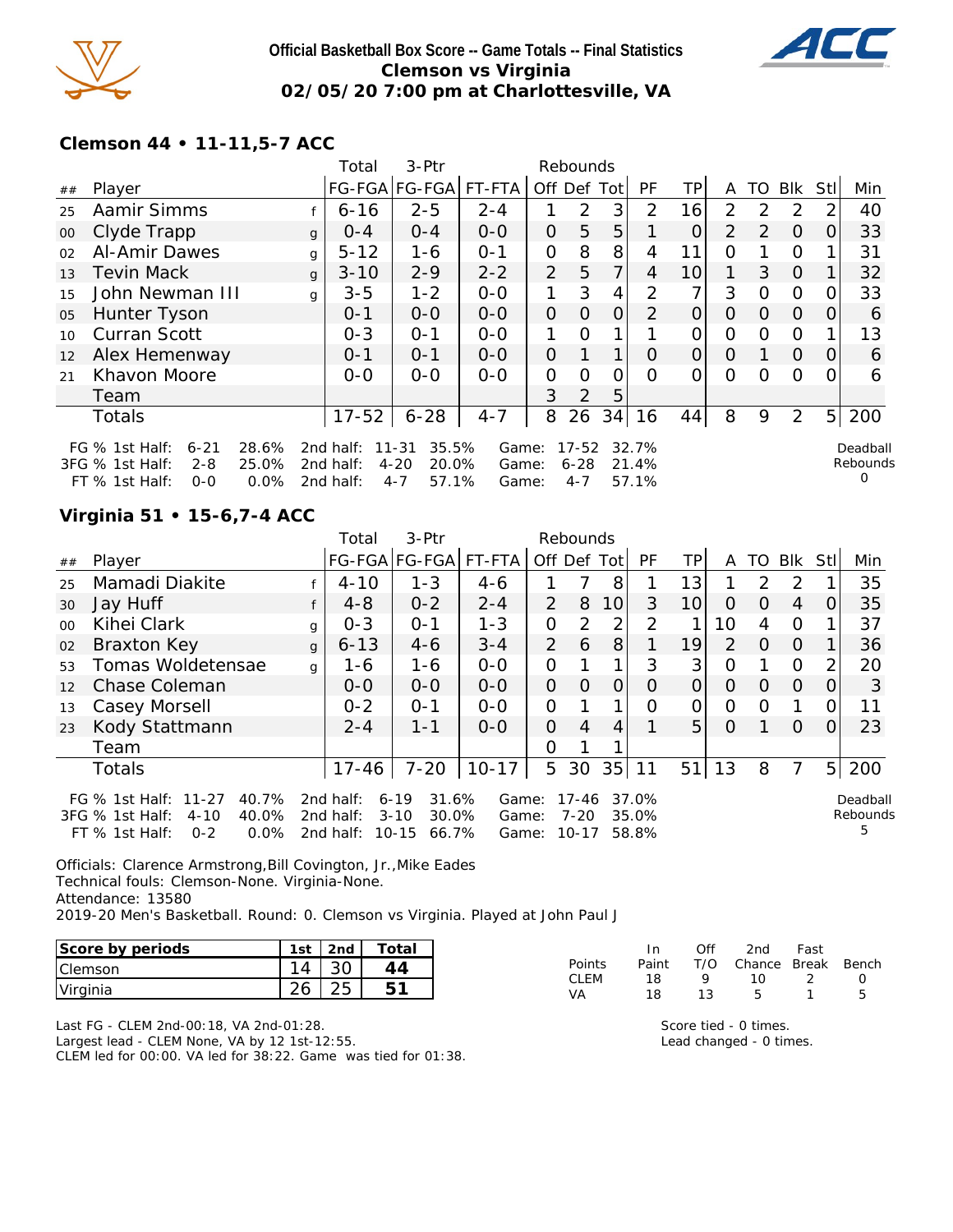# Official Basketball Box Score -- Game Totals -- Final Statistics
## Clemson vs Virginia
## 02/05/20 7:00 pm at Charlottesville, VA

### Clemson 44 • 11-11,5-7 ACC

| ## | Player | | Total FG-FGA | 3-Ptr FG-FGA | FT-FTA | Rebounds Off | Def | Tot | PF | TP | A | TO | Blk | Stl | Min |
|---|---|---|---|---|---|---|---|---|---|---|---|---|---|---|---|
| 25 | Aamir Simms | f | 6-16 | 2-5 | 2-4 | 1 | 2 | 3 | 2 | 16 | 2 | 2 | 2 | 2 | 40 |
| 00 | Clyde Trapp | g | 0-4 | 0-4 | 0-0 | 0 | 5 | 5 | 1 | 0 | 2 | 2 | 0 | 0 | 33 |
| 02 | Al-Amir Dawes | g | 5-12 | 1-6 | 0-1 | 0 | 8 | 8 | 4 | 11 | 0 | 1 | 0 | 1 | 31 |
| 13 | Tevin Mack | g | 3-10 | 2-9 | 2-2 | 2 | 5 | 7 | 4 | 10 | 1 | 3 | 0 | 1 | 32 |
| 15 | John Newman III | g | 3-5 | 1-2 | 0-0 | 1 | 3 | 4 | 2 | 7 | 3 | 0 | 0 | 0 | 33 |
| 05 | Hunter Tyson | | 0-1 | 0-0 | 0-0 | 0 | 0 | 0 | 2 | 0 | 0 | 0 | 0 | 0 | 6 |
| 10 | Curran Scott | | 0-3 | 0-1 | 0-0 | 1 | 0 | 1 | 1 | 0 | 0 | 0 | 0 | 1 | 13 |
| 12 | Alex Hemenway | | 0-1 | 0-1 | 0-0 | 0 | 1 | 1 | 0 | 0 | 0 | 1 | 0 | 0 | 6 |
| 21 | Khavon Moore | | 0-0 | 0-0 | 0-0 | 0 | 0 | 0 | 0 | 0 | 0 | 0 | 0 | 0 | 6 |
| | Team | | | | | 3 | 2 | 5 | | | | | | | |
| | Totals | | 17-52 | 6-28 | 4-7 | 8 | 26 | 34 | 16 | 44 | 8 | 9 | 2 | 5 | 200 |

| | 1st Half | | 2nd half | | Game | |
|---|---|---|---|---|---|---|
| FG % | 6-21 | 28.6% | 11-31 | 35.5% | 17-52 | 32.7% |
| 3FG % | 2-8 | 25.0% | 4-20 | 20.0% | 6-28 | 21.4% |
| FT % | 0-0 | 0.0% | 4-7 | 57.1% | 4-7 | 57.1% |

Deadball Rebounds 0

### Virginia 51 • 15-6,7-4 ACC

| ## | Player | | Total FG-FGA | 3-Ptr FG-FGA | FT-FTA | Rebounds Off | Def | Tot | PF | TP | A | TO | Blk | Stl | Min |
|---|---|---|---|---|---|---|---|---|---|---|---|---|---|---|---|
| 25 | Mamadi Diakite | f | 4-10 | 1-3 | 4-6 | 1 | 7 | 8 | 1 | 13 | 1 | 2 | 2 | 1 | 35 |
| 30 | Jay Huff | f | 4-8 | 0-2 | 2-4 | 2 | 8 | 10 | 3 | 10 | 0 | 0 | 4 | 0 | 35 |
| 00 | Kihei Clark | g | 0-3 | 0-1 | 1-3 | 0 | 2 | 2 | 2 | 1 | 10 | 4 | 0 | 1 | 37 |
| 02 | Braxton Key | g | 6-13 | 4-6 | 3-4 | 2 | 6 | 8 | 1 | 19 | 2 | 0 | 0 | 1 | 36 |
| 53 | Tomas Woldetensae | g | 1-6 | 1-6 | 0-0 | 0 | 1 | 1 | 3 | 3 | 0 | 1 | 0 | 2 | 20 |
| 12 | Chase Coleman | | 0-0 | 0-0 | 0-0 | 0 | 0 | 0 | 0 | 0 | 0 | 0 | 0 | 0 | 3 |
| 13 | Casey Morsell | | 0-2 | 0-1 | 0-0 | 0 | 1 | 1 | 0 | 0 | 0 | 0 | 1 | 0 | 11 |
| 23 | Kody Stattmann | | 2-4 | 1-1 | 0-0 | 0 | 4 | 4 | 1 | 5 | 0 | 1 | 0 | 0 | 23 |
| | Team | | | | | 0 | 1 | 1 | | | | | | | |
| | Totals | | 17-46 | 7-20 | 10-17 | 5 | 30 | 35 | 11 | 51 | 13 | 8 | 7 | 5 | 200 |

| | 1st Half | | 2nd half | | Game | |
|---|---|---|---|---|---|---|
| FG % | 11-27 | 40.7% | 6-19 | 31.6% | 17-46 | 37.0% |
| 3FG % | 4-10 | 40.0% | 3-10 | 30.0% | 7-20 | 35.0% |
| FT % | 0-2 | 0.0% | 10-15 | 66.7% | 10-17 | 58.8% |

Deadball Rebounds 5

Officials: Clarence Armstrong,Bill Covington, Jr.,Mike Eades
Technical fouls: Clemson-None. Virginia-None.
Attendance: 13580
2019-20 Men's Basketball. Round: 0. Clemson vs Virginia. Played at John Paul J

| Score by periods | 1st | 2nd | Total |
|---|---|---|---|
| Clemson | 14 | 30 | 44 |
| Virginia | 26 | 25 | 51 |

| Points | In Paint | Off T/O | 2nd Chance | Fast Break | Bench |
|---|---|---|---|---|---|
| CLEM | 18 | 9 | 10 | 2 | 0 |
| VA | 18 | 13 | 5 | 1 | 5 |

Last FG - CLEM 2nd-00:18, VA 2nd-01:28.
Largest lead - CLEM None, VA by 12 1st-12:55.
CLEM led for 00:00. VA led for 38:22. Game was tied for 01:38.

Score tied - 0 times.
Lead changed - 0 times.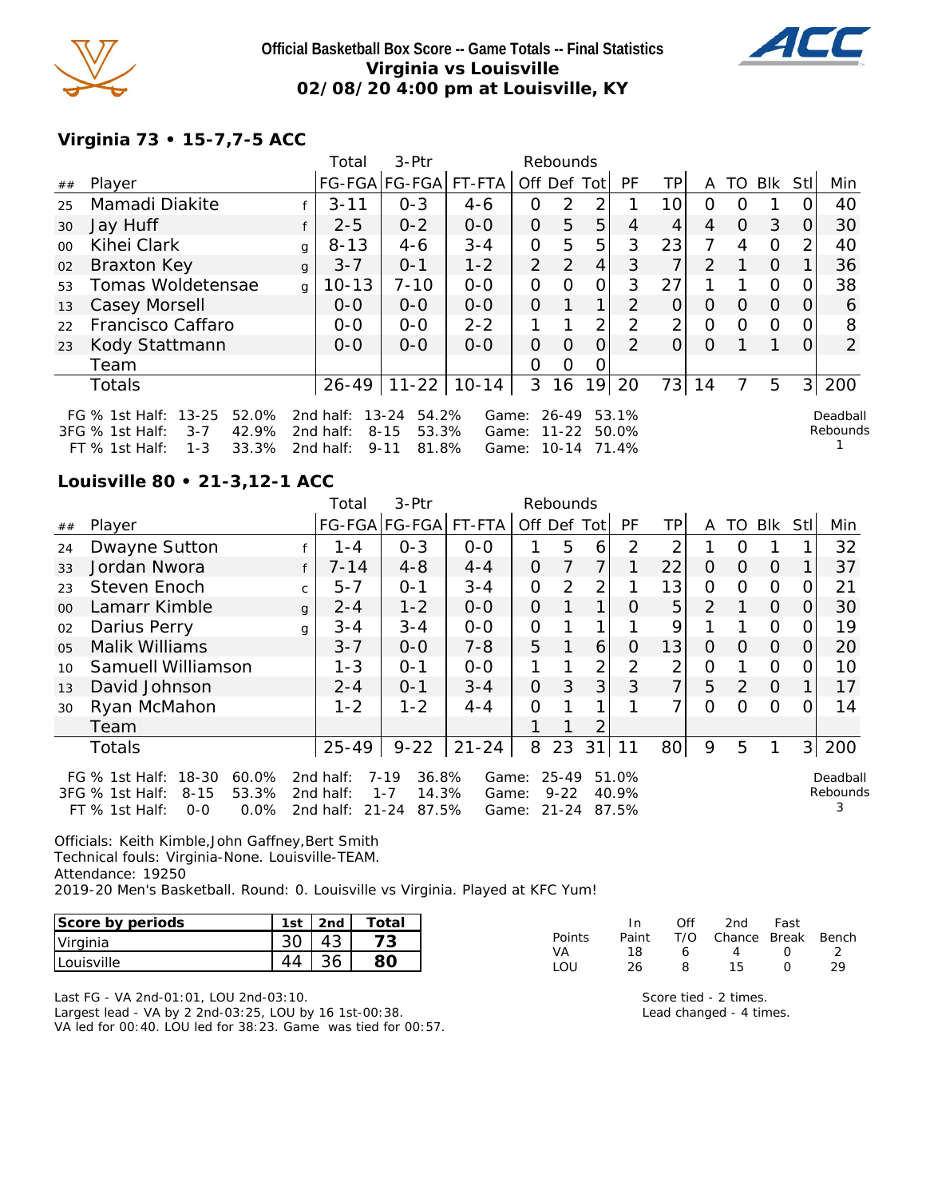**Official Basketball Box Score -- Game Totals -- Final Statistics**
**Virginia vs Louisville**
**02/08/20 4:00 pm at Louisville, KY**

### Virginia 73 • 15-7,7-5 ACC

| ## | Player | | Total FG-FGA | 3-Ptr FG-FGA | FT-FTA | Rebounds Off | Def | Tot | PF | TP | A | TO | Blk | Stl | Min |
|---|---|---|---|---|---|---|---|---|---|---|---|---|---|---|---|
| 25 | Mamadi Diakite | f | 3-11 | 0-3 | 4-6 | 0 | 2 | 2 | 1 | 10 | 0 | 0 | 1 | 0 | 40 |
| 30 | Jay Huff | f | 2-5 | 0-2 | 0-0 | 0 | 5 | 5 | 4 | 4 | 4 | 0 | 3 | 0 | 30 |
| 00 | Kihei Clark | g | 8-13 | 4-6 | 3-4 | 0 | 5 | 5 | 3 | 23 | 7 | 4 | 0 | 2 | 40 |
| 02 | Braxton Key | g | 3-7 | 0-1 | 1-2 | 2 | 2 | 4 | 3 | 7 | 2 | 1 | 0 | 1 | 36 |
| 53 | Tomas Woldetensae | g | 10-13 | 7-10 | 0-0 | 0 | 0 | 0 | 3 | 27 | 1 | 1 | 0 | 0 | 38 |
| 13 | Casey Morsell | | 0-0 | 0-0 | 0-0 | 0 | 1 | 1 | 2 | 0 | 0 | 0 | 0 | 0 | 6 |
| 22 | Francisco Caffaro | | 0-0 | 0-0 | 2-2 | 1 | 1 | 2 | 2 | 2 | 0 | 0 | 0 | 0 | 8 |
| 23 | Kody Stattmann | | 0-0 | 0-0 | 0-0 | 0 | 0 | 0 | 2 | 0 | 0 | 1 | 1 | 0 | 2 |
| | Team | | | | | 0 | 0 | 0 | | | | | | | |
| | Totals | | 26-49 | 11-22 | 10-14 | 3 | 16 | 19 | 20 | 73 | 14 | 7 | 5 | 3 | 200 |

FG % 1st Half: 13-25 52.0% 2nd half: 13-24 54.2% Game: 26-49 53.1%
3FG % 1st Half: 3-7 42.9% 2nd half: 8-15 53.3% Game: 11-22 50.0%
FT % 1st Half: 1-3 33.3% 2nd half: 9-11 81.8% Game: 10-14 71.4%
Deadball Rebounds 1

### Louisville 80 • 21-3,12-1 ACC

| ## | Player | | Total FG-FGA | 3-Ptr FG-FGA | FT-FTA | Rebounds Off | Def | Tot | PF | TP | A | TO | Blk | Stl | Min |
|---|---|---|---|---|---|---|---|---|---|---|---|---|---|---|---|
| 24 | Dwayne Sutton | f | 1-4 | 0-3 | 0-0 | 1 | 5 | 6 | 2 | 2 | 1 | 0 | 1 | 1 | 32 |
| 33 | Jordan Nwora | f | 7-14 | 4-8 | 4-4 | 0 | 7 | 7 | 1 | 22 | 0 | 0 | 0 | 1 | 37 |
| 23 | Steven Enoch | c | 5-7 | 0-1 | 3-4 | 0 | 2 | 2 | 1 | 13 | 0 | 0 | 0 | 0 | 21 |
| 00 | Lamarr Kimble | g | 2-4 | 1-2 | 0-0 | 0 | 1 | 1 | 0 | 5 | 2 | 1 | 0 | 0 | 30 |
| 02 | Darius Perry | g | 3-4 | 3-4 | 0-0 | 0 | 1 | 1 | 1 | 9 | 1 | 1 | 0 | 0 | 19 |
| 05 | Malik Williams | | 3-7 | 0-0 | 7-8 | 5 | 1 | 6 | 0 | 13 | 0 | 0 | 0 | 0 | 20 |
| 10 | Samuell Williamson | | 1-3 | 0-1 | 0-0 | 1 | 1 | 2 | 2 | 2 | 0 | 1 | 0 | 0 | 10 |
| 13 | David Johnson | | 2-4 | 0-1 | 3-4 | 0 | 3 | 3 | 3 | 7 | 5 | 2 | 0 | 1 | 17 |
| 30 | Ryan McMahon | | 1-2 | 1-2 | 4-4 | 0 | 1 | 1 | 1 | 7 | 0 | 0 | 0 | 0 | 14 |
| | Team | | | | | 1 | 1 | 2 | | | | | | | |
| | Totals | | 25-49 | 9-22 | 21-24 | 8 | 23 | 31 | 11 | 80 | 9 | 5 | 1 | 3 | 200 |

FG % 1st Half: 18-30 60.0% 2nd half: 7-19 36.8% Game: 25-49 51.0%
3FG % 1st Half: 8-15 53.3% 2nd half: 1-7 14.3% Game: 9-22 40.9%
FT % 1st Half: 0-0 0.0% 2nd half: 21-24 87.5% Game: 21-24 87.5%
Deadball Rebounds 3

Officials: Keith Kimble,John Gaffney,Bert Smith
Technical fouls: Virginia-None. Louisville-TEAM.
Attendance: 19250
2019-20 Men's Basketball. Round: 0. Louisville vs Virginia. Played at KFC Yum!

| Score by periods | 1st | 2nd | Total |
|---|---|---|---|
| Virginia | 30 | 43 | 73 |
| Louisville | 44 | 36 | 80 |

| Points | In Paint | Off T/O | 2nd Chance | Fast Break | Bench |
|---|---|---|---|---|---|
| VA | 18 | 6 | 4 | 0 | 2 |
| LOU | 26 | 8 | 15 | 0 | 29 |

Last FG - VA 2nd-01:01, LOU 2nd-03:10.
Largest lead - VA by 2 2nd-03:25, LOU by 16 1st-00:38.
VA led for 00:40. LOU led for 38:23. Game was tied for 00:57.

Score tied - 2 times.
Lead changed - 4 times.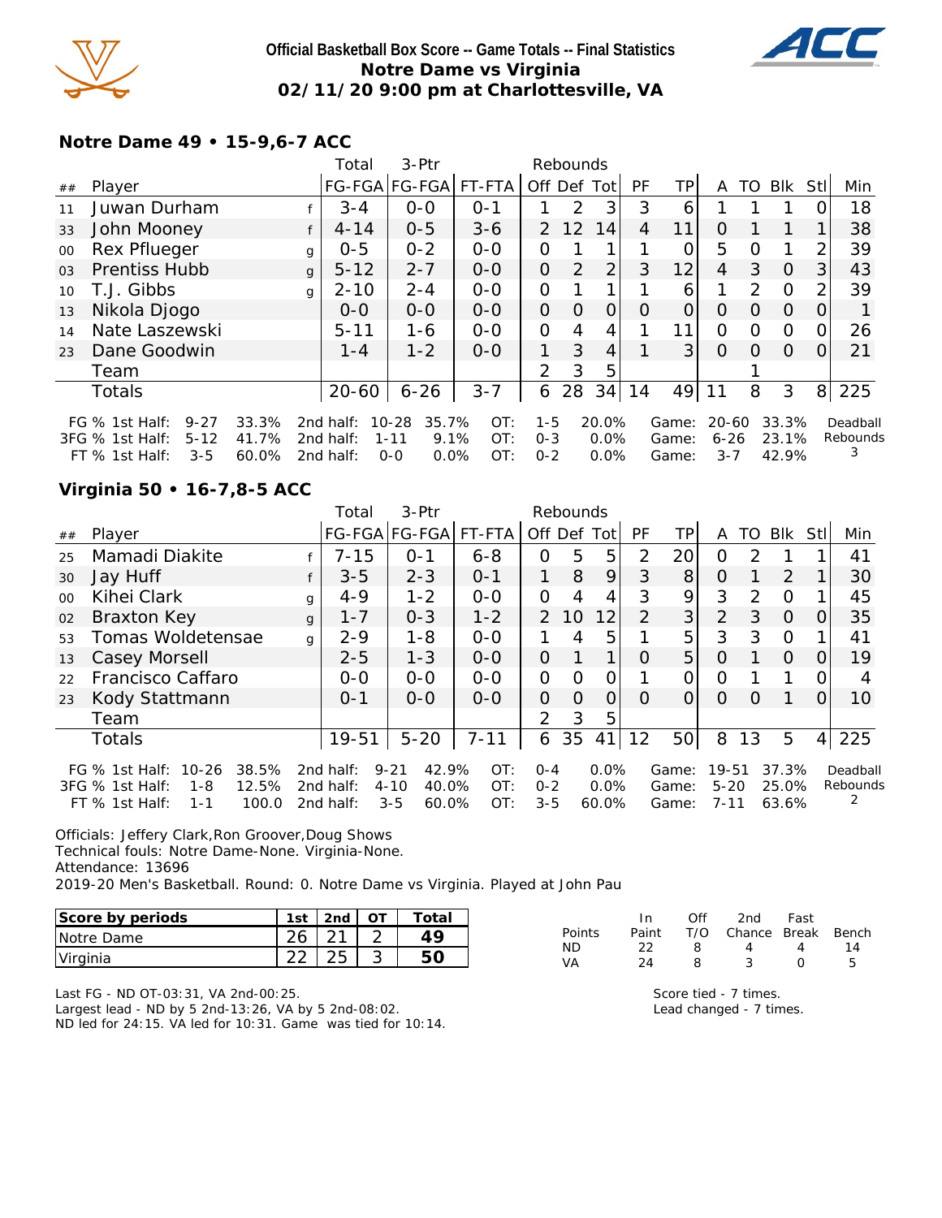**Official Basketball Box Score -- Game Totals -- Final Statistics**
**Notre Dame vs Virginia**
**02/11/20 9:00 pm at Charlottesville, VA**

### Notre Dame 49 • 15-9,6-7 ACC

| ## | Player | | Total FG-FGA | 3-Ptr FG-FGA | FT-FTA | Rebounds Off | Def | Tot | PF | TP | A | TO | Blk | Stl | Min |
|---|---|---|---|---|---|---|---|---|---|---|---|---|---|---|---|
| 11 | Juwan Durham | f | 3-4 | 0-0 | 0-1 | 1 | 2 | 3 | 3 | 6 | 1 | 1 | 1 | 0 | 18 |
| 33 | John Mooney | f | 4-14 | 0-5 | 3-6 | 2 | 12 | 14 | 4 | 11 | 0 | 1 | 1 | 1 | 38 |
| 00 | Rex Pflueger | g | 0-5 | 0-2 | 0-0 | 0 | 1 | 1 | 1 | 0 | 5 | 0 | 1 | 2 | 39 |
| 03 | Prentiss Hubb | g | 5-12 | 2-7 | 0-0 | 0 | 2 | 2 | 3 | 12 | 4 | 3 | 0 | 3 | 43 |
| 10 | T.J. Gibbs | g | 2-10 | 2-4 | 0-0 | 0 | 1 | 1 | 1 | 6 | 1 | 2 | 0 | 2 | 39 |
| 13 | Nikola Djogo | | 0-0 | 0-0 | 0-0 | 0 | 0 | 0 | 0 | 0 | 0 | 0 | 0 | 0 | 1 |
| 14 | Nate Laszewski | | 5-11 | 1-6 | 0-0 | 0 | 4 | 4 | 1 | 11 | 0 | 0 | 0 | 0 | 26 |
| 23 | Dane Goodwin | | 1-4 | 1-2 | 0-0 | 1 | 3 | 4 | 1 | 3 | 0 | 0 | 0 | 0 | 21 |
| | Team | | | | | 2 | 3 | 5 | | | | 1 | | | |
| | Totals | | 20-60 | 6-26 | 3-7 | 6 | 28 | 34 | 14 | 49 | 11 | 8 | 3 | 8 | 225 |

FG % 1st Half: 9-27 33.3% 2nd half: 10-28 35.7% OT: 1-5 20.0% Game: 20-60 33.3%
3FG % 1st Half: 5-12 41.7% 2nd half: 1-11 9.1% OT: 0-3 0.0% Game: 6-26 23.1%
FT % 1st Half: 3-5 60.0% 2nd half: 0-0 0.0% OT: 0-2 0.0% Game: 3-7 42.9%
Deadball Rebounds 3

### Virginia 50 • 16-7,8-5 ACC

| ## | Player | | Total FG-FGA | 3-Ptr FG-FGA | FT-FTA | Rebounds Off | Def | Tot | PF | TP | A | TO | Blk | Stl | Min |
|---|---|---|---|---|---|---|---|---|---|---|---|---|---|---|---|
| 25 | Mamadi Diakite | f | 7-15 | 0-1 | 6-8 | 0 | 5 | 5 | 2 | 20 | 0 | 2 | 1 | 1 | 41 |
| 30 | Jay Huff | f | 3-5 | 2-3 | 0-1 | 1 | 8 | 9 | 3 | 8 | 0 | 1 | 2 | 1 | 30 |
| 00 | Kihei Clark | g | 4-9 | 1-2 | 0-0 | 0 | 4 | 4 | 3 | 9 | 3 | 2 | 0 | 1 | 45 |
| 02 | Braxton Key | g | 1-7 | 0-3 | 1-2 | 2 | 10 | 12 | 2 | 3 | 2 | 3 | 0 | 0 | 35 |
| 53 | Tomas Woldetensae | g | 2-9 | 1-8 | 0-0 | 1 | 4 | 5 | 1 | 5 | 3 | 3 | 0 | 1 | 41 |
| 13 | Casey Morsell | | 2-5 | 1-3 | 0-0 | 0 | 1 | 1 | 0 | 5 | 0 | 1 | 0 | 0 | 19 |
| 22 | Francisco Caffaro | | 0-0 | 0-0 | 0-0 | 0 | 0 | 0 | 1 | 0 | 0 | 1 | 1 | 0 | 4 |
| 23 | Kody Stattmann | | 0-1 | 0-0 | 0-0 | 0 | 0 | 0 | 0 | 0 | 0 | 0 | 1 | 0 | 10 |
| | Team | | | | | 2 | 3 | 5 | | | | | | | |
| | Totals | | 19-51 | 5-20 | 7-11 | 6 | 35 | 41 | 12 | 50 | 8 | 13 | 5 | 4 | 225 |

FG % 1st Half: 10-26 38.5% 2nd half: 9-21 42.9% OT: 0-4 0.0% Game: 19-51 37.3%
3FG % 1st Half: 1-8 12.5% 2nd half: 4-10 40.0% OT: 0-2 0.0% Game: 5-20 25.0%
FT % 1st Half: 1-1 100.0 2nd half: 3-5 60.0% OT: 3-5 60.0% Game: 7-11 63.6%
Deadball Rebounds 2

Officials: Jeffery Clark,Ron Groover,Doug Shows
Technical fouls: Notre Dame-None. Virginia-None.
Attendance: 13696
2019-20 Men's Basketball. Round: 0. Notre Dame vs Virginia. Played at John Pau

| Score by periods | 1st | 2nd | OT | Total |
|---|---|---|---|---|
| Notre Dame | 26 | 21 | 2 | 49 |
| Virginia | 22 | 25 | 3 | 50 |

| Points | In Paint | Off T/O | 2nd Chance | Fast Break | Bench |
|---|---|---|---|---|---|
| ND | 22 | 8 | 4 | 4 | 14 |
| VA | 24 | 8 | 3 | 0 | 5 |

Last FG - ND OT-03:31, VA 2nd-00:25.
Largest lead - ND by 5 2nd-13:26, VA by 5 2nd-08:02.
ND led for 24:15. VA led for 10:31. Game was tied for 10:14.

Score tied - 7 times.
Lead changed - 7 times.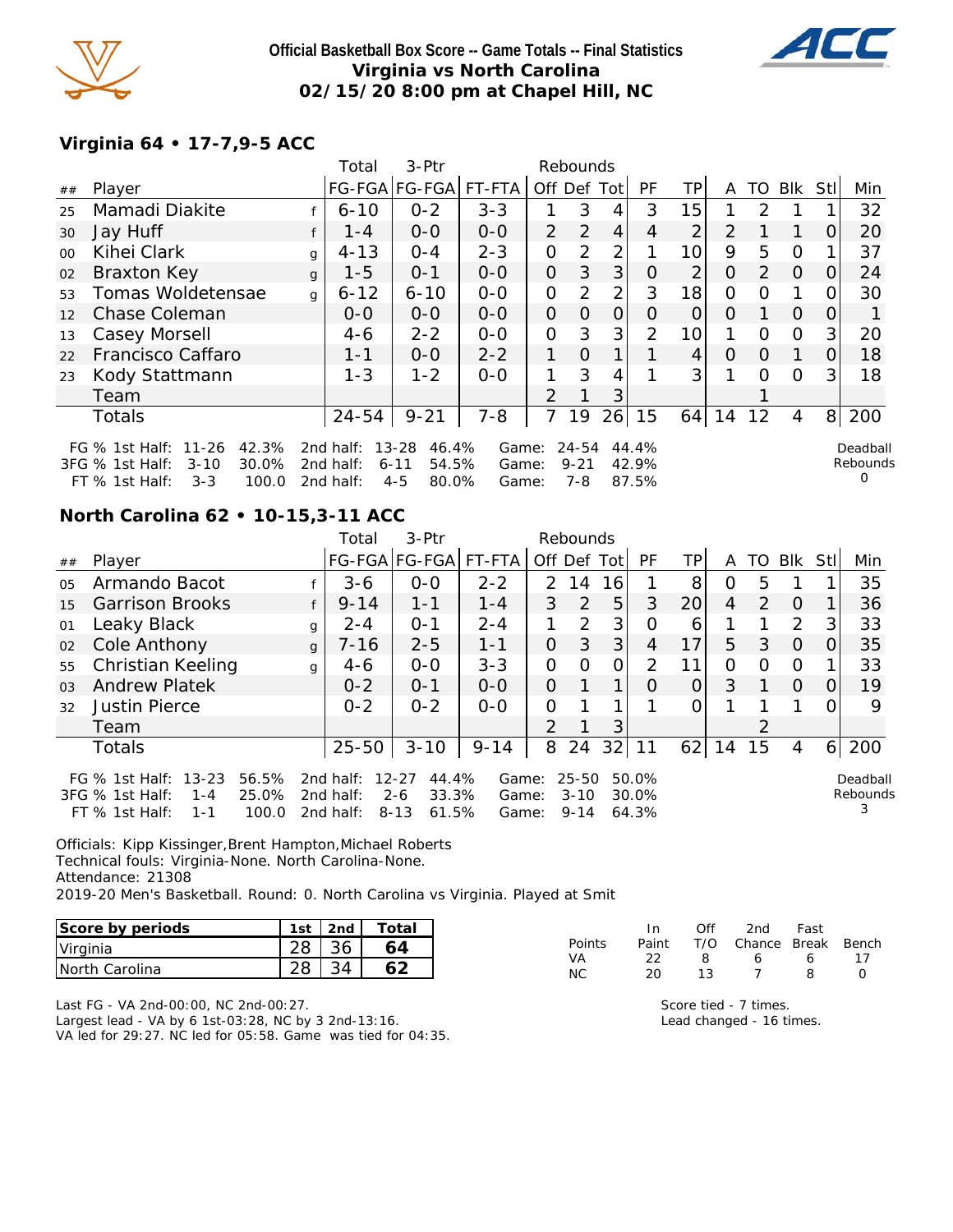# Official Basketball Box Score -- Game Totals -- Final Statistics
## Virginia vs North Carolina
## 02/15/20 8:00 pm at Chapel Hill, NC

### Virginia 64 • 17-7,9-5 ACC

| ## | Player | | Total FG-FGA | 3-Ptr FG-FGA | FT-FTA | Rebounds Off | Def | Tot | PF | TP | A | TO | Blk | Stl | Min |
|---|---|---|---|---|---|---|---|---|---|---|---|---|---|---|---|
| 25 | Mamadi Diakite | f | 6-10 | 0-2 | 3-3 | 1 | 3 | 4 | 3 | 15 | 1 | 2 | 1 | 1 | 32 |
| 30 | Jay Huff | f | 1-4 | 0-0 | 0-0 | 2 | 2 | 4 | 4 | 2 | 2 | 1 | 1 | 0 | 20 |
| 00 | Kihei Clark | g | 4-13 | 0-4 | 2-3 | 0 | 2 | 2 | 1 | 10 | 9 | 5 | 0 | 1 | 37 |
| 02 | Braxton Key | g | 1-5 | 0-1 | 0-0 | 0 | 3 | 3 | 0 | 2 | 0 | 2 | 0 | 0 | 24 |
| 53 | Tomas Woldetensae | g | 6-12 | 6-10 | 0-0 | 0 | 2 | 2 | 3 | 18 | 0 | 0 | 1 | 0 | 30 |
| 12 | Chase Coleman | | 0-0 | 0-0 | 0-0 | 0 | 0 | 0 | 0 | 0 | 0 | 1 | 0 | 0 | 1 |
| 13 | Casey Morsell | | 4-6 | 2-2 | 0-0 | 0 | 3 | 3 | 2 | 10 | 1 | 0 | 0 | 3 | 20 |
| 22 | Francisco Caffaro | | 1-1 | 0-0 | 2-2 | 1 | 0 | 1 | 1 | 4 | 0 | 0 | 1 | 0 | 18 |
| 23 | Kody Stattmann | | 1-3 | 1-2 | 0-0 | 1 | 3 | 4 | 1 | 3 | 1 | 0 | 0 | 3 | 18 |
| | Team | | | | | 2 | 1 | 3 | | | | 1 | | | |
| | Totals | | 24-54 | 9-21 | 7-8 | 7 | 19 | 26 | 15 | 64 | 14 | 12 | 4 | 8 | 200 |

| | 1st Half | | 2nd half | | Game | |
|---|---|---|---|---|---|---|
| FG % | 11-26 | 42.3% | 13-28 | 46.4% | 24-54 | 44.4% |
| 3FG % | 3-10 | 30.0% | 6-11 | 54.5% | 9-21 | 42.9% |
| FT % | 3-3 | 100.0 | 4-5 | 80.0% | 7-8 | 87.5% |

Deadball Rebounds 0

### North Carolina 62 • 10-15,3-11 ACC

| ## | Player | | Total FG-FGA | 3-Ptr FG-FGA | FT-FTA | Rebounds Off | Def | Tot | PF | TP | A | TO | Blk | Stl | Min |
|---|---|---|---|---|---|---|---|---|---|---|---|---|---|---|---|
| 05 | Armando Bacot | f | 3-6 | 0-0 | 2-2 | 2 | 14 | 16 | 1 | 8 | 0 | 5 | 1 | 1 | 35 |
| 15 | Garrison Brooks | f | 9-14 | 1-1 | 1-4 | 3 | 2 | 5 | 3 | 20 | 4 | 2 | 0 | 1 | 36 |
| 01 | Leaky Black | g | 2-4 | 0-1 | 2-4 | 1 | 2 | 3 | 0 | 6 | 1 | 1 | 2 | 3 | 33 |
| 02 | Cole Anthony | g | 7-16 | 2-5 | 1-1 | 0 | 3 | 3 | 4 | 17 | 5 | 3 | 0 | 0 | 35 |
| 55 | Christian Keeling | g | 4-6 | 0-0 | 3-3 | 0 | 0 | 0 | 2 | 11 | 0 | 0 | 0 | 1 | 33 |
| 03 | Andrew Platek | | 0-2 | 0-1 | 0-0 | 0 | 1 | 1 | 0 | 0 | 3 | 1 | 0 | 0 | 19 |
| 32 | Justin Pierce | | 0-2 | 0-2 | 0-0 | 0 | 1 | 1 | 1 | 0 | 1 | 1 | 1 | 0 | 9 |
| | Team | | | | | 2 | 1 | 3 | | | | 2 | | | |
| | Totals | | 25-50 | 3-10 | 9-14 | 8 | 24 | 32 | 11 | 62 | 14 | 15 | 4 | 6 | 200 |

| | 1st Half | | 2nd half | | Game | |
|---|---|---|---|---|---|---|
| FG % | 13-23 | 56.5% | 12-27 | 44.4% | 25-50 | 50.0% |
| 3FG % | 1-4 | 25.0% | 2-6 | 33.3% | 3-10 | 30.0% |
| FT % | 1-1 | 100.0 | 8-13 | 61.5% | 9-14 | 64.3% |

Deadball Rebounds 3

Officials: Kipp Kissinger,Brent Hampton,Michael Roberts
Technical fouls: Virginia-None. North Carolina-None.
Attendance: 21308
2019-20 Men's Basketball. Round: 0. North Carolina vs Virginia. Played at Smit

| Score by periods | 1st | 2nd | Total |
|---|---|---|---|
| Virginia | 28 | 36 | 64 |
| North Carolina | 28 | 34 | 62 |

| Points | In Paint | Off T/O | 2nd Chance | Fast Break | Bench |
|---|---|---|---|---|---|
| VA | 22 | 8 | 6 | 6 | 17 |
| NC | 20 | 13 | 7 | 8 | 0 |

Last FG - VA 2nd-00:00, NC 2nd-00:27.
Largest lead - VA by 6 1st-03:28, NC by 3 2nd-13:16.
VA led for 29:27. NC led for 05:58. Game was tied for 04:35.

Score tied - 7 times.
Lead changed - 16 times.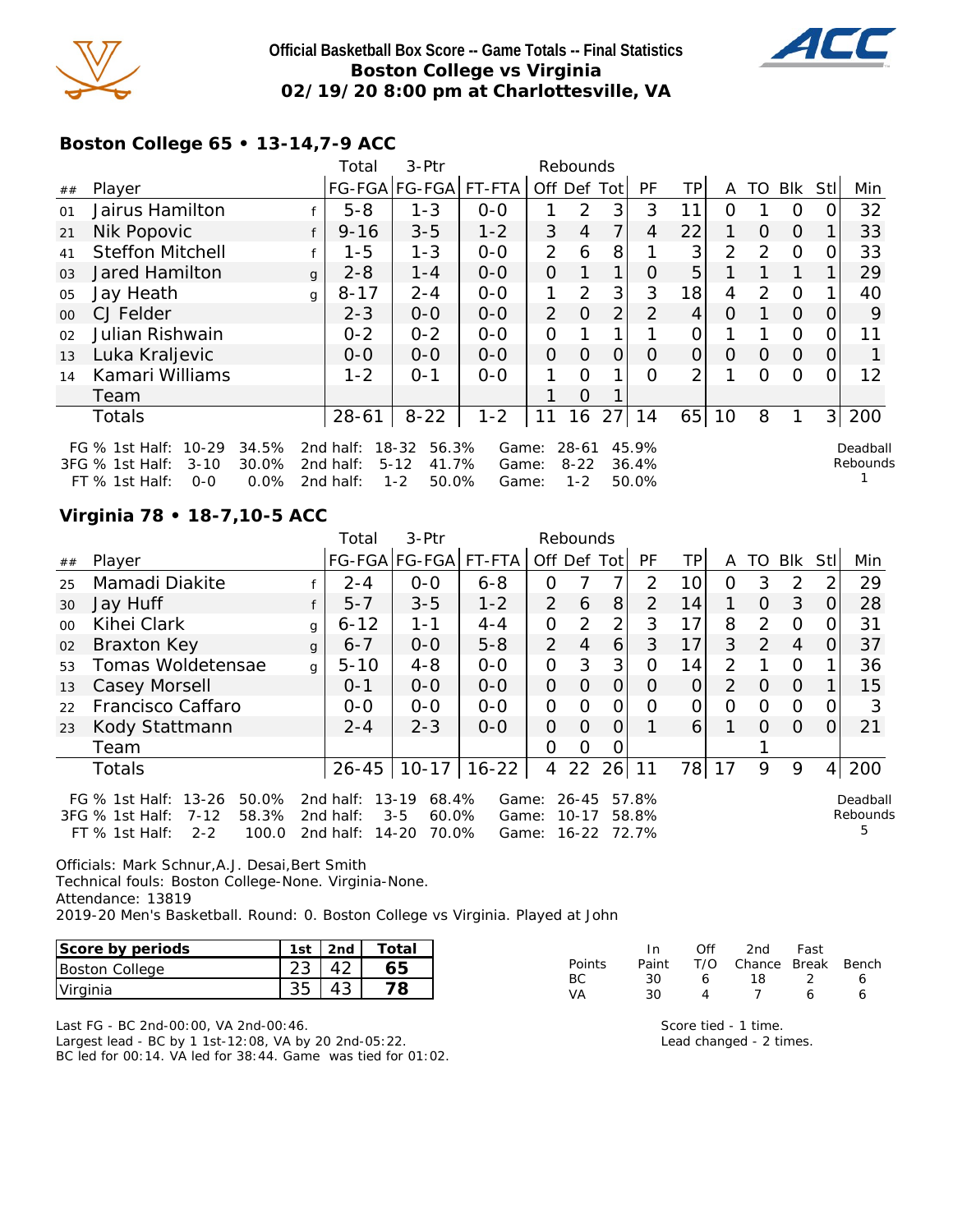**Official Basketball Box Score -- Game Totals -- Final Statistics**
**Boston College vs Virginia**
**02/19/20 8:00 pm at Charlottesville, VA**

## Boston College 65 • 13-14,7-9 ACC

| ## | Player | | Total FG-FGA | 3-Ptr FG-FGA | FT-FTA | Rebounds Off | Def | Tot | PF | TP | A | TO | Blk | Stl | Min |
|---|---|---|---|---|---|---|---|---|---|---|---|---|---|---|---|
| 01 | Jairus Hamilton | f | 5-8 | 1-3 | 0-0 | 1 | 2 | 3 | 3 | 11 | 0 | 1 | 0 | 0 | 32 |
| 21 | Nik Popovic | f | 9-16 | 3-5 | 1-2 | 3 | 4 | 7 | 4 | 22 | 1 | 0 | 0 | 1 | 33 |
| 41 | Steffon Mitchell | f | 1-5 | 1-3 | 0-0 | 2 | 6 | 8 | 1 | 3 | 2 | 2 | 0 | 0 | 33 |
| 03 | Jared Hamilton | g | 2-8 | 1-4 | 0-0 | 0 | 1 | 1 | 0 | 5 | 1 | 1 | 1 | 1 | 29 |
| 05 | Jay Heath | g | 8-17 | 2-4 | 0-0 | 1 | 2 | 3 | 3 | 18 | 4 | 2 | 0 | 1 | 40 |
| 00 | CJ Felder | | 2-3 | 0-0 | 0-0 | 2 | 0 | 2 | 2 | 4 | 0 | 1 | 0 | 0 | 9 |
| 02 | Julian Rishwain | | 0-2 | 0-2 | 0-0 | 0 | 1 | 1 | 1 | 0 | 1 | 1 | 0 | 0 | 11 |
| 13 | Luka Kraljevic | | 0-0 | 0-0 | 0-0 | 0 | 0 | 0 | 0 | 0 | 0 | 0 | 0 | 0 | 1 |
| 14 | Kamari Williams | | 1-2 | 0-1 | 0-0 | 1 | 0 | 1 | 0 | 2 | 1 | 0 | 0 | 0 | 12 |
| | Team | | | | | 1 | 0 | 1 | | | | | | | |
| | Totals | | 28-61 | 8-22 | 1-2 | 11 | 16 | 27 | 14 | 65 | 10 | 8 | 1 | 3 | 200 |

FG % 1st Half: 10-29 34.5% 2nd half: 18-32 56.3% Game: 28-61 45.9%
3FG % 1st Half: 3-10 30.0% 2nd half: 5-12 41.7% Game: 8-22 36.4%
FT % 1st Half: 0-0 0.0% 2nd half: 1-2 50.0% Game: 1-2 50.0%

Deadball Rebounds 1

## Virginia 78 • 18-7,10-5 ACC

| ## | Player | | Total FG-FGA | 3-Ptr FG-FGA | FT-FTA | Rebounds Off | Def | Tot | PF | TP | A | TO | Blk | Stl | Min |
|---|---|---|---|---|---|---|---|---|---|---|---|---|---|---|---|
| 25 | Mamadi Diakite | f | 2-4 | 0-0 | 6-8 | 0 | 7 | 7 | 2 | 10 | 0 | 3 | 2 | 2 | 29 |
| 30 | Jay Huff | f | 5-7 | 3-5 | 1-2 | 2 | 6 | 8 | 2 | 14 | 1 | 0 | 3 | 0 | 28 |
| 00 | Kihei Clark | g | 6-12 | 1-1 | 4-4 | 0 | 2 | 2 | 3 | 17 | 8 | 2 | 0 | 0 | 31 |
| 02 | Braxton Key | g | 6-7 | 0-0 | 5-8 | 2 | 4 | 6 | 3 | 17 | 3 | 2 | 4 | 0 | 37 |
| 53 | Tomas Woldetensae | g | 5-10 | 4-8 | 0-0 | 0 | 3 | 3 | 0 | 14 | 2 | 1 | 0 | 1 | 36 |
| 13 | Casey Morsell | | 0-1 | 0-0 | 0-0 | 0 | 0 | 0 | 0 | 0 | 2 | 0 | 0 | 1 | 15 |
| 22 | Francisco Caffaro | | 0-0 | 0-0 | 0-0 | 0 | 0 | 0 | 0 | 0 | 0 | 0 | 0 | 0 | 3 |
| 23 | Kody Stattmann | | 2-4 | 2-3 | 0-0 | 0 | 0 | 0 | 1 | 6 | 1 | 0 | 0 | 0 | 21 |
| | Team | | | | | 0 | 0 | 0 | | | | 1 | | | |
| | Totals | | 26-45 | 10-17 | 16-22 | 4 | 22 | 26 | 11 | 78 | 17 | 9 | 9 | 4 | 200 |

FG % 1st Half: 13-26 50.0% 2nd half: 13-19 68.4% Game: 26-45 57.8%
3FG % 1st Half: 7-12 58.3% 2nd half: 3-5 60.0% Game: 10-17 58.8%
FT % 1st Half: 2-2 100.0 2nd half: 14-20 70.0% Game: 16-22 72.7%

Deadball Rebounds 5

Officials: Mark Schnur,A.J. Desai,Bert Smith
Technical fouls: Boston College-None. Virginia-None.
Attendance: 13819
2019-20 Men's Basketball. Round: 0. Boston College vs Virginia. Played at John

| Score by periods | 1st | 2nd | Total |
|---|---|---|---|
| Boston College | 23 | 42 | **65** |
| Virginia | 35 | 43 | **78** |

| Points | In Paint | Off T/O | 2nd Chance | Fast Break | Bench |
|---|---|---|---|---|---|
| BC | 30 | 6 | 18 | 2 | 6 |
| VA | 30 | 4 | 7 | 6 | 6 |

Last FG - BC 2nd-00:00, VA 2nd-00:46.
Largest lead - BC by 1 1st-12:08, VA by 20 2nd-05:22.
BC led for 00:14. VA led for 38:44. Game was tied for 01:02.

Score tied - 1 time.
Lead changed - 2 times.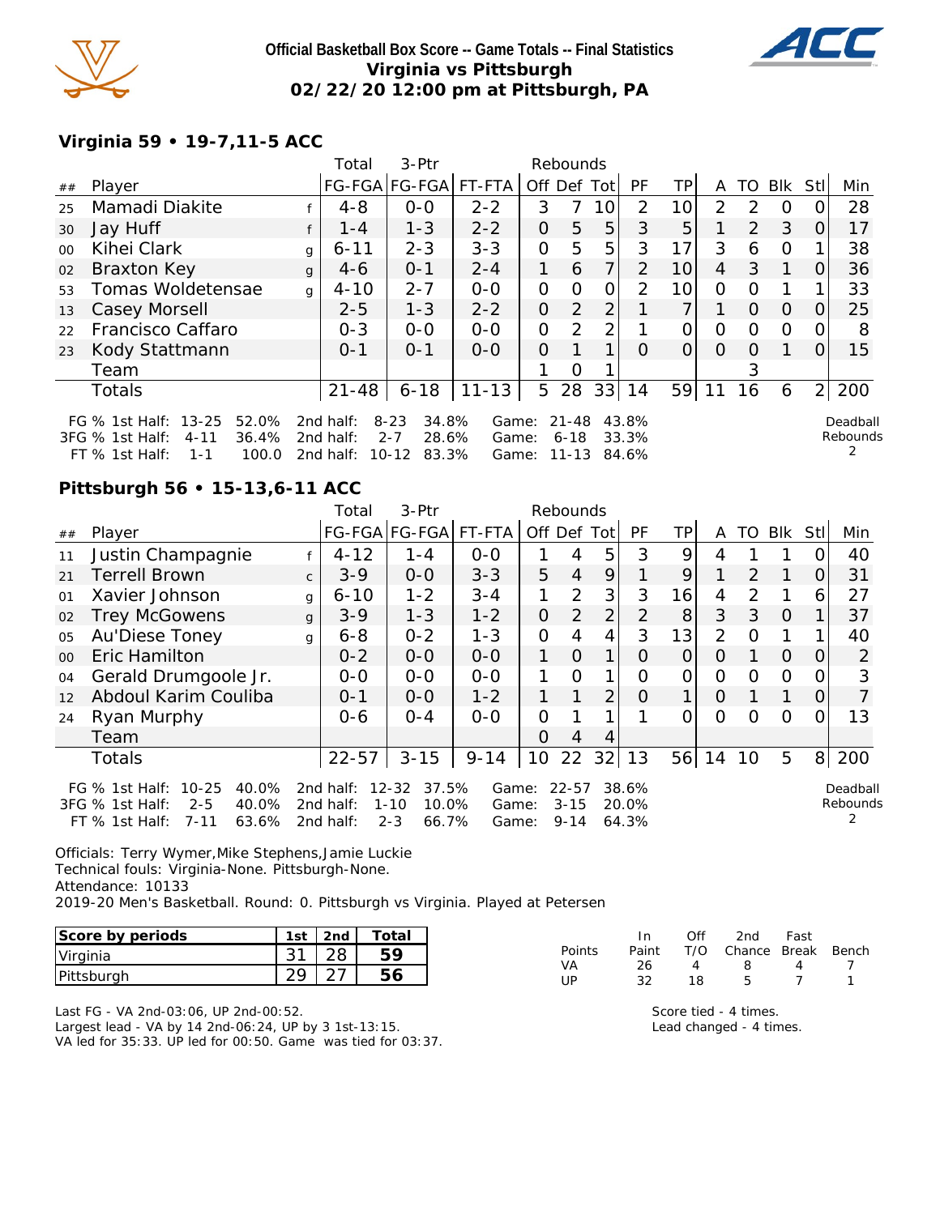# Official Basketball Box Score -- Game Totals -- Final Statistics
## Virginia vs Pittsburgh
## 02/22/20 12:00 pm at Pittsburgh, PA

### Virginia 59 • 19-7,11-5 ACC

| ## | Player | | Total FG-FGA | 3-Ptr FG-FGA | FT-FTA | Off | Def | Tot | PF | TP | A | TO | Blk | Stl | Min |
|---|---|---|---|---|---|---|---|---|---|---|---|---|---|---|---|
| 25 | Mamadi Diakite | f | 4-8 | 0-0 | 2-2 | 3 | 7 | 10 | 2 | 10 | 2 | 2 | 0 | 0 | 28 |
| 30 | Jay Huff | f | 1-4 | 1-3 | 2-2 | 0 | 5 | 5 | 3 | 5 | 1 | 2 | 3 | 0 | 17 |
| 00 | Kihei Clark | g | 6-11 | 2-3 | 3-3 | 0 | 5 | 5 | 3 | 17 | 3 | 6 | 0 | 1 | 38 |
| 02 | Braxton Key | g | 4-6 | 0-1 | 2-4 | 1 | 6 | 7 | 2 | 10 | 4 | 3 | 1 | 0 | 36 |
| 53 | Tomas Woldetensae | g | 4-10 | 2-7 | 0-0 | 0 | 0 | 0 | 2 | 10 | 0 | 0 | 1 | 1 | 33 |
| 13 | Casey Morsell | | 2-5 | 1-3 | 2-2 | 0 | 2 | 2 | 1 | 7 | 1 | 0 | 0 | 0 | 25 |
| 22 | Francisco Caffaro | | 0-3 | 0-0 | 0-0 | 0 | 2 | 2 | 1 | 0 | 0 | 0 | 0 | 0 | 8 |
| 23 | Kody Stattmann | | 0-1 | 0-1 | 0-0 | 0 | 1 | 1 | 0 | 0 | 0 | 0 | 1 | 0 | 15 |
| | Team | | | | | 1 | 0 | 1 | | | | 3 | | | |
| | Totals | | 21-48 | 6-18 | 11-13 | 5 | 28 | 33 | 14 | 59 | 11 | 16 | 6 | 2 | 200 |

FG % 1st Half: 13-25 52.0% | 2nd half: 8-23 34.8% | Game: 21-48 43.8%
3FG % 1st Half: 4-11 36.4% | 2nd half: 2-7 28.6% | Game: 6-18 33.3%
FT % 1st Half: 1-1 100.0 | 2nd half: 10-12 83.3% | Game: 11-13 84.6%

Deadball Rebounds 2

### Pittsburgh 56 • 15-13,6-11 ACC

| ## | Player | | Total FG-FGA | 3-Ptr FG-FGA | FT-FTA | Off | Def | Tot | PF | TP | A | TO | Blk | Stl | Min |
|---|---|---|---|---|---|---|---|---|---|---|---|---|---|---|---|
| 11 | Justin Champagnie | f | 4-12 | 1-4 | 0-0 | 1 | 4 | 5 | 3 | 9 | 4 | 1 | 1 | 0 | 40 |
| 21 | Terrell Brown | c | 3-9 | 0-0 | 3-3 | 5 | 4 | 9 | 1 | 9 | 1 | 2 | 1 | 0 | 31 |
| 01 | Xavier Johnson | g | 6-10 | 1-2 | 3-4 | 1 | 2 | 3 | 3 | 16 | 4 | 2 | 1 | 6 | 27 |
| 02 | Trey McGowens | g | 3-9 | 1-3 | 1-2 | 0 | 2 | 2 | 2 | 8 | 3 | 3 | 0 | 1 | 37 |
| 05 | Au'Diese Toney | g | 6-8 | 0-2 | 1-3 | 0 | 4 | 4 | 3 | 13 | 2 | 0 | 1 | 1 | 40 |
| 00 | Eric Hamilton | | 0-2 | 0-0 | 0-0 | 1 | 0 | 1 | 0 | 0 | 0 | 1 | 0 | 0 | 2 |
| 04 | Gerald Drumgoole Jr. | | 0-0 | 0-0 | 0-0 | 1 | 0 | 1 | 0 | 0 | 0 | 0 | 0 | 0 | 3 |
| 12 | Abdoul Karim Couliba | | 0-1 | 0-0 | 1-2 | 1 | 1 | 2 | 0 | 1 | 0 | 1 | 1 | 0 | 7 |
| 24 | Ryan Murphy | | 0-6 | 0-4 | 0-0 | 0 | 1 | 1 | 1 | 0 | 0 | 0 | 0 | 0 | 13 |
| | Team | | | | | 0 | 4 | 4 | | | | | | | |
| | Totals | | 22-57 | 3-15 | 9-14 | 10 | 22 | 32 | 13 | 56 | 14 | 10 | 5 | 8 | 200 |

FG % 1st Half: 10-25 40.0% | 2nd half: 12-32 37.5% | Game: 22-57 38.6%
3FG % 1st Half: 2-5 40.0% | 2nd half: 1-10 10.0% | Game: 3-15 20.0%
FT % 1st Half: 7-11 63.6% | 2nd half: 2-3 66.7% | Game: 9-14 64.3%

Deadball Rebounds 2

Officials: Terry Wymer,Mike Stephens,Jamie Luckie
Technical fouls: Virginia-None. Pittsburgh-None.
Attendance: 10133
2019-20 Men's Basketball. Round: 0. Pittsburgh vs Virginia. Played at Petersen

| Score by periods | 1st | 2nd | Total |
|---|---|---|---|
| Virginia | 31 | 28 | 59 |
| Pittsburgh | 29 | 27 | 56 |

| Points | In Paint | Off T/O | 2nd Chance | Fast Break | Bench |
|---|---|---|---|---|---|
| VA | 26 | 4 | 8 | 4 | 7 |
| UP | 32 | 18 | 5 | 7 | 1 |

Last FG - VA 2nd-03:06, UP 2nd-00:52.
Largest lead - VA by 14 2nd-06:24, UP by 3 1st-13:15.
VA led for 35:33. UP led for 00:50. Game was tied for 03:37.

Score tied - 4 times.
Lead changed - 4 times.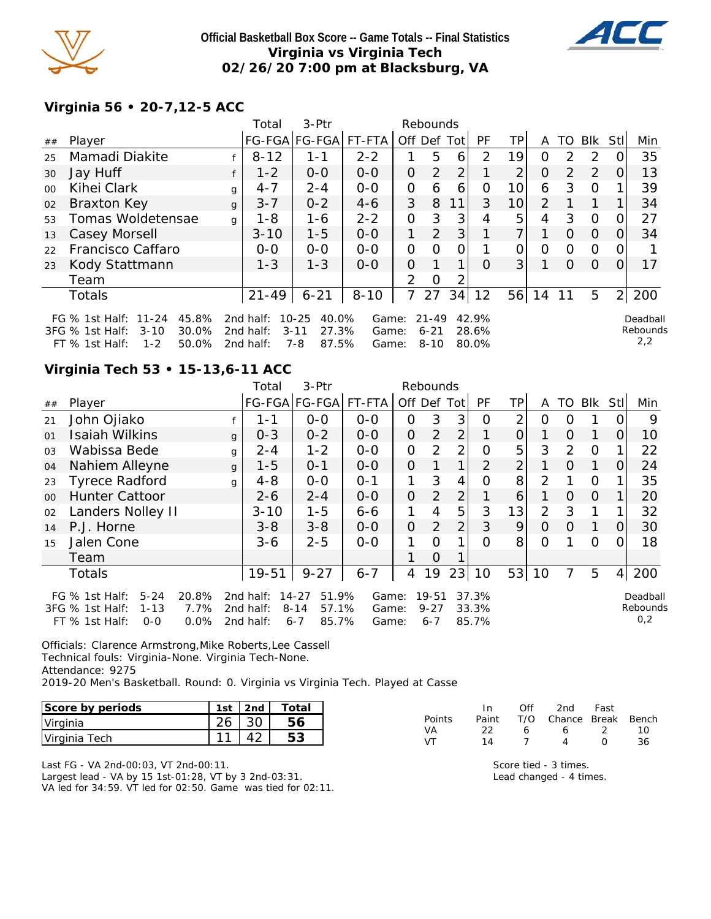**Official Basketball Box Score -- Game Totals -- Final Statistics**
**Virginia vs Virginia Tech**
**02/26/20 7:00 pm at Blacksburg, VA**

### Virginia 56 • 20-7,12-5 ACC

| ## | Player | | Total FG-FGA | 3-Ptr FG-FGA | FT-FTA | Off | Def | Tot | PF | TP | A | TO | Blk | Stl | Min |
|---|---|---|---|---|---|---|---|---|---|---|---|---|---|---|---|
| 25 | Mamadi Diakite | f | 8-12 | 1-1 | 2-2 | 1 | 5 | 6 | 2 | 19 | 0 | 2 | 2 | 0 | 35 |
| 30 | Jay Huff | f | 1-2 | 0-0 | 0-0 | 0 | 2 | 2 | 1 | 2 | 0 | 2 | 2 | 0 | 13 |
| 00 | Kihei Clark | g | 4-7 | 2-4 | 0-0 | 0 | 6 | 6 | 0 | 10 | 6 | 3 | 0 | 1 | 39 |
| 02 | Braxton Key | g | 3-7 | 0-2 | 4-6 | 3 | 8 | 11 | 3 | 10 | 2 | 1 | 1 | 1 | 34 |
| 53 | Tomas Woldetensae | g | 1-8 | 1-6 | 2-2 | 0 | 3 | 3 | 4 | 5 | 4 | 3 | 0 | 0 | 27 |
| 13 | Casey Morsell | | 3-10 | 1-5 | 0-0 | 1 | 2 | 3 | 1 | 7 | 1 | 0 | 0 | 0 | 34 |
| 22 | Francisco Caffaro | | 0-0 | 0-0 | 0-0 | 0 | 0 | 0 | 1 | 0 | 0 | 0 | 0 | 0 | 1 |
| 23 | Kody Stattmann | | 1-3 | 1-3 | 0-0 | 0 | 1 | 1 | 0 | 3 | 1 | 0 | 0 | 0 | 17 |
| | Team | | | | | 2 | 0 | 2 | | | | | | | |
| | Totals | | 21-49 | 6-21 | 8-10 | 7 | 27 | 34 | 12 | 56 | 14 | 11 | 5 | 2 | 200 |

FG % 1st Half: 11-24 45.8% 2nd half: 10-25 40.0% Game: 21-49 42.9%
3FG % 1st Half: 3-10 30.0% 2nd half: 3-11 27.3% Game: 6-21 28.6%
FT % 1st Half: 1-2 50.0% 2nd half: 7-8 87.5% Game: 8-10 80.0%

Deadball Rebounds 2,2

### Virginia Tech 53 • 15-13,6-11 ACC

| ## | Player | | Total FG-FGA | 3-Ptr FG-FGA | FT-FTA | Off | Def | Tot | PF | TP | A | TO | Blk | Stl | Min |
|---|---|---|---|---|---|---|---|---|---|---|---|---|---|---|---|
| 21 | John Ojiako | f | 1-1 | 0-0 | 0-0 | 0 | 3 | 3 | 0 | 2 | 0 | 0 | 1 | 0 | 9 |
| 01 | Isaiah Wilkins | g | 0-3 | 0-2 | 0-0 | 0 | 2 | 2 | 1 | 0 | 1 | 0 | 1 | 0 | 10 |
| 03 | Wabissa Bede | g | 2-4 | 1-2 | 0-0 | 0 | 2 | 2 | 0 | 5 | 3 | 2 | 0 | 1 | 22 |
| 04 | Nahiem Alleyne | g | 1-5 | 0-1 | 0-0 | 0 | 1 | 1 | 2 | 2 | 1 | 0 | 1 | 0 | 24 |
| 23 | Tyrece Radford | g | 4-8 | 0-0 | 0-1 | 1 | 3 | 4 | 0 | 8 | 2 | 1 | 0 | 1 | 35 |
| 00 | Hunter Cattoor | | 2-6 | 2-4 | 0-0 | 0 | 2 | 2 | 1 | 6 | 1 | 0 | 0 | 1 | 20 |
| 02 | Landers Nolley II | | 3-10 | 1-5 | 6-6 | 1 | 4 | 5 | 3 | 13 | 2 | 3 | 1 | 1 | 32 |
| 14 | P.J. Horne | | 3-8 | 3-8 | 0-0 | 0 | 2 | 2 | 3 | 9 | 0 | 0 | 1 | 0 | 30 |
| 15 | Jalen Cone | | 3-6 | 2-5 | 0-0 | 1 | 0 | 1 | 0 | 8 | 0 | 1 | 0 | 0 | 18 |
| | Team | | | | | 1 | 0 | 1 | | | | | | | |
| | Totals | | 19-51 | 9-27 | 6-7 | 4 | 19 | 23 | 10 | 53 | 10 | 7 | 5 | 4 | 200 |

FG % 1st Half: 5-24 20.8% 2nd half: 14-27 51.9% Game: 19-51 37.3%
3FG % 1st Half: 1-13 7.7% 2nd half: 8-14 57.1% Game: 9-27 33.3%
FT % 1st Half: 0-0 0.0% 2nd half: 6-7 85.7% Game: 6-7 85.7%

Deadball Rebounds 0,2

Officials: Clarence Armstrong,Mike Roberts,Lee Cassell
Technical fouls: Virginia-None. Virginia Tech-None.
Attendance: 9275
2019-20 Men's Basketball. Round: 0. Virginia vs Virginia Tech. Played at Casse

| Score by periods | 1st | 2nd | Total |
|---|---|---|---|
| Virginia | 26 | 30 | 56 |
| Virginia Tech | 11 | 42 | 53 |

| Points | In Paint | Off T/O | 2nd Chance | Fast Break | Bench |
|---|---|---|---|---|---|
| VA | 22 | 6 | 6 | 2 | 10 |
| VT | 14 | 7 | 4 | 0 | 36 |

Last FG - VA 2nd-00:03, VT 2nd-00:11.
Largest lead - VA by 15 1st-01:28, VT by 3 2nd-03:31.
VA led for 34:59. VT led for 02:50. Game was tied for 02:11.

Score tied - 3 times.
Lead changed - 4 times.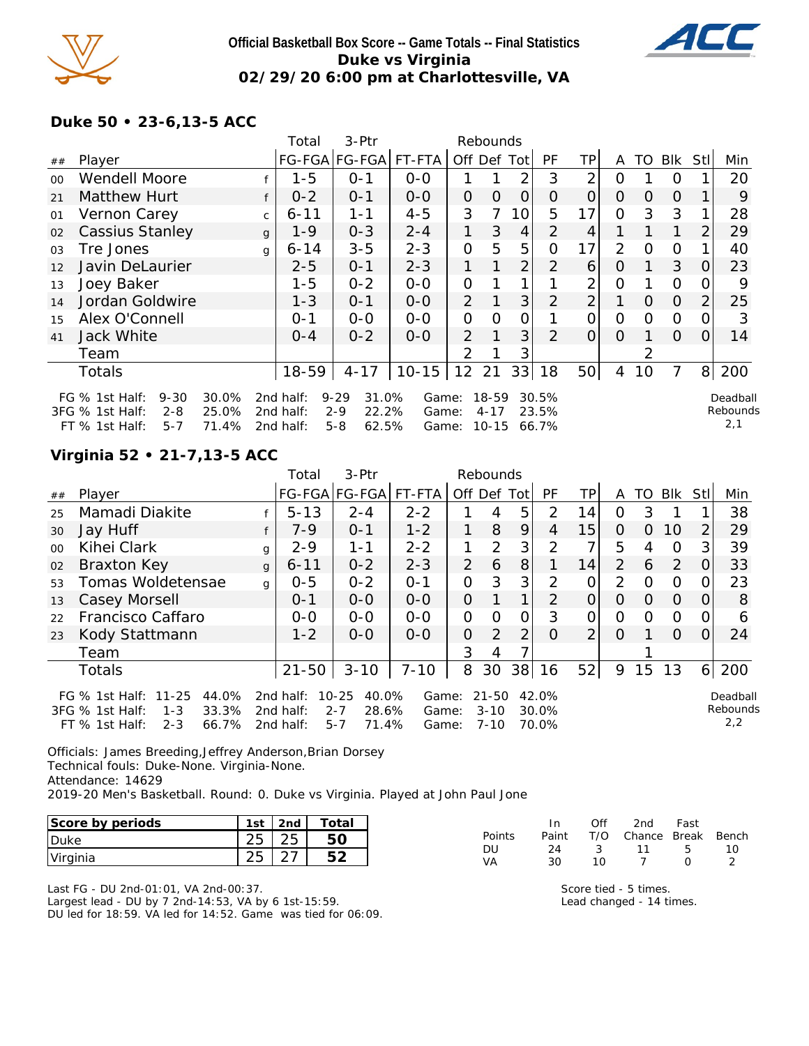**Official Basketball Box Score -- Game Totals -- Final Statistics**
**Duke vs Virginia**
**02/29/20 6:00 pm at Charlottesville, VA**

### Duke 50 • 23-6,13-5 ACC

| ## | Player | | Total FG-FGA | 3-Ptr FG-FGA | FT-FTA | Rebounds Off | Def | Tot | PF | TP | A | TO | Blk | Stl | Min |
|---|---|---|---|---|---|---|---|---|---|---|---|---|---|---|---|
| 00 | Wendell Moore | f | 1-5 | 0-1 | 0-0 | 1 | 1 | 2 | 3 | 2 | 0 | 1 | 0 | 1 | 20 |
| 21 | Matthew Hurt | f | 0-2 | 0-1 | 0-0 | 0 | 0 | 0 | 0 | 0 | 0 | 0 | 0 | 1 | 9 |
| 01 | Vernon Carey | c | 6-11 | 1-1 | 4-5 | 3 | 7 | 10 | 5 | 17 | 0 | 3 | 3 | 1 | 28 |
| 02 | Cassius Stanley | g | 1-9 | 0-3 | 2-4 | 1 | 3 | 4 | 2 | 4 | 1 | 1 | 1 | 2 | 29 |
| 03 | Tre Jones | g | 6-14 | 3-5 | 2-3 | 0 | 5 | 5 | 0 | 17 | 2 | 0 | 0 | 1 | 40 |
| 12 | Javin DeLaurier | | 2-5 | 0-1 | 2-3 | 1 | 1 | 2 | 2 | 6 | 0 | 1 | 3 | 0 | 23 |
| 13 | Joey Baker | | 1-5 | 0-2 | 0-0 | 0 | 1 | 1 | 1 | 2 | 0 | 1 | 0 | 0 | 9 |
| 14 | Jordan Goldwire | | 1-3 | 0-1 | 0-0 | 2 | 1 | 3 | 2 | 2 | 1 | 0 | 0 | 2 | 25 |
| 15 | Alex O'Connell | | 0-1 | 0-0 | 0-0 | 0 | 0 | 0 | 1 | 0 | 0 | 0 | 0 | 0 | 3 |
| 41 | Jack White | | 0-4 | 0-2 | 0-0 | 2 | 1 | 3 | 2 | 0 | 0 | 1 | 0 | 0 | 14 |
| | Team | | | | | 2 | 1 | 3 | | | | 2 | | | |
| | Totals | | 18-59 | 4-17 | 10-15 | 12 | 21 | 33 | 18 | 50 | 4 | 10 | 7 | 8 | 200 |

FG % 1st Half: 9-30 30.0% 2nd half: 9-29 31.0% Game: 18-59 30.5%
3FG % 1st Half: 2-8 25.0% 2nd half: 2-9 22.2% Game: 4-17 23.5%
FT % 1st Half: 5-7 71.4% 2nd half: 5-8 62.5% Game: 10-15 66.7%

Deadball Rebounds 2,1

### Virginia 52 • 21-7,13-5 ACC

| ## | Player | | Total FG-FGA | 3-Ptr FG-FGA | FT-FTA | Rebounds Off | Def | Tot | PF | TP | A | TO | Blk | Stl | Min |
|---|---|---|---|---|---|---|---|---|---|---|---|---|---|---|---|
| 25 | Mamadi Diakite | f | 5-13 | 2-4 | 2-2 | 1 | 4 | 5 | 2 | 14 | 0 | 3 | 1 | 1 | 38 |
| 30 | Jay Huff | f | 7-9 | 0-1 | 1-2 | 1 | 8 | 9 | 4 | 15 | 0 | 0 | 10 | 2 | 29 |
| 00 | Kihei Clark | g | 2-9 | 1-1 | 2-2 | 1 | 2 | 3 | 2 | 7 | 5 | 4 | 0 | 3 | 39 |
| 02 | Braxton Key | g | 6-11 | 0-2 | 2-3 | 2 | 6 | 8 | 1 | 14 | 2 | 6 | 2 | 0 | 33 |
| 53 | Tomas Woldetensae | g | 0-5 | 0-2 | 0-1 | 0 | 3 | 3 | 2 | 0 | 2 | 0 | 0 | 0 | 23 |
| 13 | Casey Morsell | | 0-1 | 0-0 | 0-0 | 0 | 1 | 1 | 2 | 0 | 0 | 0 | 0 | 0 | 8 |
| 22 | Francisco Caffaro | | 0-0 | 0-0 | 0-0 | 0 | 0 | 0 | 3 | 0 | 0 | 0 | 0 | 0 | 6 |
| 23 | Kody Stattmann | | 1-2 | 0-0 | 0-0 | 0 | 2 | 2 | 0 | 2 | 0 | 1 | 0 | 0 | 24 |
| | Team | | | | | 3 | 4 | 7 | | | | 1 | | | |
| | Totals | | 21-50 | 3-10 | 7-10 | 8 | 30 | 38 | 16 | 52 | 9 | 15 | 13 | 6 | 200 |

FG % 1st Half: 11-25 44.0% 2nd half: 10-25 40.0% Game: 21-50 42.0%
3FG % 1st Half: 1-3 33.3% 2nd half: 2-7 28.6% Game: 3-10 30.0%
FT % 1st Half: 2-3 66.7% 2nd half: 5-7 71.4% Game: 7-10 70.0%

Deadball Rebounds 2,2

Officials: James Breeding,Jeffrey Anderson,Brian Dorsey
Technical fouls: Duke-None. Virginia-None.
Attendance: 14629
2019-20 Men's Basketball. Round: 0. Duke vs Virginia. Played at John Paul Jone

| Score by periods | 1st | 2nd | Total |
|---|---|---|---|
| Duke | 25 | 25 | 50 |
| Virginia | 25 | 27 | 52 |

| Points | In Paint | Off T/O | 2nd Chance | Fast Break | Bench |
|---|---|---|---|---|---|
| DU | 24 | 3 | 11 | 5 | 10 |
| VA | 30 | 10 | 7 | 0 | 2 |

Last FG - DU 2nd-01:01, VA 2nd-00:37.
Largest lead - DU by 7 2nd-14:53, VA by 6 1st-15:59.
DU led for 18:59. VA led for 14:52. Game was tied for 06:09.

Score tied - 5 times.
Lead changed - 14 times.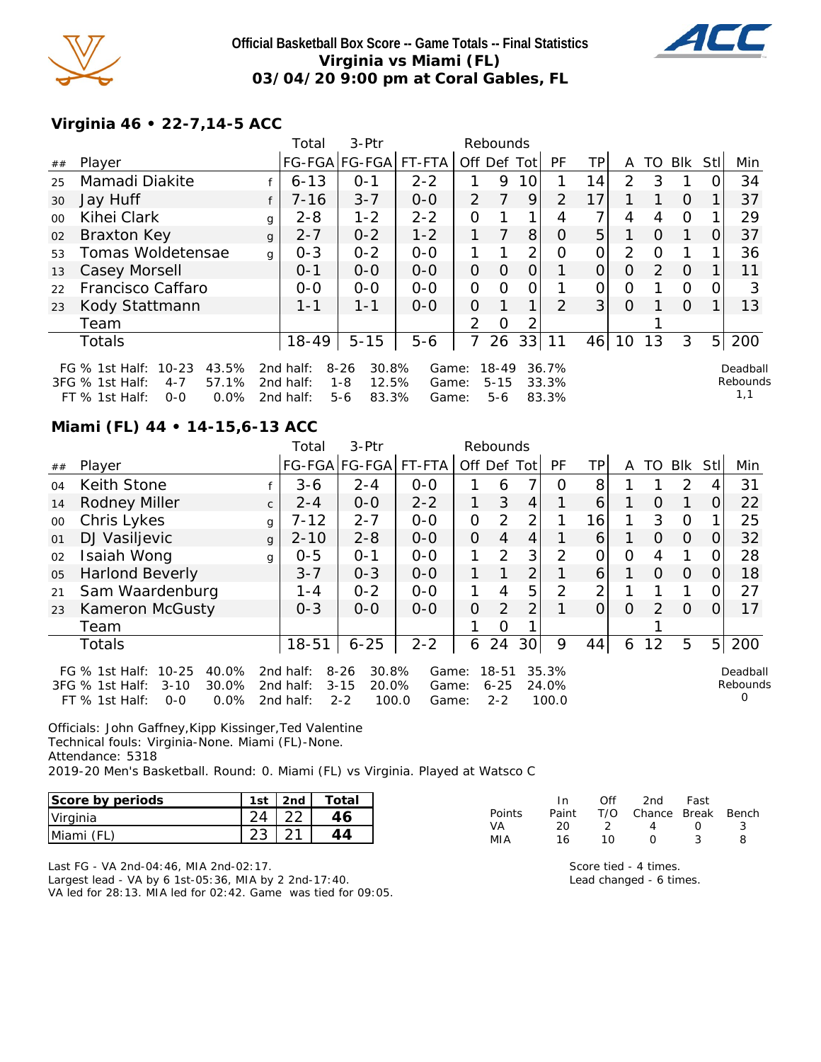**Official Basketball Box Score -- Game Totals -- Final Statistics**
**Virginia vs Miami (FL)**
**03/04/20 9:00 pm at Coral Gables, FL**

## Virginia 46 • 22-7,14-5 ACC

| ## | Player | | Total FG-FGA | 3-Ptr FG-FGA | FT-FTA | Off | Def | Tot | PF | TP | A | TO | Blk | Stl | Min |
|---|---|---|---|---|---|---|---|---|---|---|---|---|---|---|---|
| 25 | Mamadi Diakite | f | 6-13 | 0-1 | 2-2 | 1 | 9 | 10 | 1 | 14 | 2 | 3 | 1 | 0 | 34 |
| 30 | Jay Huff | f | 7-16 | 3-7 | 0-0 | 2 | 7 | 9 | 2 | 17 | 1 | 1 | 0 | 1 | 37 |
| 00 | Kihei Clark | g | 2-8 | 1-2 | 2-2 | 0 | 1 | 1 | 4 | 7 | 4 | 4 | 0 | 1 | 29 |
| 02 | Braxton Key | g | 2-7 | 0-2 | 1-2 | 1 | 7 | 8 | 0 | 5 | 1 | 0 | 1 | 0 | 37 |
| 53 | Tomas Woldetensae | g | 0-3 | 0-2 | 0-0 | 1 | 1 | 2 | 0 | 0 | 2 | 0 | 1 | 1 | 36 |
| 13 | Casey Morsell | | 0-1 | 0-0 | 0-0 | 0 | 0 | 0 | 1 | 0 | 0 | 2 | 0 | 1 | 11 |
| 22 | Francisco Caffaro | | 0-0 | 0-0 | 0-0 | 0 | 0 | 0 | 1 | 0 | 0 | 1 | 0 | 0 | 3 |
| 23 | Kody Stattmann | | 1-1 | 1-1 | 0-0 | 0 | 1 | 1 | 2 | 3 | 0 | 1 | 0 | 1 | 13 |
| | Team | | | | | 2 | 0 | 2 | | | | 1 | | | |
| | Totals | | 18-49 | 5-15 | 5-6 | 7 | 26 | 33 | 11 | 46 | 10 | 13 | 3 | 5 | 200 |

FG % 1st Half: 10-23 43.5% 2nd half: 8-26 30.8% Game: 18-49 36.7%
3FG % 1st Half: 4-7 57.1% 2nd half: 1-8 12.5% Game: 5-15 33.3%
FT % 1st Half: 0-0 0.0% 2nd half: 5-6 83.3% Game: 5-6 83.3%

Deadball Rebounds 1,1

## Miami (FL) 44 • 14-15,6-13 ACC

| ## | Player | | Total FG-FGA | 3-Ptr FG-FGA | FT-FTA | Off | Def | Tot | PF | TP | A | TO | Blk | Stl | Min |
|---|---|---|---|---|---|---|---|---|---|---|---|---|---|---|---|
| 04 | Keith Stone | f | 3-6 | 2-4 | 0-0 | 1 | 6 | 7 | 0 | 8 | 1 | 1 | 2 | 4 | 31 |
| 14 | Rodney Miller | c | 2-4 | 0-0 | 2-2 | 1 | 3 | 4 | 1 | 6 | 1 | 0 | 1 | 0 | 22 |
| 00 | Chris Lykes | g | 7-12 | 2-7 | 0-0 | 0 | 2 | 2 | 1 | 16 | 1 | 3 | 0 | 1 | 25 |
| 01 | DJ Vasiljevic | g | 2-10 | 2-8 | 0-0 | 0 | 4 | 4 | 1 | 6 | 1 | 0 | 0 | 0 | 32 |
| 02 | Isaiah Wong | g | 0-5 | 0-1 | 0-0 | 1 | 2 | 3 | 2 | 0 | 0 | 4 | 1 | 0 | 28 |
| 05 | Harlond Beverly | | 3-7 | 0-3 | 0-0 | 1 | 1 | 2 | 1 | 6 | 1 | 0 | 0 | 0 | 18 |
| 21 | Sam Waardenburg | | 1-4 | 0-2 | 0-0 | 1 | 4 | 5 | 2 | 2 | 1 | 1 | 1 | 0 | 27 |
| 23 | Kameron McGusty | | 0-3 | 0-0 | 0-0 | 0 | 2 | 2 | 1 | 0 | 0 | 2 | 0 | 0 | 17 |
| | Team | | | | | 1 | 0 | 1 | | | | 1 | | | |
| | Totals | | 18-51 | 6-25 | 2-2 | 6 | 24 | 30 | 9 | 44 | 6 | 12 | 5 | 5 | 200 |

FG % 1st Half: 10-25 40.0% 2nd half: 8-26 30.8% Game: 18-51 35.3%
3FG % 1st Half: 3-10 30.0% 2nd half: 3-15 20.0% Game: 6-25 24.0%
FT % 1st Half: 0-0 0.0% 2nd half: 2-2 100.0 Game: 2-2 100.0

Deadball Rebounds 0

Officials: John Gaffney,Kipp Kissinger,Ted Valentine
Technical fouls: Virginia-None. Miami (FL)-None.
Attendance: 5318
2019-20 Men's Basketball. Round: 0. Miami (FL) vs Virginia. Played at Watsco C

| Score by periods | 1st | 2nd | Total |
|---|---|---|---|
| Virginia | 24 | 22 | 46 |
| Miami (FL) | 23 | 21 | 44 |

| Points | In Paint | Off T/O | 2nd Chance | Fast Break | Bench |
|---|---|---|---|---|---|
| VA | 20 | 2 | 4 | 0 | 3 |
| MIA | 16 | 10 | 0 | 3 | 8 |

Last FG - VA 2nd-04:46, MIA 2nd-02:17.
Largest lead - VA by 6 1st-05:36, MIA by 2 2nd-17:40.
VA led for 28:13. MIA led for 02:42. Game was tied for 09:05.

Score tied - 4 times.
Lead changed - 6 times.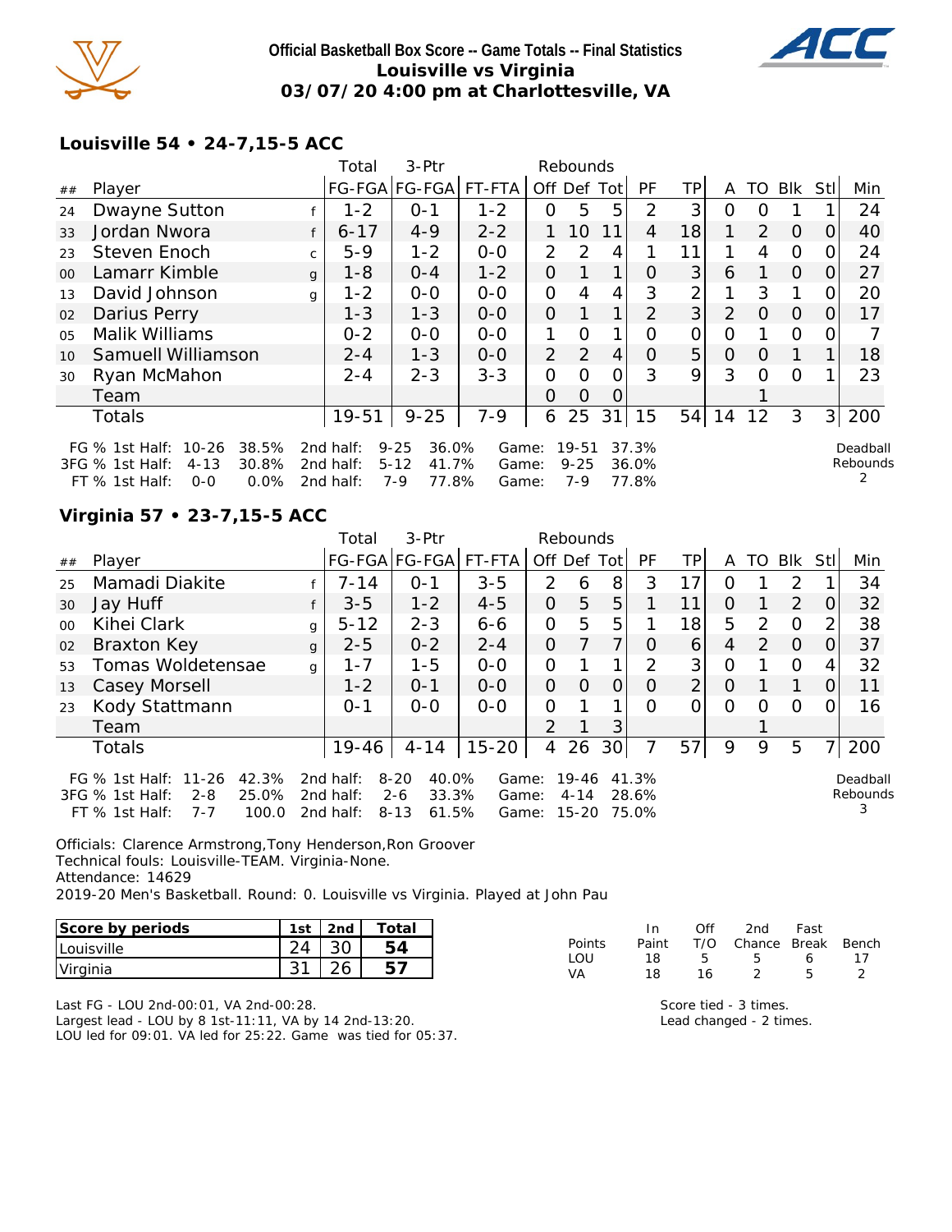**Official Basketball Box Score -- Game Totals -- Final Statistics**
**Louisville vs Virginia**
**03/07/20 4:00 pm at Charlottesville, VA**

## Louisville 54 • 24-7,15-5 ACC

| ## | Player | | Total FG-FGA | 3-Ptr FG-FGA | FT-FTA | Off | Def | Tot | PF | TP | A | TO | Blk | Stl | Min |
|---|---|---|---|---|---|---|---|---|---|---|---|---|---|---|---|
| 24 | Dwayne Sutton | f | 1-2 | 0-1 | 1-2 | 0 | 5 | 5 | 2 | 3 | 0 | 0 | 1 | 1 | 24 |
| 33 | Jordan Nwora | f | 6-17 | 4-9 | 2-2 | 1 | 10 | 11 | 4 | 18 | 1 | 2 | 0 | 0 | 40 |
| 23 | Steven Enoch | c | 5-9 | 1-2 | 0-0 | 2 | 2 | 4 | 1 | 11 | 1 | 4 | 0 | 0 | 24 |
| 00 | Lamarr Kimble | g | 1-8 | 0-4 | 1-2 | 0 | 1 | 1 | 0 | 3 | 6 | 1 | 0 | 0 | 27 |
| 13 | David Johnson | g | 1-2 | 0-0 | 0-0 | 0 | 4 | 4 | 3 | 2 | 1 | 3 | 1 | 0 | 20 |
| 02 | Darius Perry | | 1-3 | 1-3 | 0-0 | 0 | 1 | 1 | 2 | 3 | 2 | 0 | 0 | 0 | 17 |
| 05 | Malik Williams | | 0-2 | 0-0 | 0-0 | 1 | 0 | 1 | 0 | 0 | 0 | 1 | 0 | 0 | 7 |
| 10 | Samuell Williamson | | 2-4 | 1-3 | 0-0 | 2 | 2 | 4 | 0 | 5 | 0 | 0 | 1 | 1 | 18 |
| 30 | Ryan McMahon | | 2-4 | 2-3 | 3-3 | 0 | 0 | 0 | 3 | 9 | 3 | 0 | 0 | 1 | 23 |
| | Team | | | | | 0 | 0 | 0 | | | | 1 | | | |
| | Totals | | 19-51 | 9-25 | 7-9 | 6 | 25 | 31 | 15 | 54 | 14 | 12 | 3 | 3 | 200 |

FG % 1st Half: 10-26 38.5% 2nd half: 9-25 36.0% Game: 19-51 37.3%
3FG % 1st Half: 4-13 30.8% 2nd half: 5-12 41.7% Game: 9-25 36.0%
FT % 1st Half: 0-0 0.0% 2nd half: 7-9 77.8% Game: 7-9 77.8%

Deadball Rebounds 2

## Virginia 57 • 23-7,15-5 ACC

| ## | Player | | Total FG-FGA | 3-Ptr FG-FGA | FT-FTA | Off | Def | Tot | PF | TP | A | TO | Blk | Stl | Min |
|---|---|---|---|---|---|---|---|---|---|---|---|---|---|---|---|
| 25 | Mamadi Diakite | f | 7-14 | 0-1 | 3-5 | 2 | 6 | 8 | 3 | 17 | 0 | 1 | 2 | 1 | 34 |
| 30 | Jay Huff | f | 3-5 | 1-2 | 4-5 | 0 | 5 | 5 | 1 | 11 | 0 | 1 | 2 | 0 | 32 |
| 00 | Kihei Clark | g | 5-12 | 2-3 | 6-6 | 0 | 5 | 5 | 1 | 18 | 5 | 2 | 0 | 2 | 38 |
| 02 | Braxton Key | g | 2-5 | 0-2 | 2-4 | 0 | 7 | 7 | 0 | 6 | 4 | 2 | 0 | 0 | 37 |
| 53 | Tomas Woldetensae | g | 1-7 | 1-5 | 0-0 | 0 | 1 | 1 | 2 | 3 | 0 | 1 | 0 | 4 | 32 |
| 13 | Casey Morsell | | 1-2 | 0-1 | 0-0 | 0 | 0 | 0 | 0 | 2 | 0 | 1 | 1 | 0 | 11 |
| 23 | Kody Stattmann | | 0-1 | 0-0 | 0-0 | 0 | 1 | 1 | 0 | 0 | 0 | 0 | 0 | 0 | 16 |
| | Team | | | | | 2 | 1 | 3 | | | | 1 | | | |
| | Totals | | 19-46 | 4-14 | 15-20 | 4 | 26 | 30 | 7 | 57 | 9 | 9 | 5 | 7 | 200 |

FG % 1st Half: 11-26 42.3% 2nd half: 8-20 40.0% Game: 19-46 41.3%
3FG % 1st Half: 2-8 25.0% 2nd half: 2-6 33.3% Game: 4-14 28.6%
FT % 1st Half: 7-7 100.0 2nd half: 8-13 61.5% Game: 15-20 75.0%

Deadball Rebounds 3

Officials: Clarence Armstrong,Tony Henderson,Ron Groover
Technical fouls: Louisville-TEAM. Virginia-None.
Attendance: 14629
2019-20 Men's Basketball. Round: 0. Louisville vs Virginia. Played at John Pau

| Score by periods | 1st | 2nd | Total |
|---|---|---|---|
| Louisville | 24 | 30 | 54 |
| Virginia | 31 | 26 | 57 |

| Points | In Paint | Off T/O | 2nd Chance | Fast Break | Bench |
|---|---|---|---|---|---|
| LOU | 18 | 5 | 5 | 6 | 17 |
| VA | 18 | 16 | 2 | 5 | 2 |

Last FG - LOU 2nd-00:01, VA 2nd-00:28.
Largest lead - LOU by 8 1st-11:11, VA by 14 2nd-13:20.
LOU led for 09:01. VA led for 25:22. Game was tied for 05:37.

Score tied - 3 times.
Lead changed - 2 times.